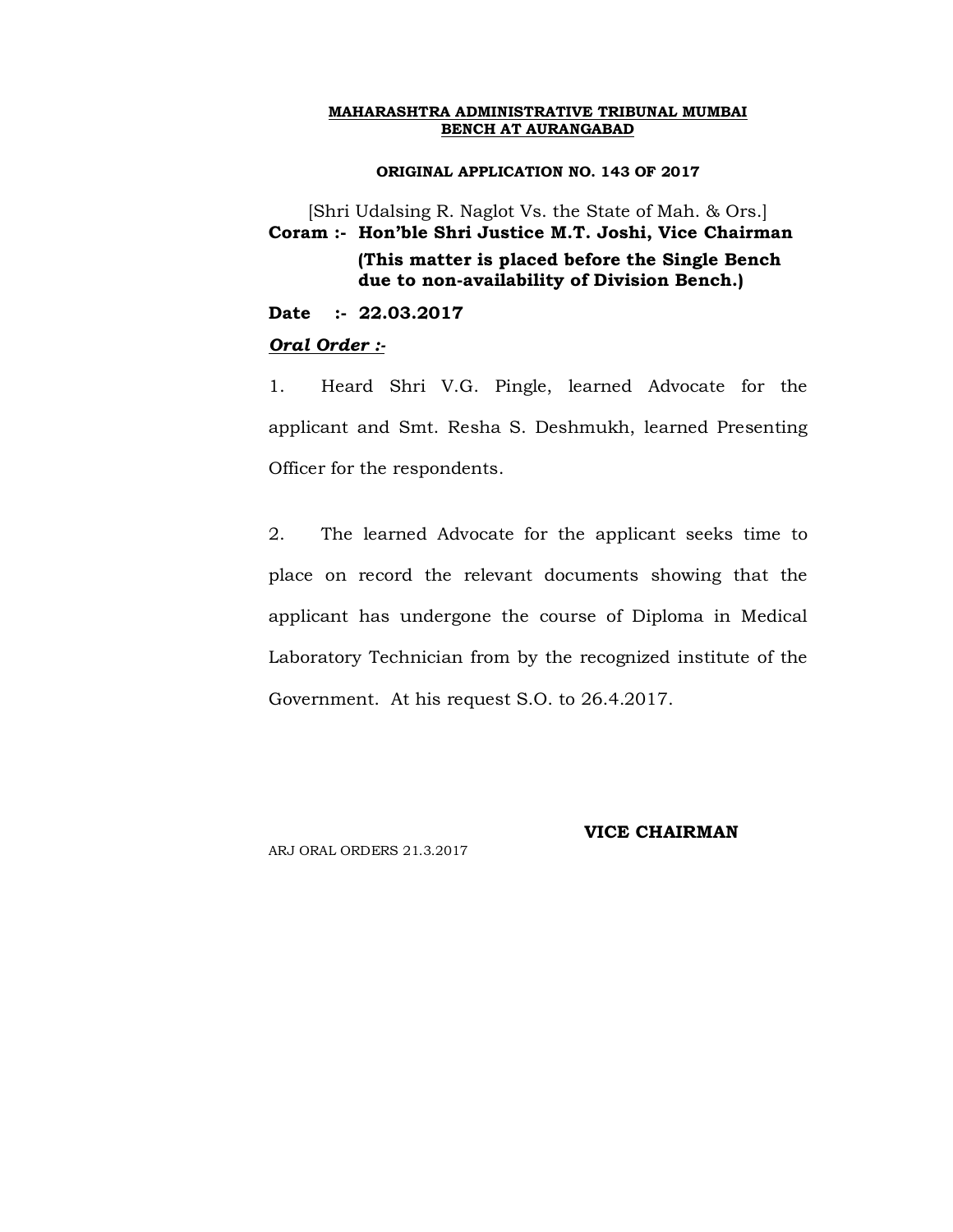**MAHARASHTRA ADMINISTRATIVE TRIBUNAL MUMBAI**
**BENCH AT AURANGABAD**

**ORIGINAL APPLICATION NO. 143 OF 2017**

[Shri Udalsing R. Naglot Vs. the State of Mah. & Ors.]

**Coram :- Hon'ble Shri Justice M.T. Joshi, Vice Chairman**

**(This matter is placed before the Single Bench due to non-availability of Division Bench.)**

**Date :- 22.03.2017**

***Oral Order :-***

1. Heard Shri V.G. Pingle, learned Advocate for the applicant and Smt. Resha S. Deshmukh, learned Presenting Officer for the respondents.

2. The learned Advocate for the applicant seeks time to place on record the relevant documents showing that the applicant has undergone the course of Diploma in Medical Laboratory Technician from by the recognized institute of the Government. At his request S.O. to 26.4.2017.

**VICE CHAIRMAN**

ARJ ORAL ORDERS 21.3.2017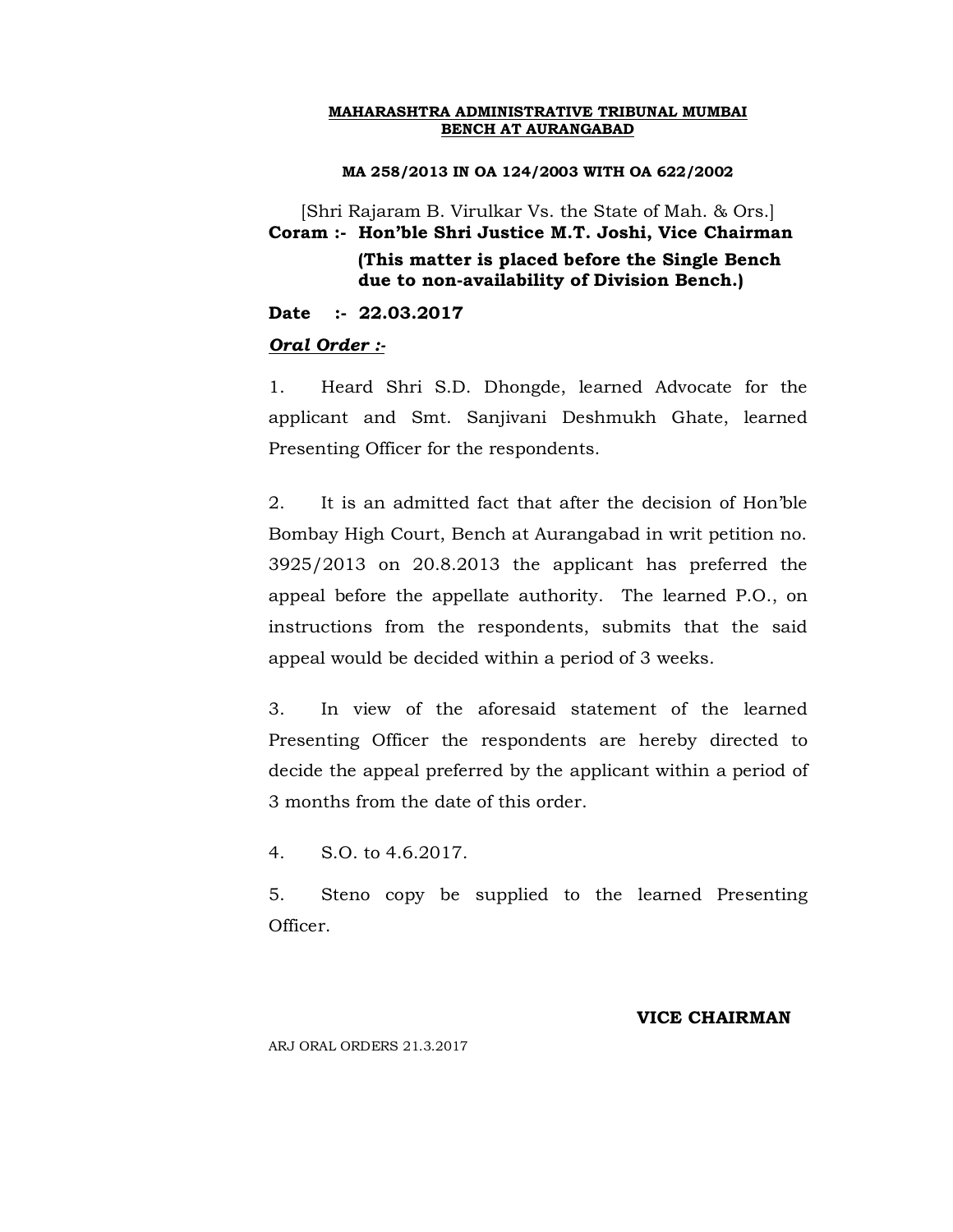**MAHARASHTRA ADMINISTRATIVE TRIBUNAL MUMBAI**
**BENCH AT AURANGABAD**

**MA 258/2013 IN OA 124/2003 WITH OA 622/2002**

[Shri Rajaram B. Virulkar Vs. the State of Mah. & Ors.]

**Coram :- Hon'ble Shri Justice M.T. Joshi, Vice Chairman**

**(This matter is placed before the Single Bench due to non-availability of Division Bench.)**

**Date :- 22.03.2017**

***Oral Order :-***

1. Heard Shri S.D. Dhongde, learned Advocate for the applicant and Smt. Sanjivani Deshmukh Ghate, learned Presenting Officer for the respondents.

2. It is an admitted fact that after the decision of Hon'ble Bombay High Court, Bench at Aurangabad in writ petition no. 3925/2013 on 20.8.2013 the applicant has preferred the appeal before the appellate authority. The learned P.O., on instructions from the respondents, submits that the said appeal would be decided within a period of 3 weeks.

3. In view of the aforesaid statement of the learned Presenting Officer the respondents are hereby directed to decide the appeal preferred by the applicant within a period of 3 months from the date of this order.

4. S.O. to 4.6.2017.

5. Steno copy be supplied to the learned Presenting Officer.

**VICE CHAIRMAN**

ARJ ORAL ORDERS 21.3.2017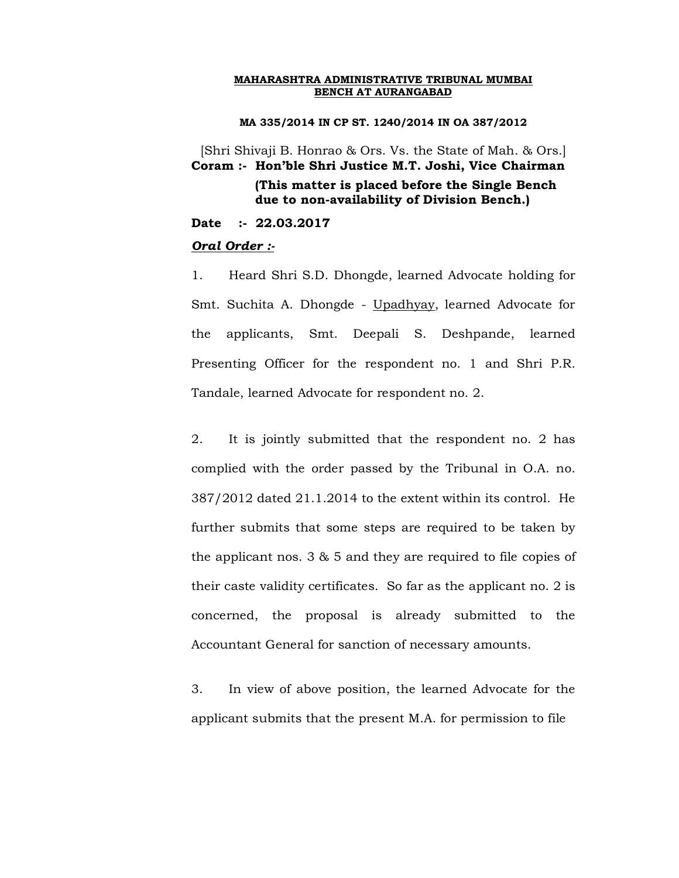**MAHARASHTRA ADMINISTRATIVE TRIBUNAL MUMBAI**
**BENCH AT AURANGABAD**

**MA 335/2014 IN CP ST. 1240/2014 IN OA 387/2012**

[Shri Shivaji B. Honrao & Ors. Vs. the State of Mah. & Ors.]

**Coram :- Hon'ble Shri Justice M.T. Joshi, Vice Chairman**

**(This matter is placed before the Single Bench due to non-availability of Division Bench.)**

**Date :- 22.03.2017**

***Oral Order :-***

1. Heard Shri S.D. Dhongde, learned Advocate holding for Smt. Suchita A. Dhongde - Upadhyay, learned Advocate for the applicants, Smt. Deepali S. Deshpande, learned Presenting Officer for the respondent no. 1 and Shri P.R. Tandale, learned Advocate for respondent no. 2.

2. It is jointly submitted that the respondent no. 2 has complied with the order passed by the Tribunal in O.A. no. 387/2012 dated 21.1.2014 to the extent within its control. He further submits that some steps are required to be taken by the applicant nos. 3 & 5 and they are required to file copies of their caste validity certificates. So far as the applicant no. 2 is concerned, the proposal is already submitted to the Accountant General for sanction of necessary amounts.

3. In view of above position, the learned Advocate for the applicant submits that the present M.A. for permission to file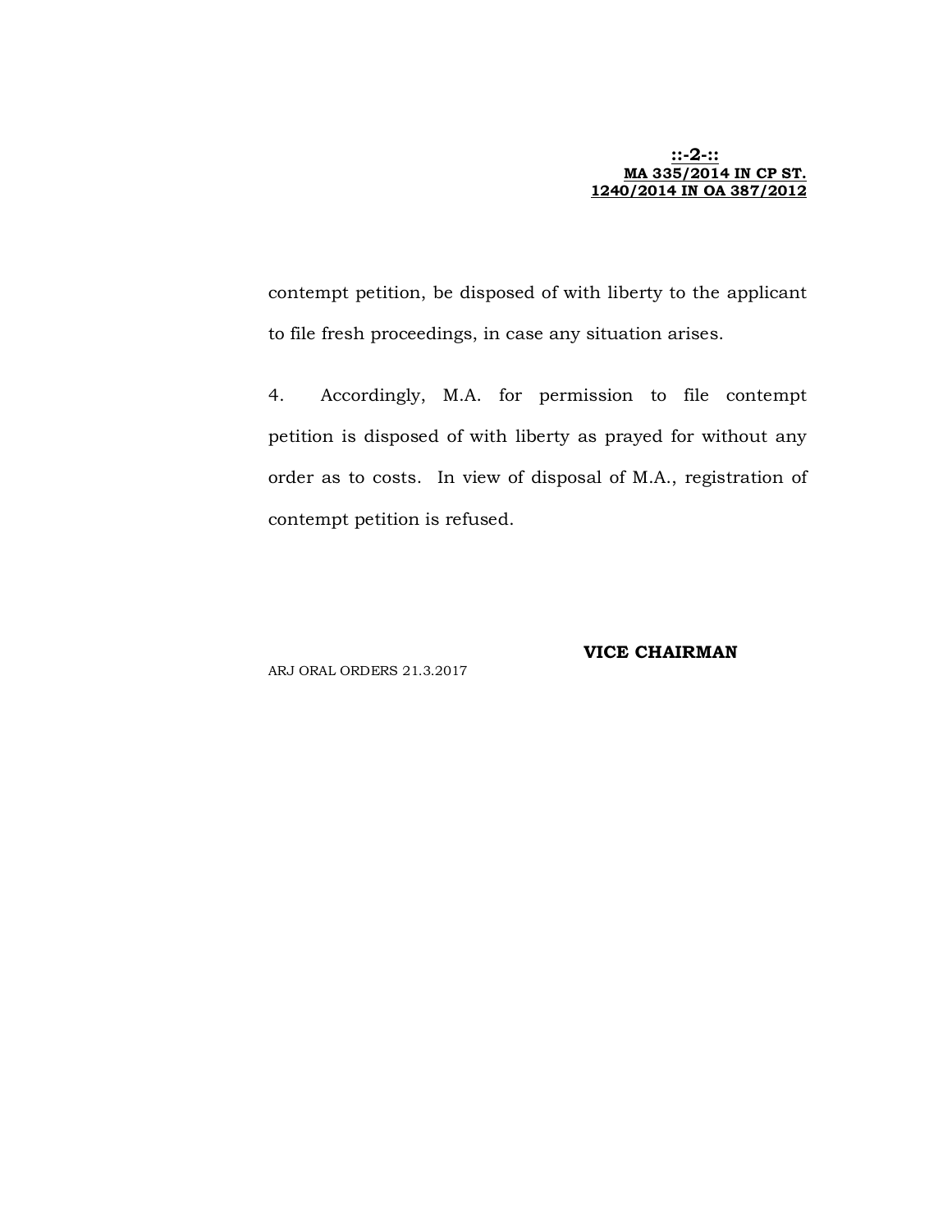contempt petition, be disposed of with liberty to the applicant to file fresh proceedings, in case any situation arises.

4. Accordingly, M.A. for permission to file contempt petition is disposed of with liberty as prayed for without any order as to costs. In view of disposal of M.A., registration of contempt petition is refused.

**VICE CHAIRMAN**

ARJ ORAL ORDERS 21.3.2017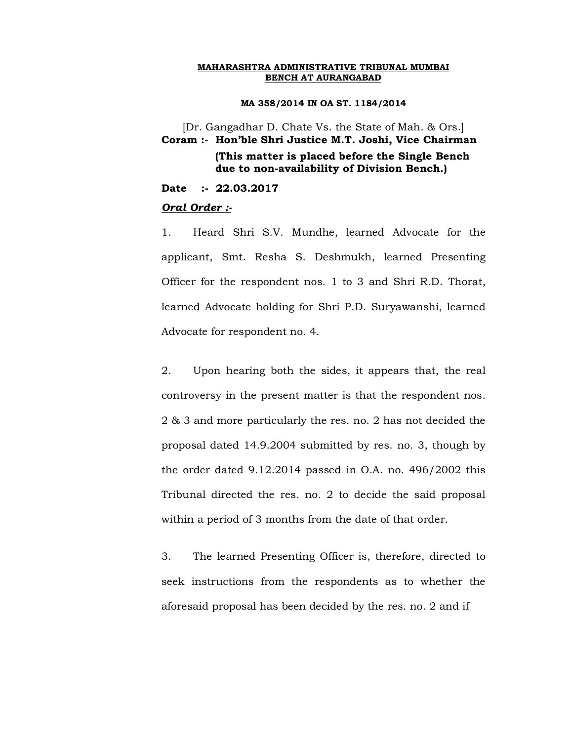**MAHARASHTRA ADMINISTRATIVE TRIBUNAL MUMBAI**
**BENCH AT AURANGABAD**

**MA 358/2014 IN OA ST. 1184/2014**

[Dr. Gangadhar D. Chate Vs. the State of Mah. & Ors.]

**Coram :- Hon'ble Shri Justice M.T. Joshi, Vice Chairman**

**(This matter is placed before the Single Bench due to non-availability of Division Bench.)**

**Date :- 22.03.2017**

***Oral Order :-***

1. Heard Shri S.V. Mundhe, learned Advocate for the applicant, Smt. Resha S. Deshmukh, learned Presenting Officer for the respondent nos. 1 to 3 and Shri R.D. Thorat, learned Advocate holding for Shri P.D. Suryawanshi, learned Advocate for respondent no. 4.

2. Upon hearing both the sides, it appears that, the real controversy in the present matter is that the respondent nos. 2 & 3 and more particularly the res. no. 2 has not decided the proposal dated 14.9.2004 submitted by res. no. 3, though by the order dated 9.12.2014 passed in O.A. no. 496/2002 this Tribunal directed the res. no. 2 to decide the said proposal within a period of 3 months from the date of that order.

3. The learned Presenting Officer is, therefore, directed to seek instructions from the respondents as to whether the aforesaid proposal has been decided by the res. no. 2 and if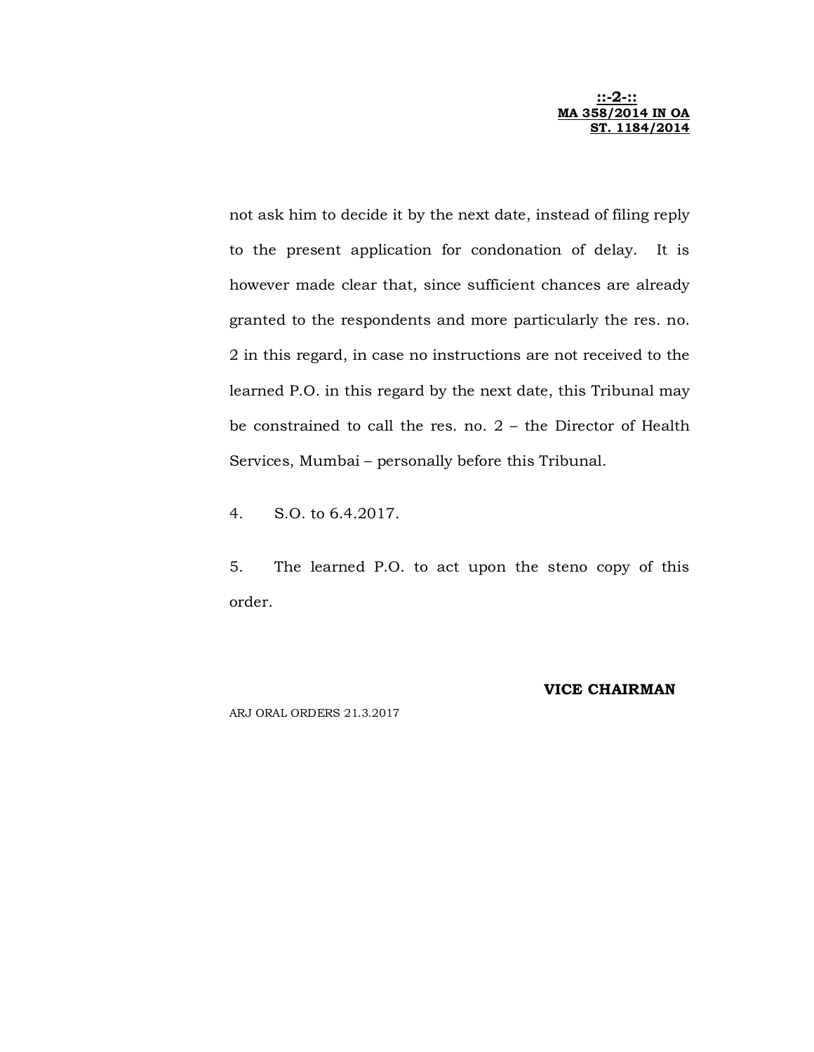not ask him to decide it by the next date, instead of filing reply to the present application for condonation of delay. It is however made clear that, since sufficient chances are already granted to the respondents and more particularly the res. no. 2 in this regard, in case no instructions are not received to the learned P.O. in this regard by the next date, this Tribunal may be constrained to call the res. no. 2 – the Director of Health Services, Mumbai – personally before this Tribunal.

4. S.O. to 6.4.2017.

5. The learned P.O. to act upon the steno copy of this order.

**VICE CHAIRMAN**

ARJ ORAL ORDERS 21.3.2017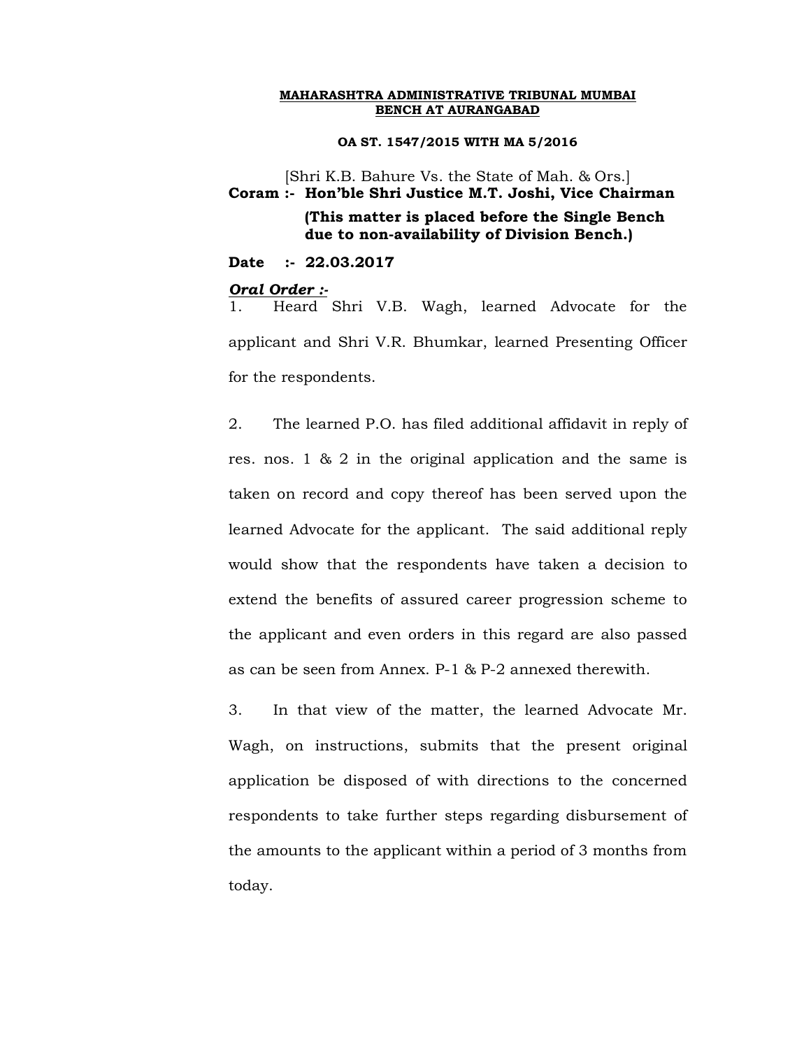**MAHARASHTRA ADMINISTRATIVE TRIBUNAL MUMBAI**
**BENCH AT AURANGABAD**

**OA ST. 1547/2015 WITH MA 5/2016**

[Shri K.B. Bahure Vs. the State of Mah. & Ors.]

**Coram :- Hon'ble Shri Justice M.T. Joshi, Vice Chairman**

**(This matter is placed before the Single Bench due to non-availability of Division Bench.)**

**Date :- 22.03.2017**

***Oral Order :-***

1. Heard Shri V.B. Wagh, learned Advocate for the applicant and Shri V.R. Bhumkar, learned Presenting Officer for the respondents.

2. The learned P.O. has filed additional affidavit in reply of res. nos. 1 & 2 in the original application and the same is taken on record and copy thereof has been served upon the learned Advocate for the applicant. The said additional reply would show that the respondents have taken a decision to extend the benefits of assured career progression scheme to the applicant and even orders in this regard are also passed as can be seen from Annex. P-1 & P-2 annexed therewith.

3. In that view of the matter, the learned Advocate Mr. Wagh, on instructions, submits that the present original application be disposed of with directions to the concerned respondents to take further steps regarding disbursement of the amounts to the applicant within a period of 3 months from today.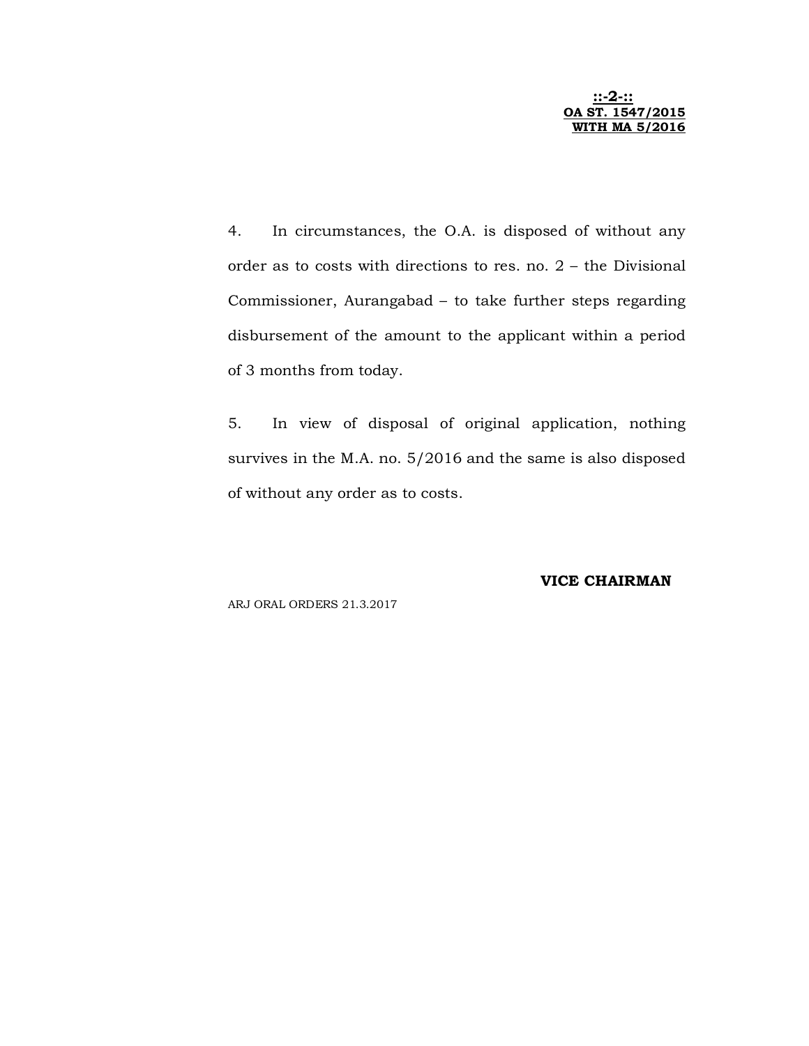4. In circumstances, the O.A. is disposed of without any order as to costs with directions to res. no. 2 – the Divisional Commissioner, Aurangabad – to take further steps regarding disbursement of the amount to the applicant within a period of 3 months from today.

5. In view of disposal of original application, nothing survives in the M.A. no. 5/2016 and the same is also disposed of without any order as to costs.

**VICE CHAIRMAN**

ARJ ORAL ORDERS 21.3.2017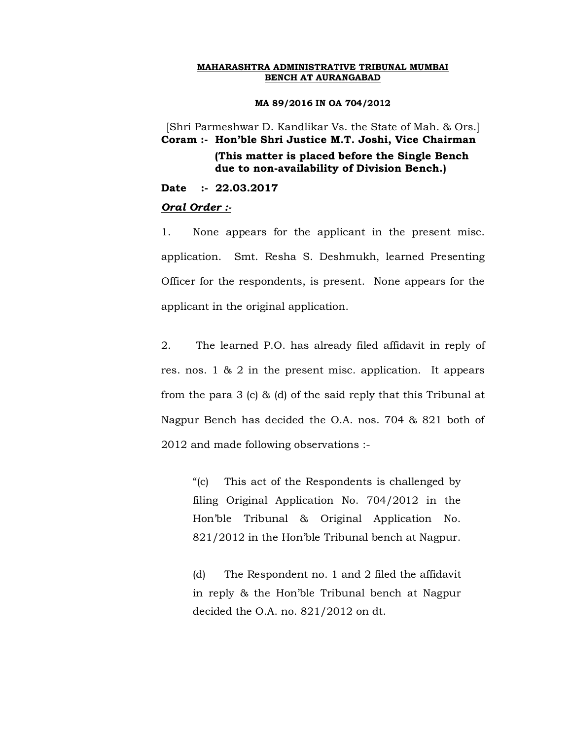**MAHARASHTRA ADMINISTRATIVE TRIBUNAL MUMBAI**
**BENCH AT AURANGABAD**

**MA 89/2016 IN OA 704/2012**

[Shri Parmeshwar D. Kandlikar Vs. the State of Mah. & Ors.]

**Coram :- Hon'ble Shri Justice M.T. Joshi, Vice Chairman**

**(This matter is placed before the Single Bench due to non-availability of Division Bench.)**

**Date :- 22.03.2017**

***Oral Order :-***

1. None appears for the applicant in the present misc. application. Smt. Resha S. Deshmukh, learned Presenting Officer for the respondents, is present. None appears for the applicant in the original application.

2. The learned P.O. has already filed affidavit in reply of res. nos. 1 & 2 in the present misc. application. It appears from the para 3 (c) & (d) of the said reply that this Tribunal at Nagpur Bench has decided the O.A. nos. 704 & 821 both of 2012 and made following observations :-

> "(c) This act of the Respondents is challenged by filing Original Application No. 704/2012 in the Hon'ble Tribunal & Original Application No. 821/2012 in the Hon'ble Tribunal bench at Nagpur.
>
> (d) The Respondent no. 1 and 2 filed the affidavit in reply & the Hon'ble Tribunal bench at Nagpur decided the O.A. no. 821/2012 on dt.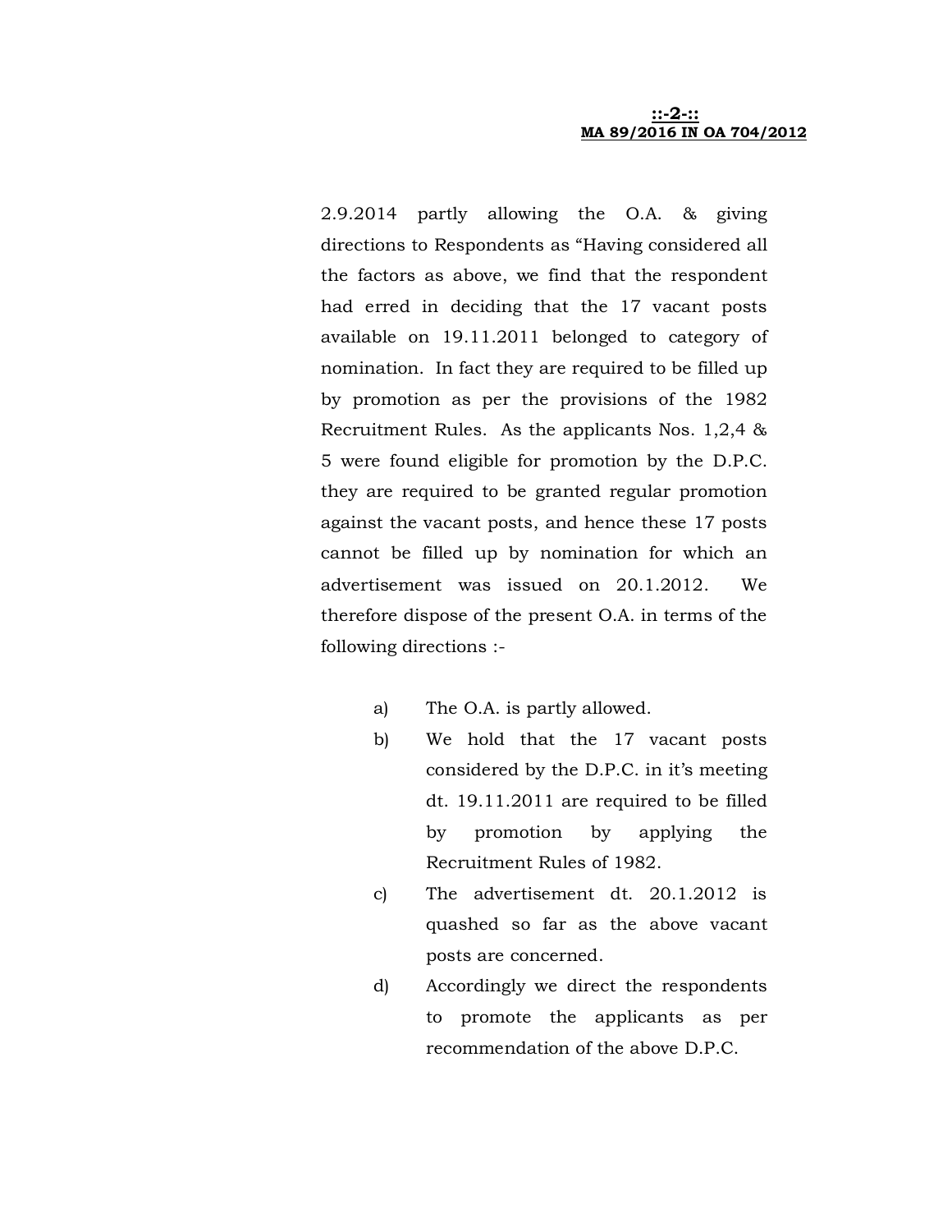2.9.2014 partly allowing the O.A. & giving directions to Respondents as "Having considered all the factors as above, we find that the respondent had erred in deciding that the 17 vacant posts available on 19.11.2011 belonged to category of nomination. In fact they are required to be filled up by promotion as per the provisions of the 1982 Recruitment Rules. As the applicants Nos. 1,2,4 & 5 were found eligible for promotion by the D.P.C. they are required to be granted regular promotion against the vacant posts, and hence these 17 posts cannot be filled up by nomination for which an advertisement was issued on 20.1.2012. We therefore dispose of the present O.A. in terms of the following directions :-

a) The O.A. is partly allowed.
b) We hold that the 17 vacant posts considered by the D.P.C. in it's meeting dt. 19.11.2011 are required to be filled by promotion by applying the Recruitment Rules of 1982.
c) The advertisement dt. 20.1.2012 is quashed so far as the above vacant posts are concerned.
d) Accordingly we direct the respondents to promote the applicants as per recommendation of the above D.P.C.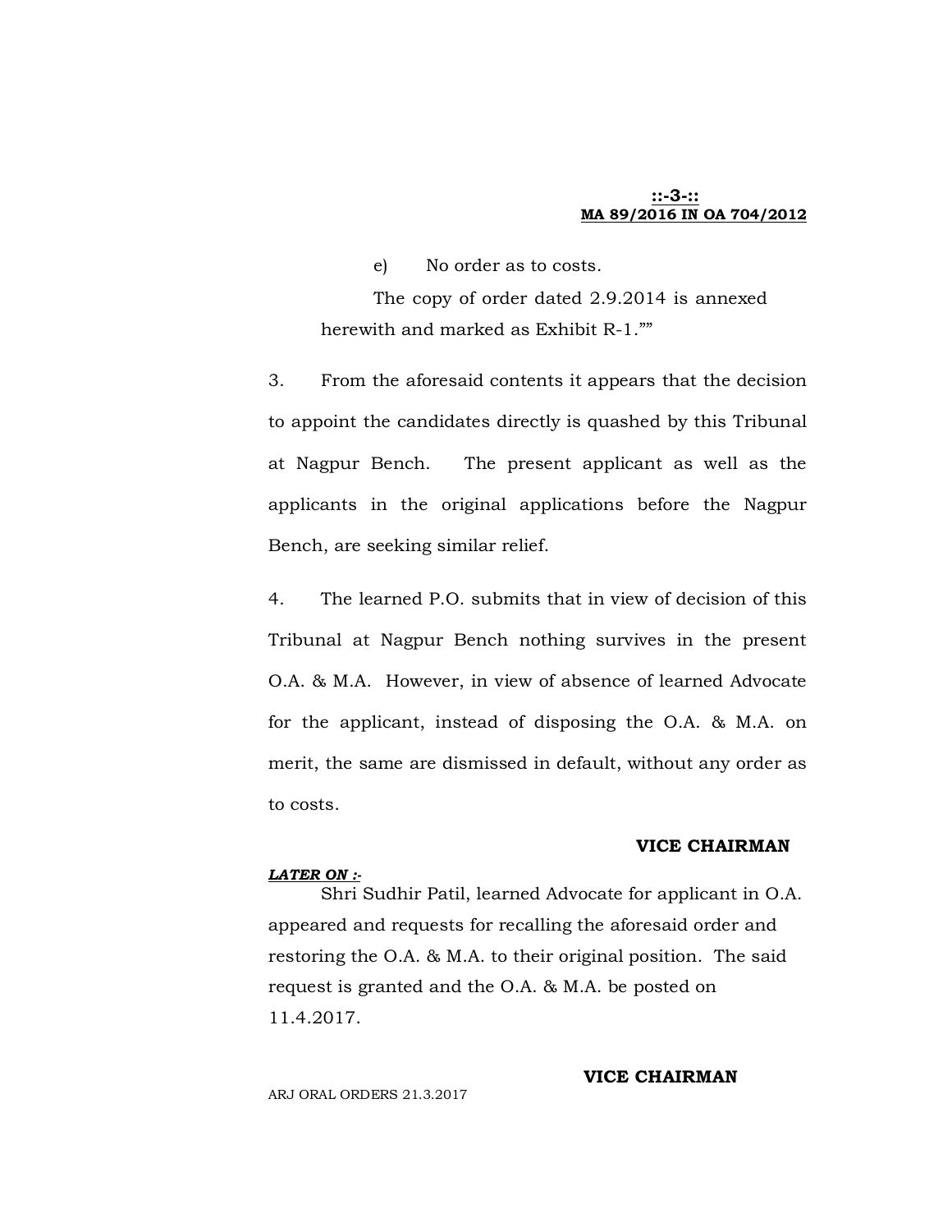e) No order as to costs.

The copy of order dated 2.9.2014 is annexed herewith and marked as Exhibit R-1.""

3. From the aforesaid contents it appears that the decision to appoint the candidates directly is quashed by this Tribunal at Nagpur Bench. The present applicant as well as the applicants in the original applications before the Nagpur Bench, are seeking similar relief.

4. The learned P.O. submits that in view of decision of this Tribunal at Nagpur Bench nothing survives in the present O.A. & M.A. However, in view of absence of learned Advocate for the applicant, instead of disposing the O.A. & M.A. on merit, the same are dismissed in default, without any order as to costs.

**VICE CHAIRMAN**

***LATER ON :-***

Shri Sudhir Patil, learned Advocate for applicant in O.A. appeared and requests for recalling the aforesaid order and restoring the O.A. & M.A. to their original position. The said request is granted and the O.A. & M.A. be posted on 11.4.2017.

**VICE CHAIRMAN**

ARJ ORAL ORDERS 21.3.2017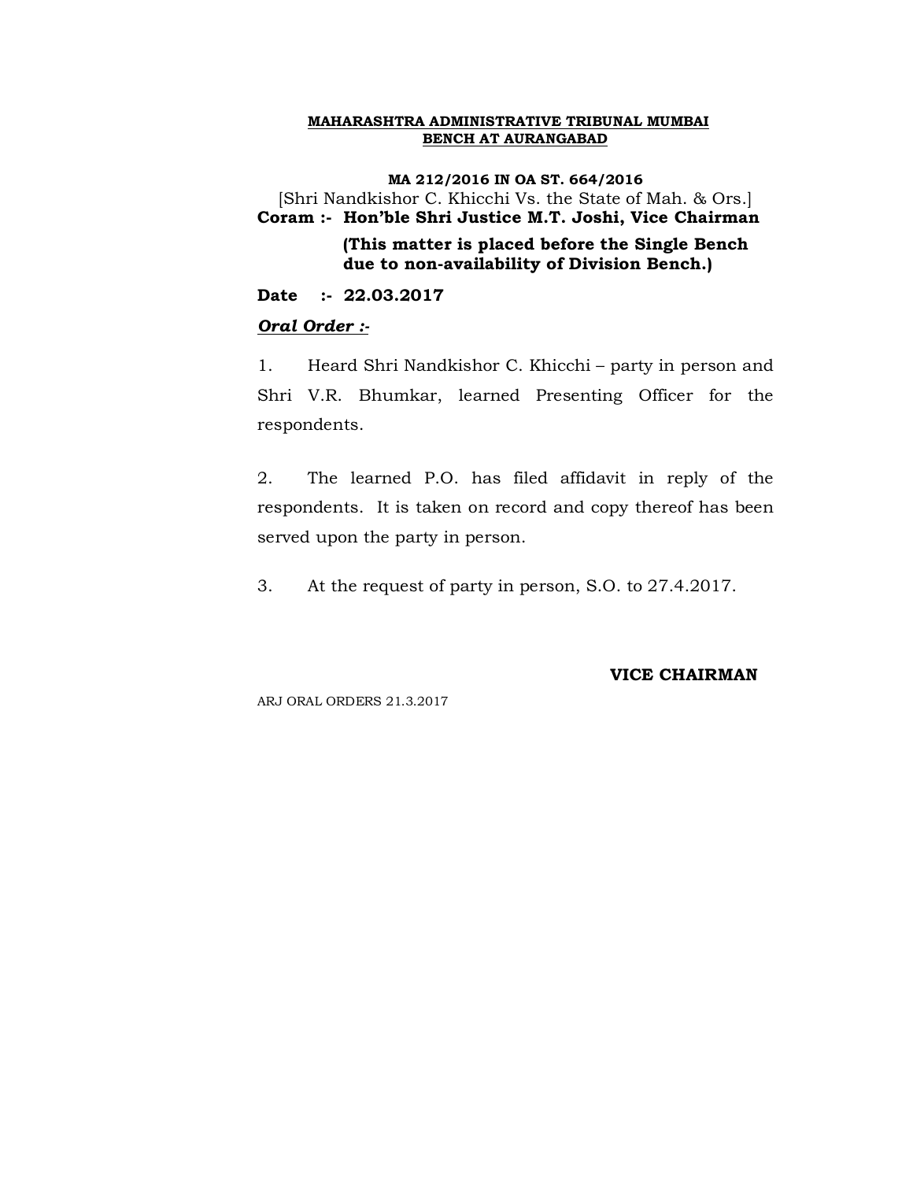**MAHARASHTRA ADMINISTRATIVE TRIBUNAL MUMBAI**
**BENCH AT AURANGABAD**

**MA 212/2016 IN OA ST. 664/2016**

[Shri Nandkishor C. Khicchi Vs. the State of Mah. & Ors.]

**Coram :- Hon'ble Shri Justice M.T. Joshi, Vice Chairman**

**(This matter is placed before the Single Bench due to non-availability of Division Bench.)**

**Date :- 22.03.2017**

***Oral Order :-***

1. Heard Shri Nandkishor C. Khicchi – party in person and Shri V.R. Bhumkar, learned Presenting Officer for the respondents.

2. The learned P.O. has filed affidavit in reply of the respondents. It is taken on record and copy thereof has been served upon the party in person.

3. At the request of party in person, S.O. to 27.4.2017.

**VICE CHAIRMAN**

ARJ ORAL ORDERS 21.3.2017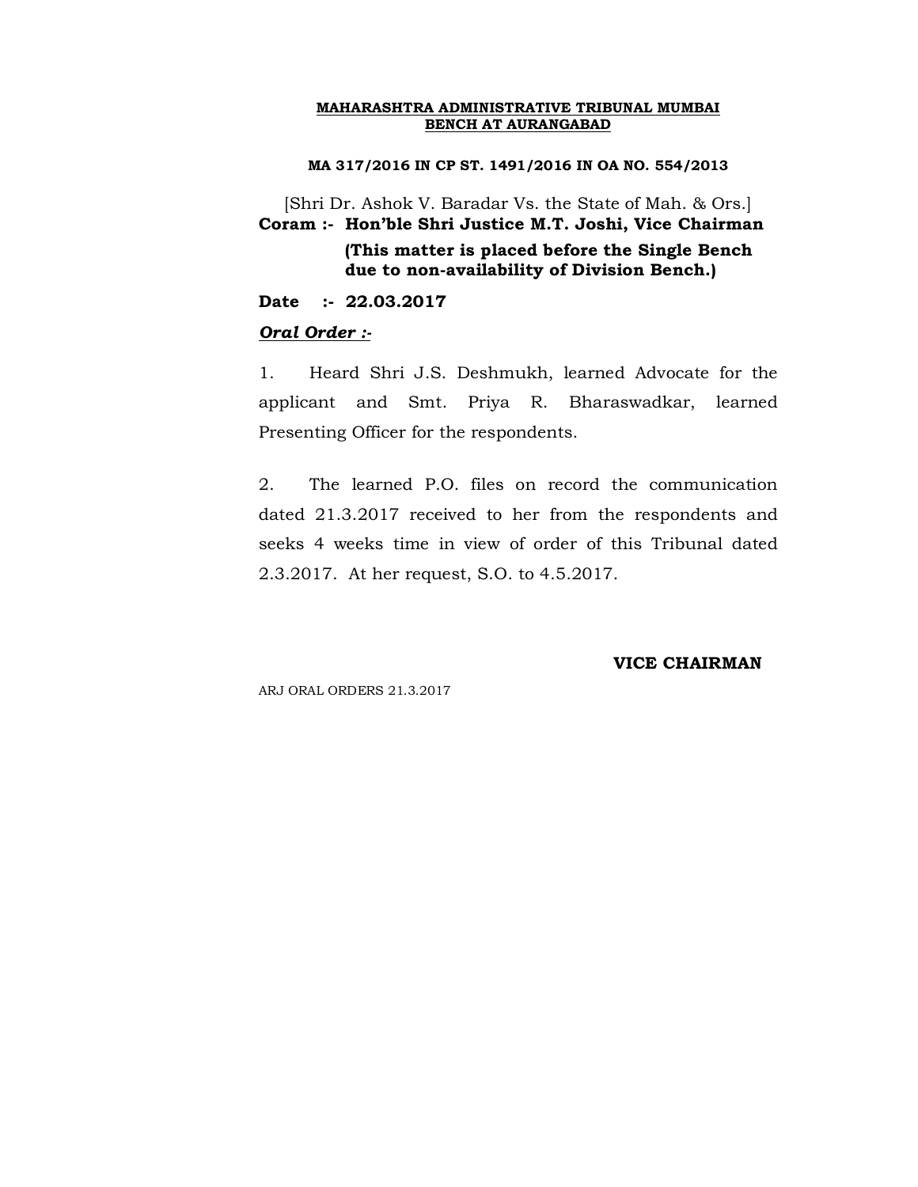**MAHARASHTRA ADMINISTRATIVE TRIBUNAL MUMBAI**
**BENCH AT AURANGABAD**

**MA 317/2016 IN CP ST. 1491/2016 IN OA NO. 554/2013**

[Shri Dr. Ashok V. Baradar Vs. the State of Mah. & Ors.]

**Coram :- Hon'ble Shri Justice M.T. Joshi, Vice Chairman**

**(This matter is placed before the Single Bench due to non-availability of Division Bench.)**

**Date :- 22.03.2017**

***Oral Order :-***

1. Heard Shri J.S. Deshmukh, learned Advocate for the applicant and Smt. Priya R. Bharaswadkar, learned Presenting Officer for the respondents.

2. The learned P.O. files on record the communication dated 21.3.2017 received to her from the respondents and seeks 4 weeks time in view of order of this Tribunal dated 2.3.2017. At her request, S.O. to 4.5.2017.

**VICE CHAIRMAN**

ARJ ORAL ORDERS 21.3.2017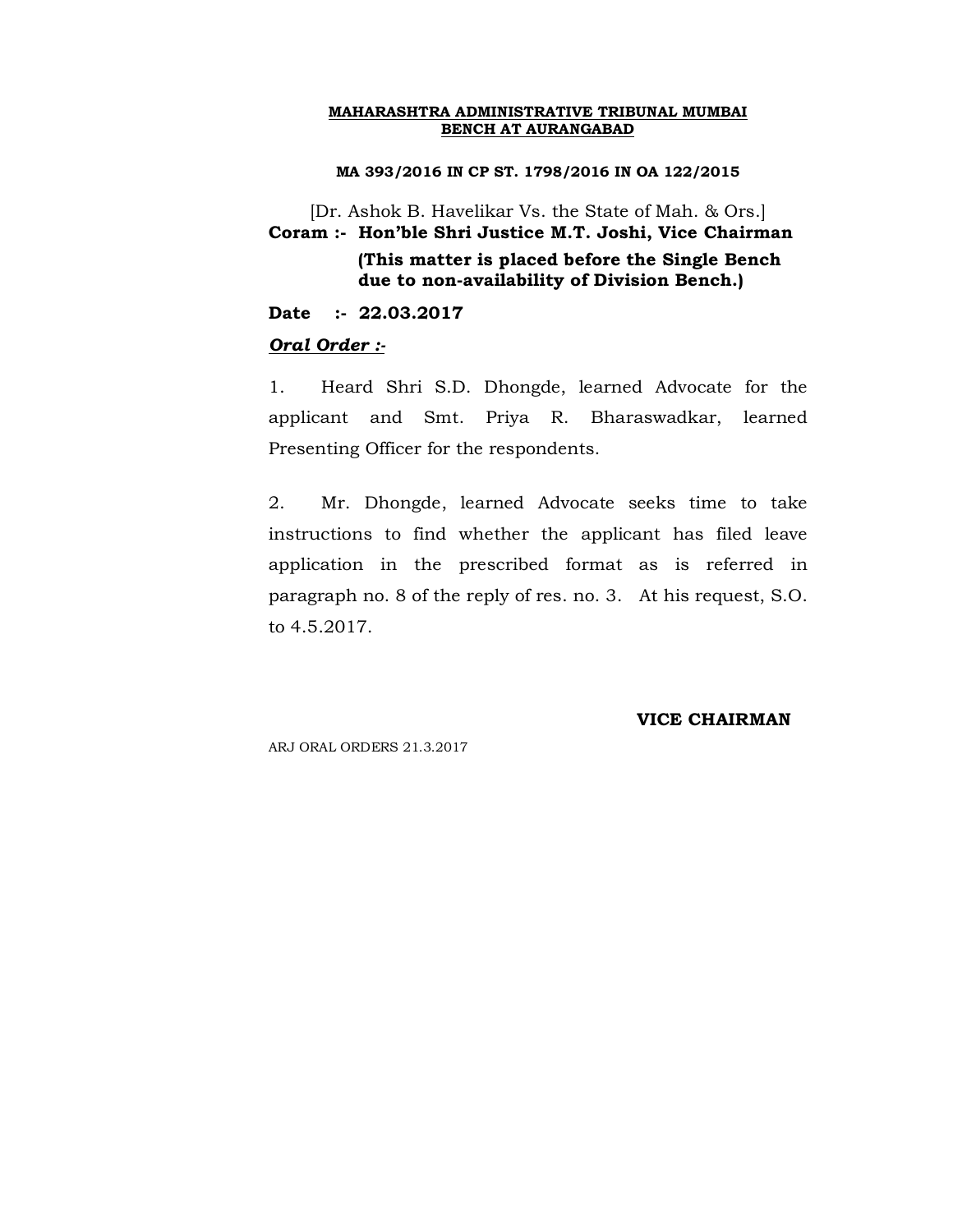**MAHARASHTRA ADMINISTRATIVE TRIBUNAL MUMBAI**
**BENCH AT AURANGABAD**

**MA 393/2016 IN CP ST. 1798/2016 IN OA 122/2015**

[Dr. Ashok B. Havelikar Vs. the State of Mah. & Ors.]

**Coram :- Hon'ble Shri Justice M.T. Joshi, Vice Chairman**

**(This matter is placed before the Single Bench due to non-availability of Division Bench.)**

**Date :- 22.03.2017**

***Oral Order :-***

1. Heard Shri S.D. Dhongde, learned Advocate for the applicant and Smt. Priya R. Bharaswadkar, learned Presenting Officer for the respondents.

2. Mr. Dhongde, learned Advocate seeks time to take instructions to find whether the applicant has filed leave application in the prescribed format as is referred in paragraph no. 8 of the reply of res. no. 3. At his request, S.O. to 4.5.2017.

**VICE CHAIRMAN**

ARJ ORAL ORDERS 21.3.2017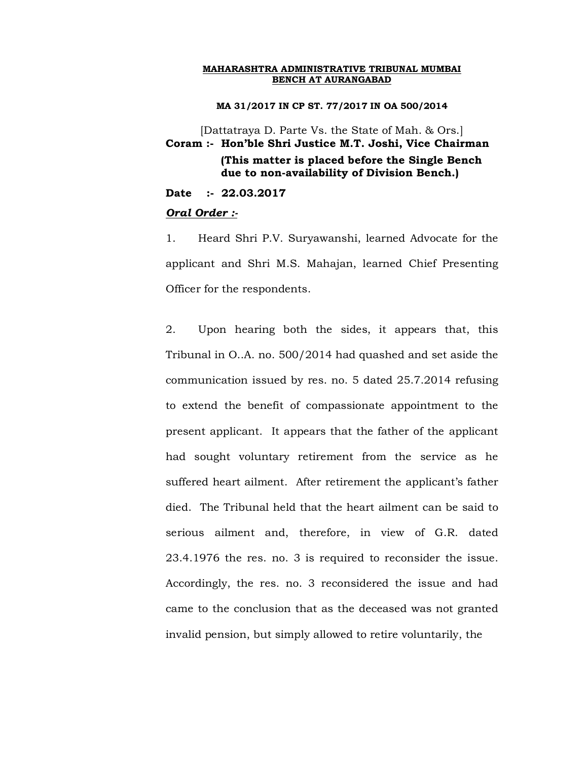**MAHARASHTRA ADMINISTRATIVE TRIBUNAL MUMBAI BENCH AT AURANGABAD**

**MA 31/2017 IN CP ST. 77/2017 IN OA 500/2014**

[Dattatraya D. Parte Vs. the State of Mah. & Ors.]

**Coram :- Hon'ble Shri Justice M.T. Joshi, Vice Chairman**

**(This matter is placed before the Single Bench due to non-availability of Division Bench.)**

**Date :- 22.03.2017**

***Oral Order :-***

1. Heard Shri P.V. Suryawanshi, learned Advocate for the applicant and Shri M.S. Mahajan, learned Chief Presenting Officer for the respondents.

2. Upon hearing both the sides, it appears that, this Tribunal in O..A. no. 500/2014 had quashed and set aside the communication issued by res. no. 5 dated 25.7.2014 refusing to extend the benefit of compassionate appointment to the present applicant. It appears that the father of the applicant had sought voluntary retirement from the service as he suffered heart ailment. After retirement the applicant's father died. The Tribunal held that the heart ailment can be said to serious ailment and, therefore, in view of G.R. dated 23.4.1976 the res. no. 3 is required to reconsider the issue. Accordingly, the res. no. 3 reconsidered the issue and had came to the conclusion that as the deceased was not granted invalid pension, but simply allowed to retire voluntarily, the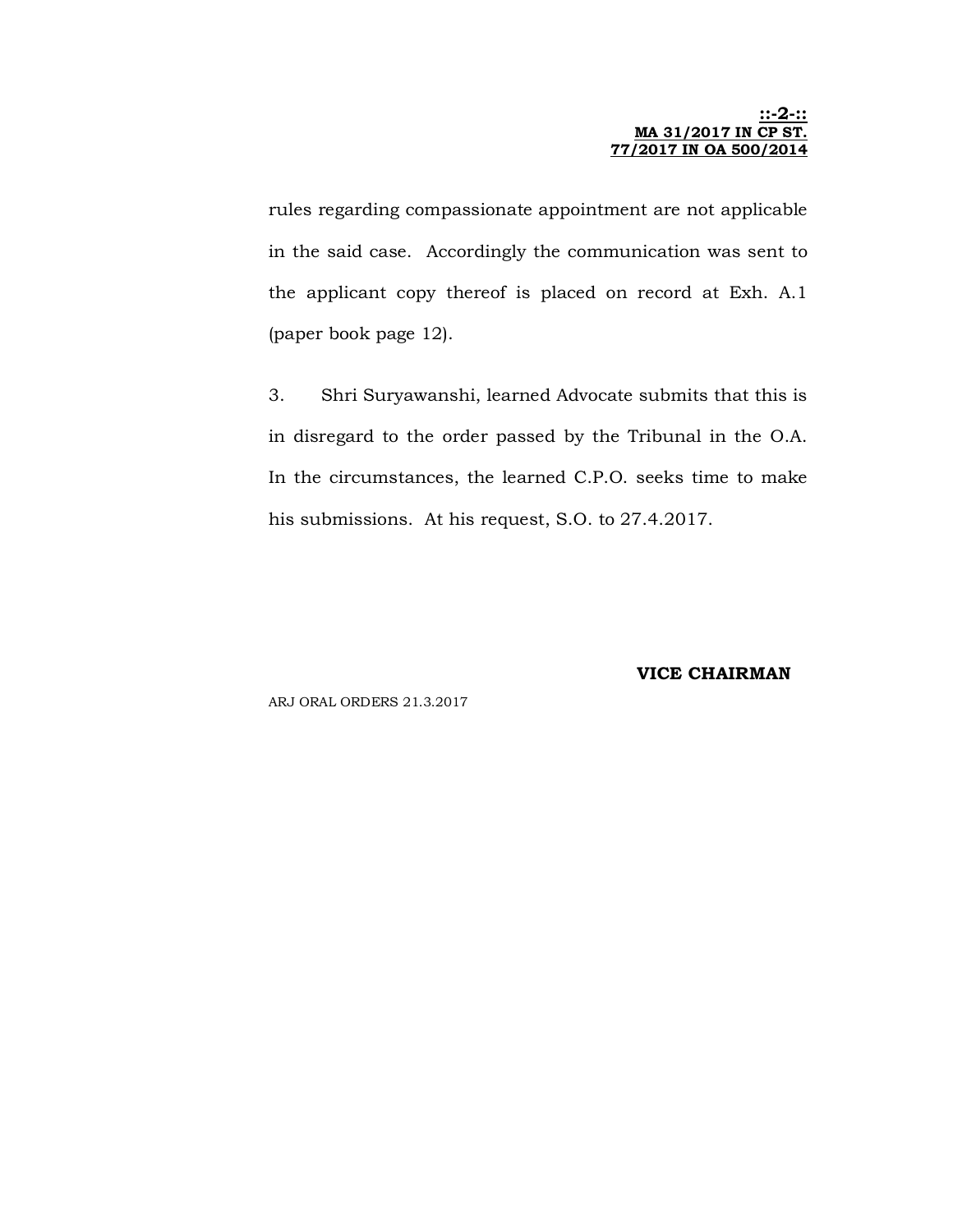rules regarding compassionate appointment are not applicable in the said case. Accordingly the communication was sent to the applicant copy thereof is placed on record at Exh. A.1 (paper book page 12).

3. Shri Suryawanshi, learned Advocate submits that this is in disregard to the order passed by the Tribunal in the O.A. In the circumstances, the learned C.P.O. seeks time to make his submissions. At his request, S.O. to 27.4.2017.

**VICE CHAIRMAN**

ARJ ORAL ORDERS 21.3.2017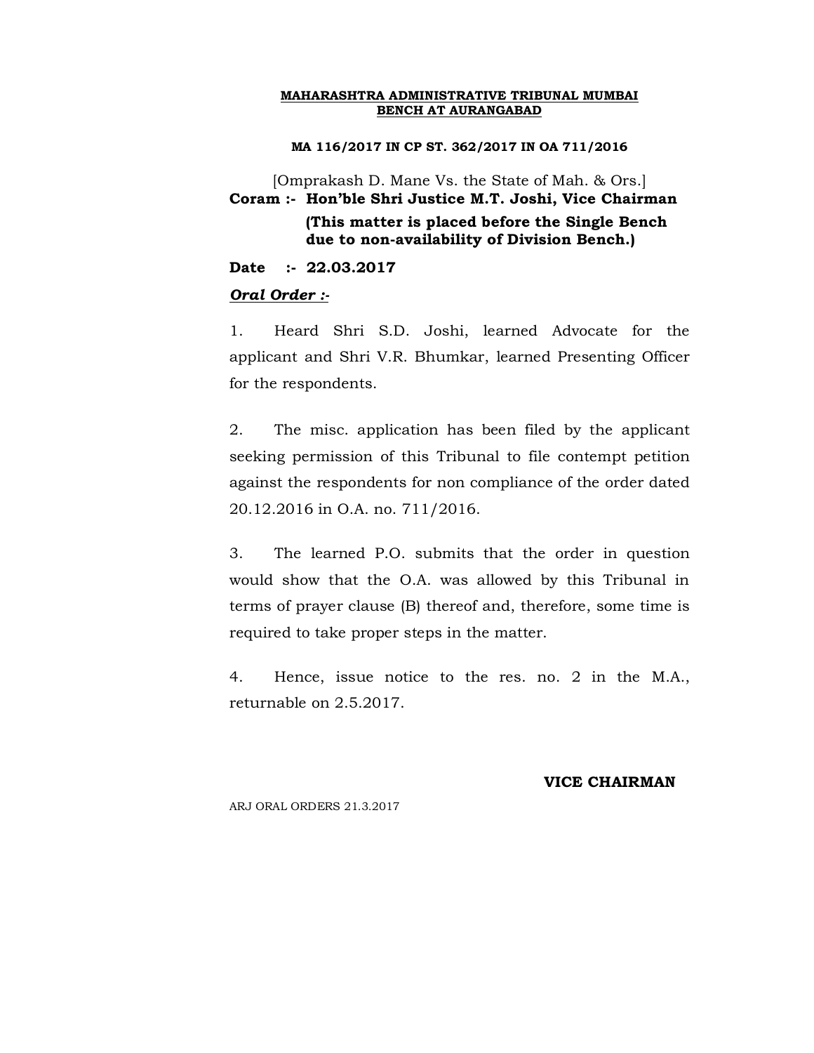**MAHARASHTRA ADMINISTRATIVE TRIBUNAL MUMBAI**
**BENCH AT AURANGABAD**

**MA 116/2017 IN CP ST. 362/2017 IN OA 711/2016**

[Omprakash D. Mane Vs. the State of Mah. & Ors.]

**Coram :- Hon'ble Shri Justice M.T. Joshi, Vice Chairman**

**(This matter is placed before the Single Bench due to non-availability of Division Bench.)**

**Date :- 22.03.2017**

***Oral Order :-***

1. Heard Shri S.D. Joshi, learned Advocate for the applicant and Shri V.R. Bhumkar, learned Presenting Officer for the respondents.

2. The misc. application has been filed by the applicant seeking permission of this Tribunal to file contempt petition against the respondents for non compliance of the order dated 20.12.2016 in O.A. no. 711/2016.

3. The learned P.O. submits that the order in question would show that the O.A. was allowed by this Tribunal in terms of prayer clause (B) thereof and, therefore, some time is required to take proper steps in the matter.

4. Hence, issue notice to the res. no. 2 in the M.A., returnable on 2.5.2017.

**VICE CHAIRMAN**

ARJ ORAL ORDERS 21.3.2017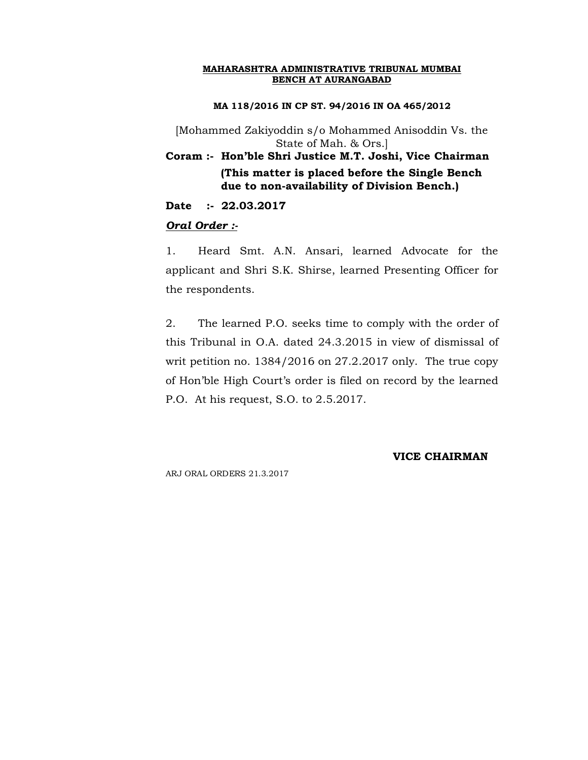**MAHARASHTRA ADMINISTRATIVE TRIBUNAL MUMBAI**
**BENCH AT AURANGABAD**

**MA 118/2016 IN CP ST. 94/2016 IN OA 465/2012**

[Mohammed Zakiyoddin s/o Mohammed Anisoddin Vs. the State of Mah. & Ors.]

**Coram :- Hon'ble Shri Justice M.T. Joshi, Vice Chairman**
**(This matter is placed before the Single Bench due to non-availability of Division Bench.)**

**Date :- 22.03.2017**

***Oral Order :-***

1. Heard Smt. A.N. Ansari, learned Advocate for the applicant and Shri S.K. Shirse, learned Presenting Officer for the respondents.

2. The learned P.O. seeks time to comply with the order of this Tribunal in O.A. dated 24.3.2015 in view of dismissal of writ petition no. 1384/2016 on 27.2.2017 only. The true copy of Hon'ble High Court's order is filed on record by the learned P.O. At his request, S.O. to 2.5.2017.

**VICE CHAIRMAN**

ARJ ORAL ORDERS 21.3.2017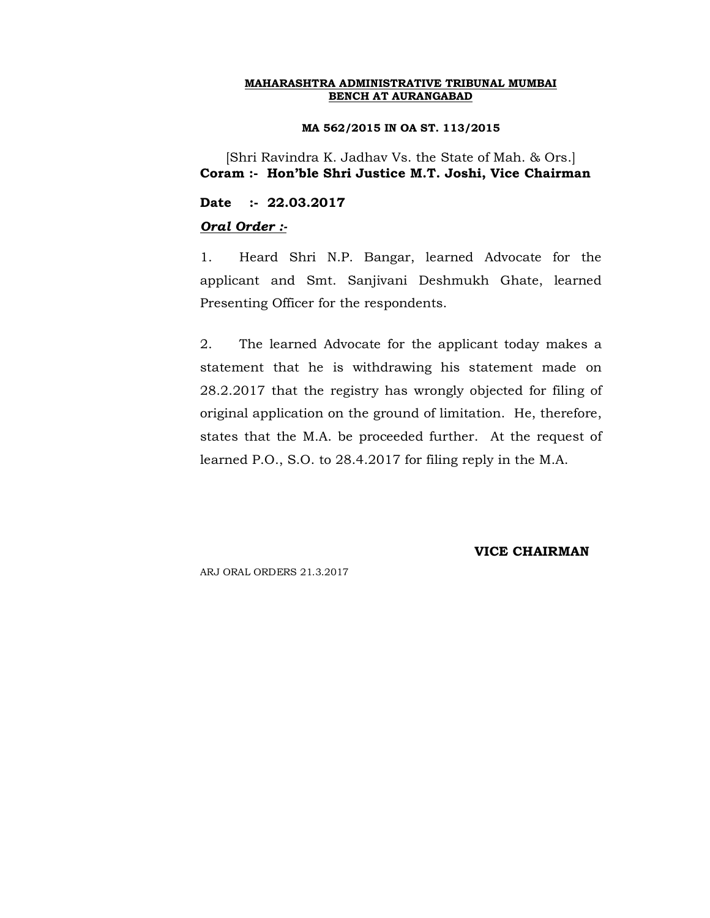**MAHARASHTRA ADMINISTRATIVE TRIBUNAL MUMBAI**
**BENCH AT AURANGABAD**

**MA 562/2015 IN OA ST. 113/2015**

[Shri Ravindra K. Jadhav Vs. the State of Mah. & Ors.]

**Coram :- Hon'ble Shri Justice M.T. Joshi, Vice Chairman**

**Date :- 22.03.2017**

***Oral Order :-***

1. Heard Shri N.P. Bangar, learned Advocate for the applicant and Smt. Sanjivani Deshmukh Ghate, learned Presenting Officer for the respondents.

2. The learned Advocate for the applicant today makes a statement that he is withdrawing his statement made on 28.2.2017 that the registry has wrongly objected for filing of original application on the ground of limitation. He, therefore, states that the M.A. be proceeded further. At the request of learned P.O., S.O. to 28.4.2017 for filing reply in the M.A.

**VICE CHAIRMAN**

ARJ ORAL ORDERS 21.3.2017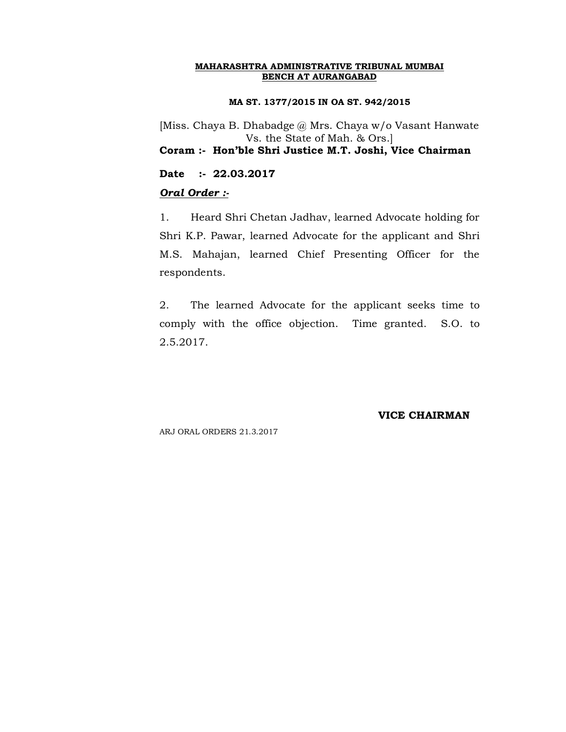**MAHARASHTRA ADMINISTRATIVE TRIBUNAL MUMBAI**
**BENCH AT AURANGABAD**

**MA ST. 1377/2015 IN OA ST. 942/2015**

[Miss. Chaya B. Dhabadge @ Mrs. Chaya w/o Vasant Hanwate Vs. the State of Mah. & Ors.]

**Coram :- Hon'ble Shri Justice M.T. Joshi, Vice Chairman**

**Date :- 22.03.2017**

***Oral Order :-***

1. Heard Shri Chetan Jadhav, learned Advocate holding for Shri K.P. Pawar, learned Advocate for the applicant and Shri M.S. Mahajan, learned Chief Presenting Officer for the respondents.

2. The learned Advocate for the applicant seeks time to comply with the office objection. Time granted. S.O. to 2.5.2017.

**VICE CHAIRMAN**

ARJ ORAL ORDERS 21.3.2017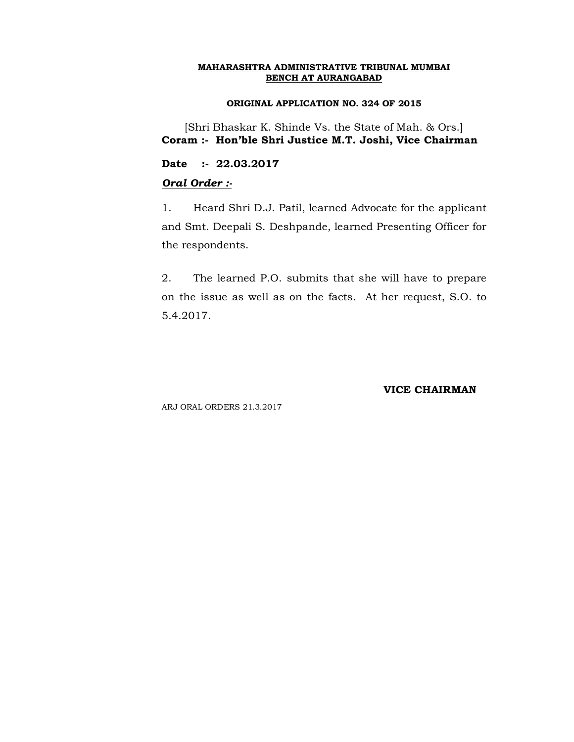**MAHARASHTRA ADMINISTRATIVE TRIBUNAL MUMBAI**
**BENCH AT AURANGABAD**

**ORIGINAL APPLICATION NO. 324 OF 2015**

[Shri Bhaskar K. Shinde Vs. the State of Mah. & Ors.]
**Coram :- Hon'ble Shri Justice M.T. Joshi, Vice Chairman**

**Date :- 22.03.2017**

***Oral Order :-***

1. Heard Shri D.J. Patil, learned Advocate for the applicant and Smt. Deepali S. Deshpande, learned Presenting Officer for the respondents.

2. The learned P.O. submits that she will have to prepare on the issue as well as on the facts. At her request, S.O. to 5.4.2017.

**VICE CHAIRMAN**

ARJ ORAL ORDERS 21.3.2017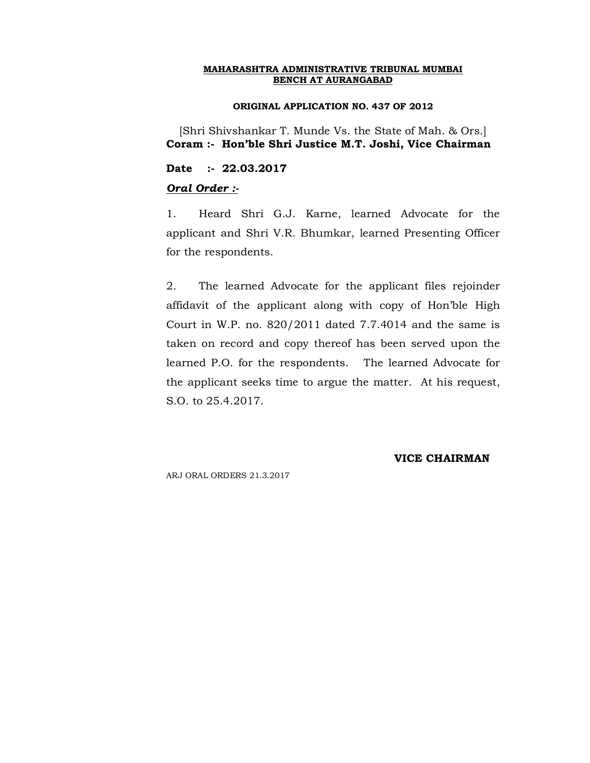**MAHARASHTRA ADMINISTRATIVE TRIBUNAL MUMBAI**
**BENCH AT AURANGABAD**

**ORIGINAL APPLICATION NO. 437 OF 2012**

[Shri Shivshankar T. Munde Vs. the State of Mah. & Ors.]
**Coram :- Hon'ble Shri Justice M.T. Joshi, Vice Chairman**

**Date :- 22.03.2017**

***Oral Order :-***

1. Heard Shri G.J. Karne, learned Advocate for the applicant and Shri V.R. Bhumkar, learned Presenting Officer for the respondents.

2. The learned Advocate for the applicant files rejoinder affidavit of the applicant along with copy of Hon'ble High Court in W.P. no. 820/2011 dated 7.7.4014 and the same is taken on record and copy thereof has been served upon the learned P.O. for the respondents. The learned Advocate for the applicant seeks time to argue the matter. At his request, S.O. to 25.4.2017.

**VICE CHAIRMAN**

ARJ ORAL ORDERS 21.3.2017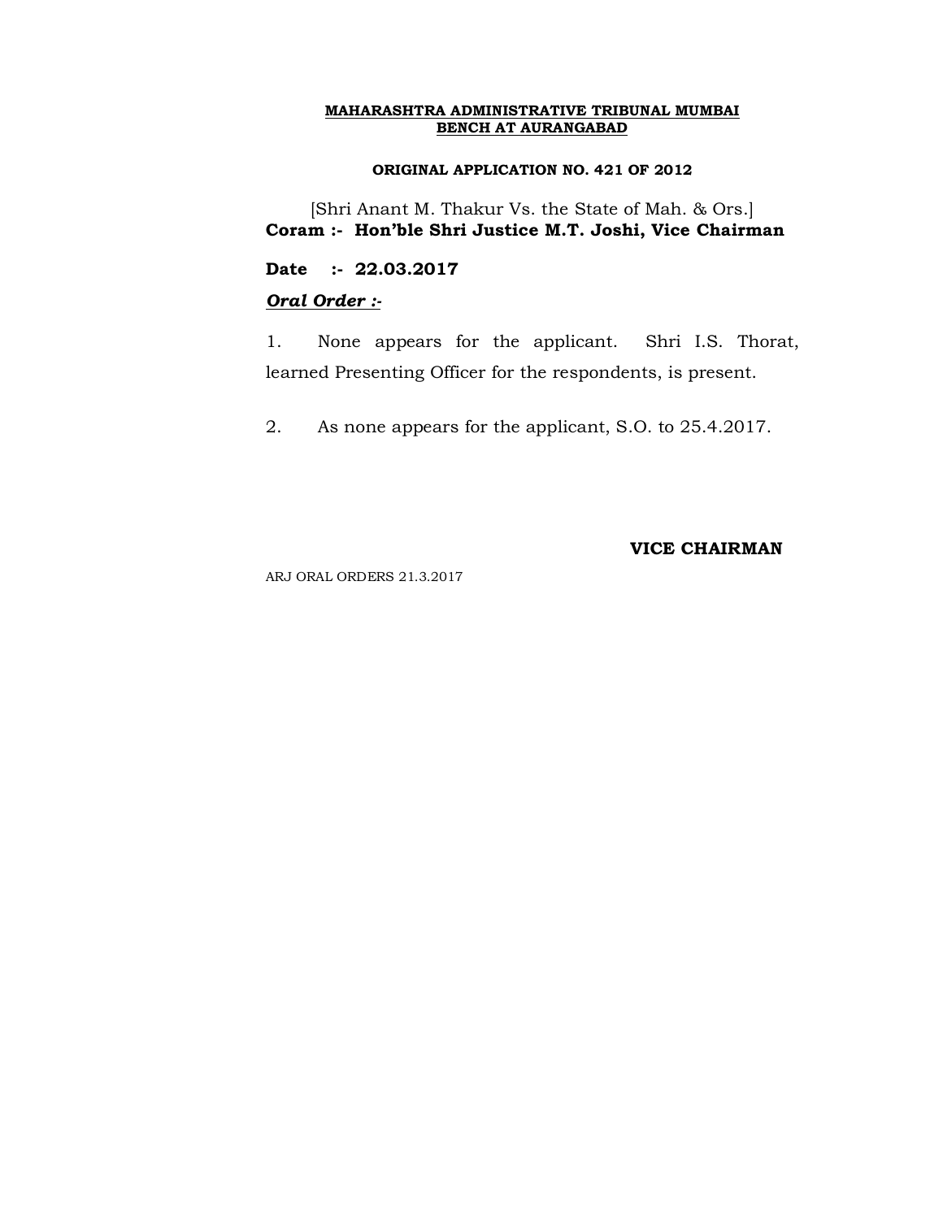**MAHARASHTRA ADMINISTRATIVE TRIBUNAL MUMBAI**
**BENCH AT AURANGABAD**

**ORIGINAL APPLICATION NO. 421 OF 2012**

[Shri Anant M. Thakur Vs. the State of Mah. & Ors.]
**Coram :- Hon'ble Shri Justice M.T. Joshi, Vice Chairman**

**Date :- 22.03.2017**

***Oral Order :-***

1. None appears for the applicant. Shri I.S. Thorat, learned Presenting Officer for the respondents, is present.

2. As none appears for the applicant, S.O. to 25.4.2017.

**VICE CHAIRMAN**

ARJ ORAL ORDERS 21.3.2017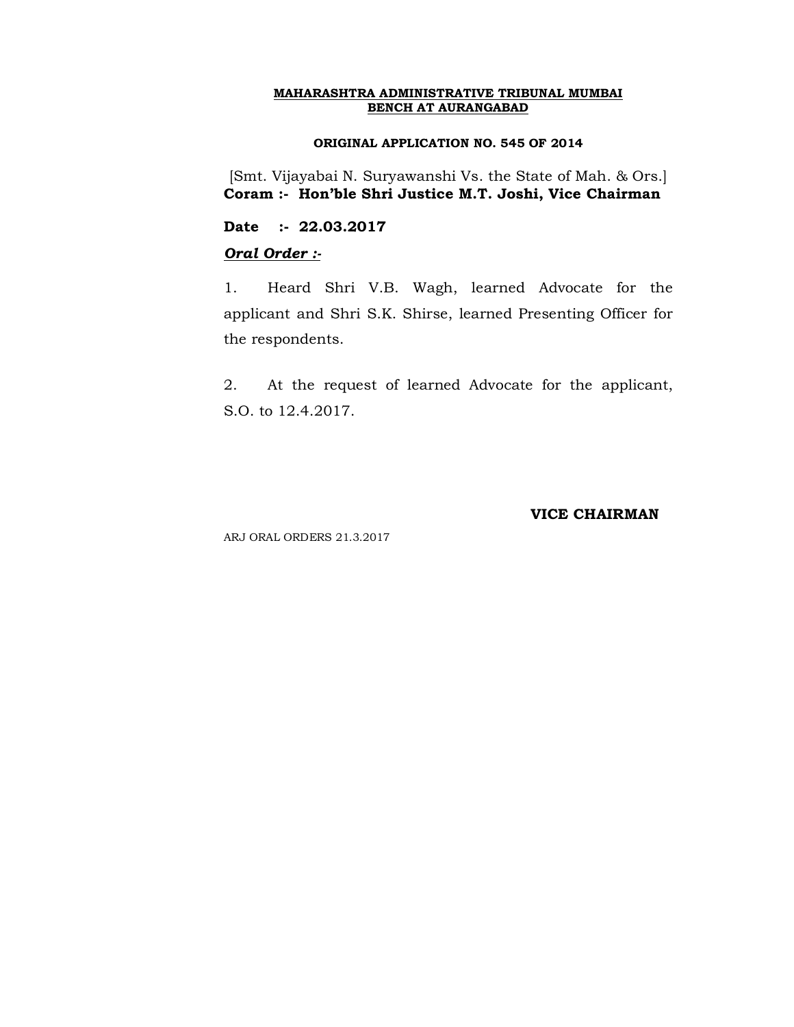**MAHARASHTRA ADMINISTRATIVE TRIBUNAL MUMBAI**
**BENCH AT AURANGABAD**

**ORIGINAL APPLICATION NO. 545 OF 2014**

[Smt. Vijayabai N. Suryawanshi Vs. the State of Mah. & Ors.]
**Coram :- Hon'ble Shri Justice M.T. Joshi, Vice Chairman**

**Date :- 22.03.2017**

***Oral Order :-***

1. Heard Shri V.B. Wagh, learned Advocate for the applicant and Shri S.K. Shirse, learned Presenting Officer for the respondents.

2. At the request of learned Advocate for the applicant, S.O. to 12.4.2017.

**VICE CHAIRMAN**

ARJ ORAL ORDERS 21.3.2017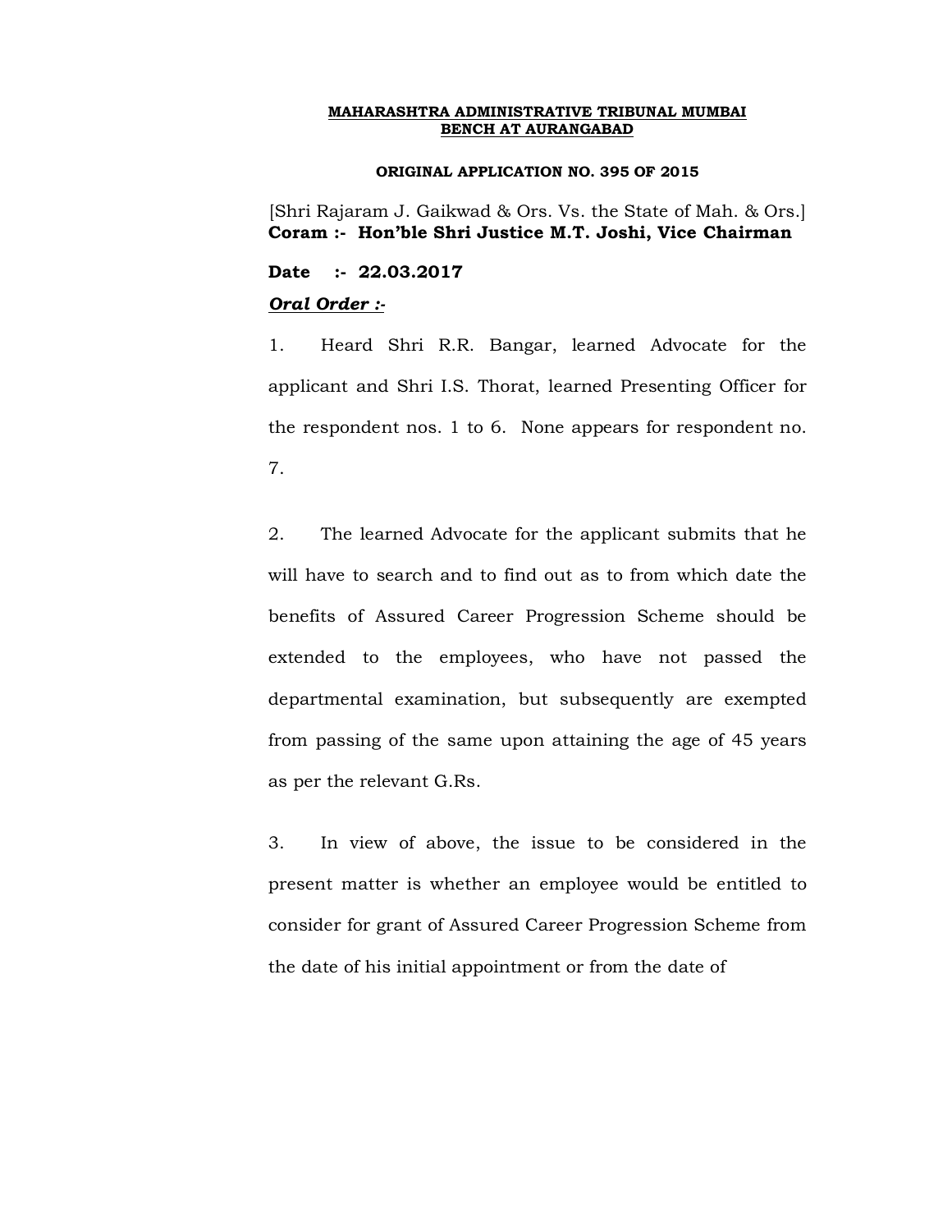**MAHARASHTRA ADMINISTRATIVE TRIBUNAL MUMBAI**
**BENCH AT AURANGABAD**

**ORIGINAL APPLICATION NO. 395 OF 2015**

[Shri Rajaram J. Gaikwad & Ors. Vs. the State of Mah. & Ors.]
**Coram :- Hon'ble Shri Justice M.T. Joshi, Vice Chairman**

**Date :- 22.03.2017**

***Oral Order :-***

1. Heard Shri R.R. Bangar, learned Advocate for the applicant and Shri I.S. Thorat, learned Presenting Officer for the respondent nos. 1 to 6. None appears for respondent no. 7.

2. The learned Advocate for the applicant submits that he will have to search and to find out as to from which date the benefits of Assured Career Progression Scheme should be extended to the employees, who have not passed the departmental examination, but subsequently are exempted from passing of the same upon attaining the age of 45 years as per the relevant G.Rs.

3. In view of above, the issue to be considered in the present matter is whether an employee would be entitled to consider for grant of Assured Career Progression Scheme from the date of his initial appointment or from the date of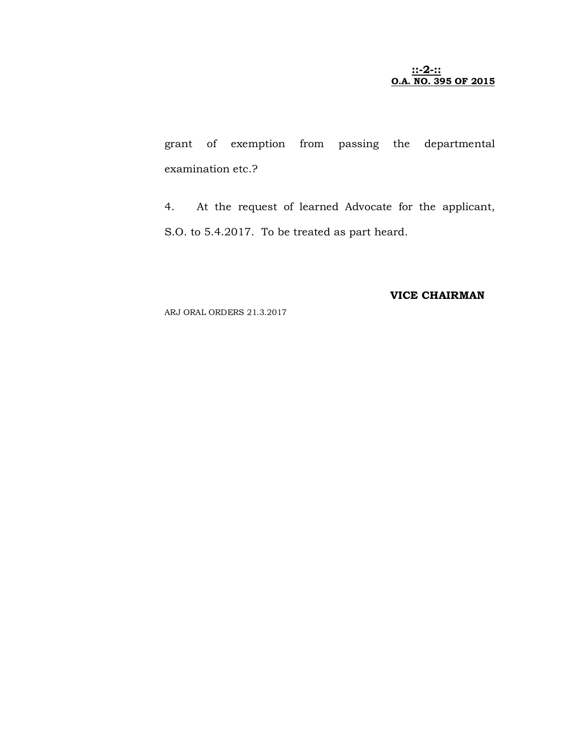grant of exemption from passing the departmental examination etc.?

4. At the request of learned Advocate for the applicant, S.O. to 5.4.2017. To be treated as part heard.

**VICE CHAIRMAN**

ARJ ORAL ORDERS 21.3.2017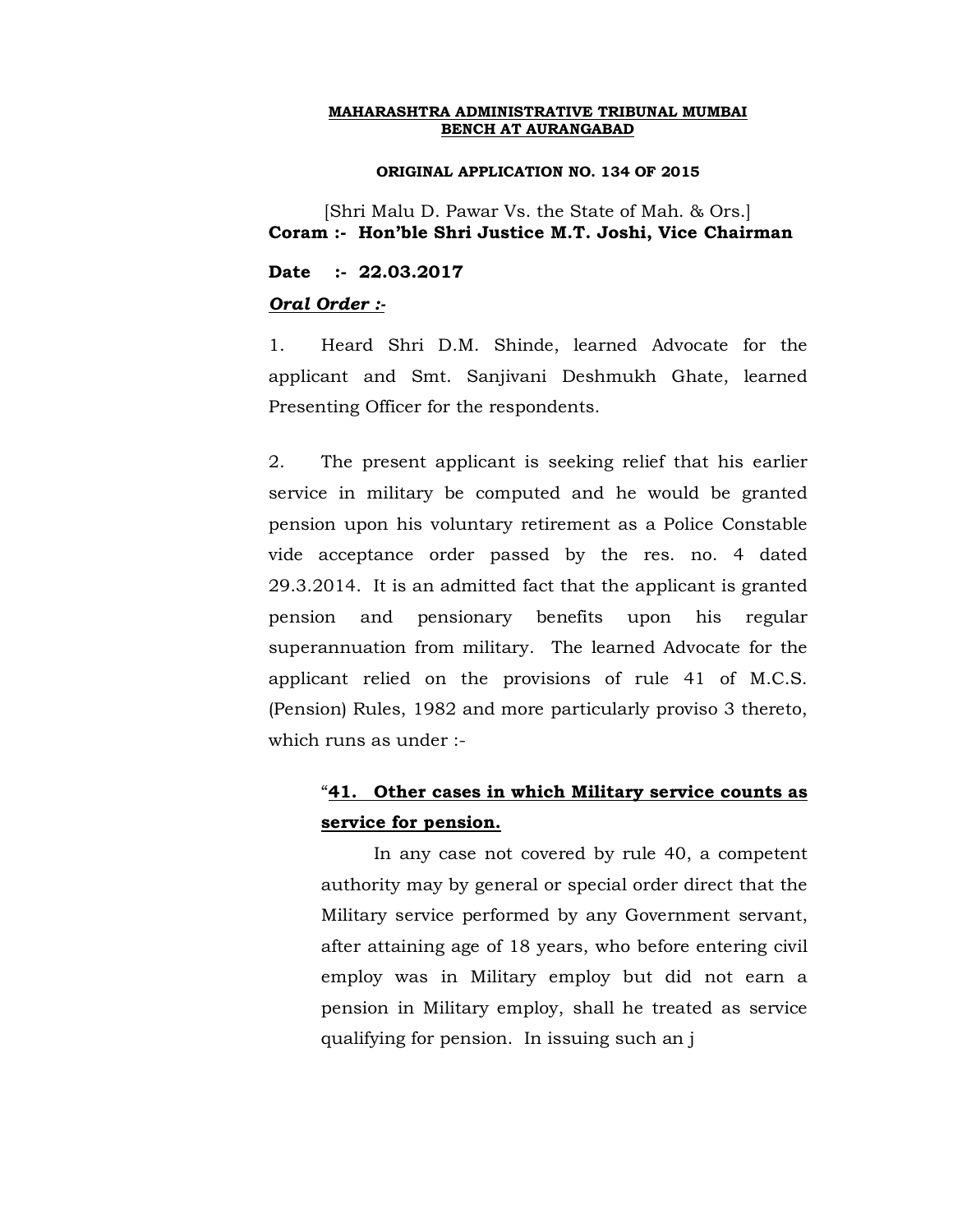**MAHARASHTRA ADMINISTRATIVE TRIBUNAL MUMBAI**
**BENCH AT AURANGABAD**

**ORIGINAL APPLICATION NO. 134 OF 2015**

[Shri Malu D. Pawar Vs. the State of Mah. & Ors.]
**Coram :- Hon'ble Shri Justice M.T. Joshi, Vice Chairman**

**Date :- 22.03.2017**

***Oral Order :-***

1. Heard Shri D.M. Shinde, learned Advocate for the applicant and Smt. Sanjivani Deshmukh Ghate, learned Presenting Officer for the respondents.

2. The present applicant is seeking relief that his earlier service in military be computed and he would be granted pension upon his voluntary retirement as a Police Constable vide acceptance order passed by the res. no. 4 dated 29.3.2014. It is an admitted fact that the applicant is granted pension and pensionary benefits upon his regular superannuation from military. The learned Advocate for the applicant relied on the provisions of rule 41 of M.C.S. (Pension) Rules, 1982 and more particularly proviso 3 thereto, which runs as under :-

> "**41. Other cases in which Military service counts as service for pension.**
>
> In any case not covered by rule 40, a competent authority may by general or special order direct that the Military service performed by any Government servant, after attaining age of 18 years, who before entering civil employ was in Military employ but did not earn a pension in Military employ, shall he treated as service qualifying for pension. In issuing such an j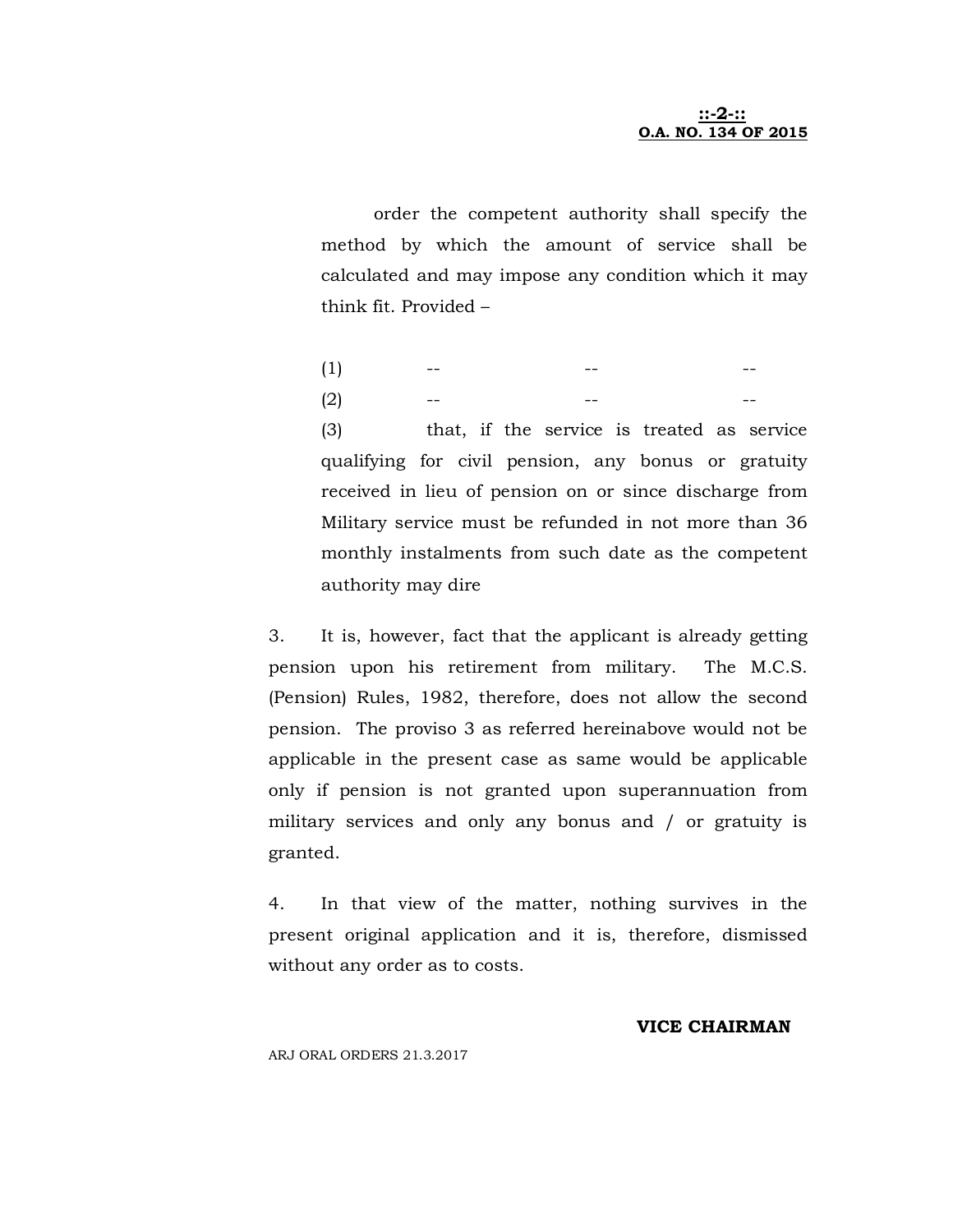order the competent authority shall specify the method by which the amount of service shall be calculated and may impose any condition which it may think fit. Provided –

(1) -- -- --

(2) -- -- --

(3) that, if the service is treated as service qualifying for civil pension, any bonus or gratuity received in lieu of pension on or since discharge from Military service must be refunded in not more than 36 monthly instalments from such date as the competent authority may dire

3. It is, however, fact that the applicant is already getting pension upon his retirement from military. The M.C.S. (Pension) Rules, 1982, therefore, does not allow the second pension. The proviso 3 as referred hereinabove would not be applicable in the present case as same would be applicable only if pension is not granted upon superannuation from military services and only any bonus and / or gratuity is granted.

4. In that view of the matter, nothing survives in the present original application and it is, therefore, dismissed without any order as to costs.

**VICE CHAIRMAN**

ARJ ORAL ORDERS 21.3.2017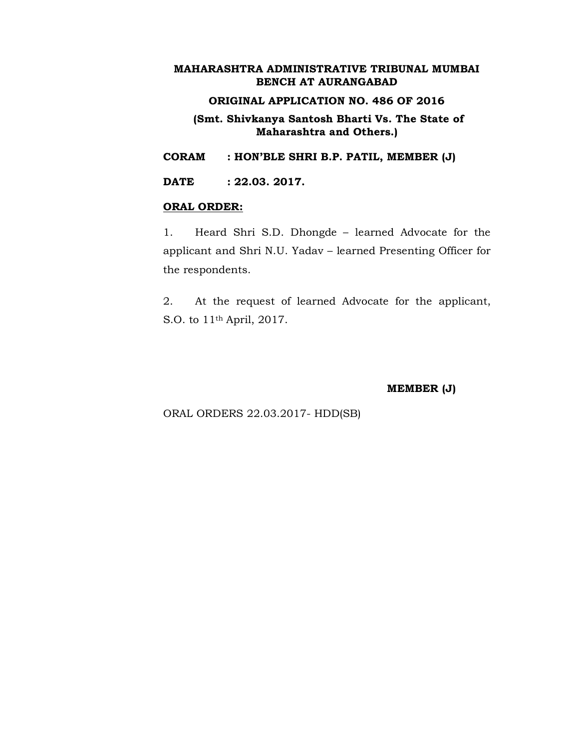**MAHARASHTRA ADMINISTRATIVE TRIBUNAL MUMBAI BENCH AT AURANGABAD**

**ORIGINAL APPLICATION NO. 486 OF 2016**

**(Smt. Shivkanya Santosh Bharti Vs. The State of Maharashtra and Others.)**

**CORAM : HON'BLE SHRI B.P. PATIL, MEMBER (J)**

**DATE : 22.03. 2017.**

**ORAL ORDER:**

1. Heard Shri S.D. Dhongde – learned Advocate for the applicant and Shri N.U. Yadav – learned Presenting Officer for the respondents.

2. At the request of learned Advocate for the applicant, S.O. to 11th April, 2017.

**MEMBER (J)**

ORAL ORDERS 22.03.2017- HDD(SB)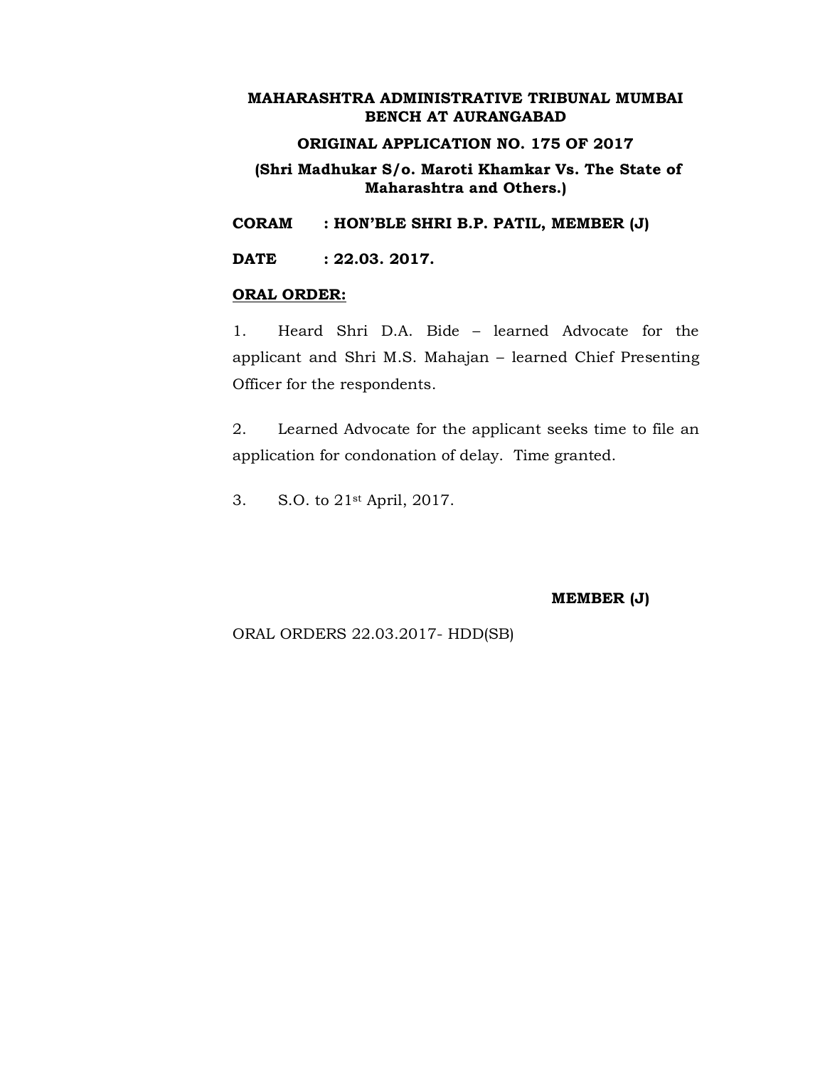**MAHARASHTRA ADMINISTRATIVE TRIBUNAL MUMBAI BENCH AT AURANGABAD**

**ORIGINAL APPLICATION NO. 175 OF 2017**

**(Shri Madhukar S/o. Maroti Khamkar Vs. The State of Maharashtra and Others.)**

**CORAM : HON'BLE SHRI B.P. PATIL, MEMBER (J)**

**DATE : 22.03. 2017.**

**ORAL ORDER:**

1. Heard Shri D.A. Bide – learned Advocate for the applicant and Shri M.S. Mahajan – learned Chief Presenting Officer for the respondents.

2. Learned Advocate for the applicant seeks time to file an application for condonation of delay. Time granted.

3. S.O. to 21st April, 2017.

**MEMBER (J)**

ORAL ORDERS 22.03.2017- HDD(SB)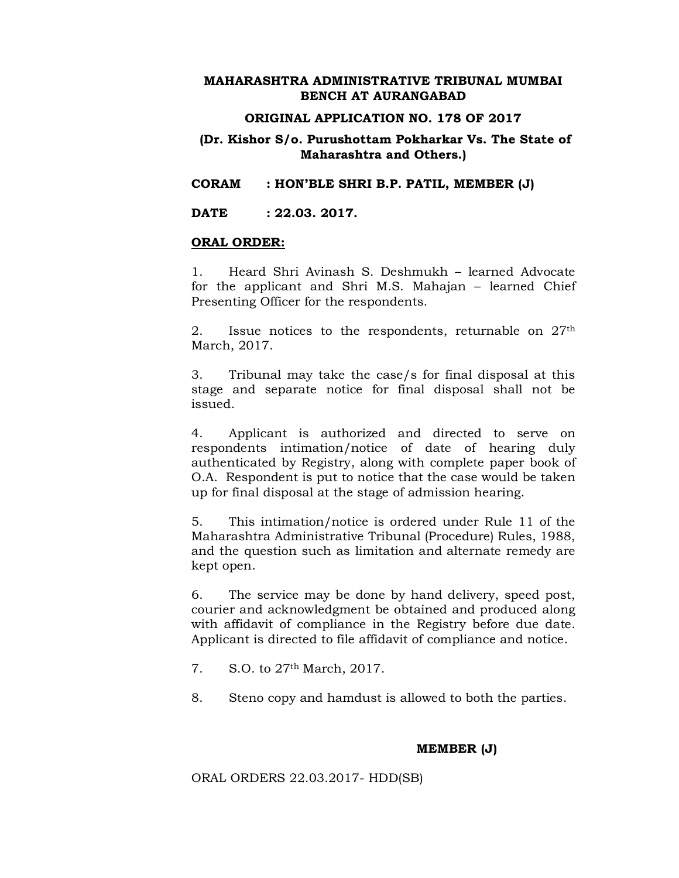**MAHARASHTRA ADMINISTRATIVE TRIBUNAL MUMBAI BENCH AT AURANGABAD**

**ORIGINAL APPLICATION NO. 178 OF 2017**

**(Dr. Kishor S/o. Purushottam Pokharkar Vs. The State of Maharashtra and Others.)**

**CORAM : HON'BLE SHRI B.P. PATIL, MEMBER (J)**

**DATE : 22.03. 2017.**

**ORAL ORDER:**

1. Heard Shri Avinash S. Deshmukh – learned Advocate for the applicant and Shri M.S. Mahajan – learned Chief Presenting Officer for the respondents.

2. Issue notices to the respondents, returnable on 27th March, 2017.

3. Tribunal may take the case/s for final disposal at this stage and separate notice for final disposal shall not be issued.

4. Applicant is authorized and directed to serve on respondents intimation/notice of date of hearing duly authenticated by Registry, along with complete paper book of O.A. Respondent is put to notice that the case would be taken up for final disposal at the stage of admission hearing.

5. This intimation/notice is ordered under Rule 11 of the Maharashtra Administrative Tribunal (Procedure) Rules, 1988, and the question such as limitation and alternate remedy are kept open.

6. The service may be done by hand delivery, speed post, courier and acknowledgment be obtained and produced along with affidavit of compliance in the Registry before due date. Applicant is directed to file affidavit of compliance and notice.

7. S.O. to 27th March, 2017.

8. Steno copy and hamdust is allowed to both the parties.

**MEMBER (J)**

ORAL ORDERS 22.03.2017- HDD(SB)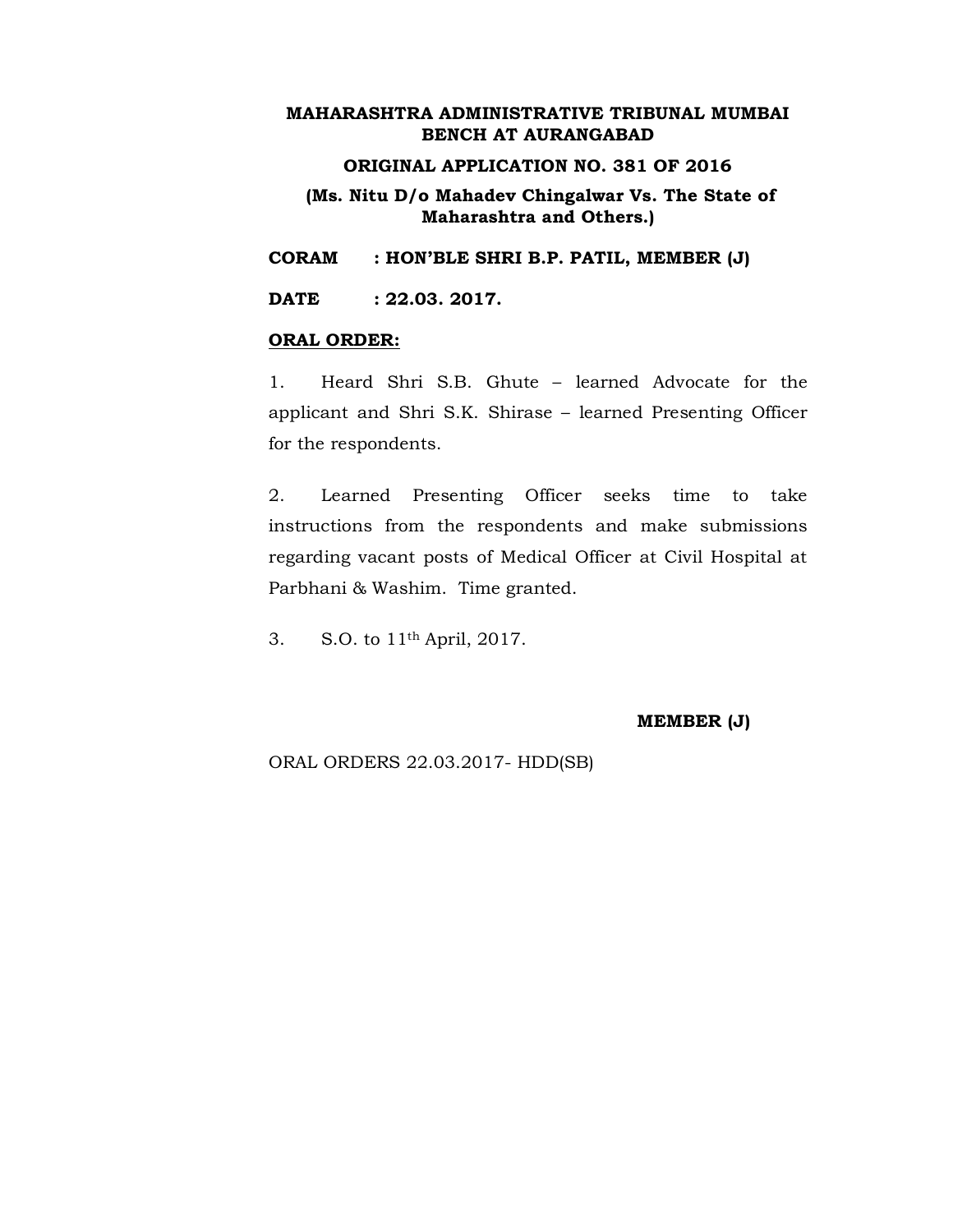**MAHARASHTRA ADMINISTRATIVE TRIBUNAL MUMBAI BENCH AT AURANGABAD**

**ORIGINAL APPLICATION NO. 381 OF 2016**

**(Ms. Nitu D/o Mahadev Chingalwar Vs. The State of Maharashtra and Others.)**

**CORAM : HON'BLE SHRI B.P. PATIL, MEMBER (J)**

**DATE : 22.03. 2017.**

**ORAL ORDER:**

1. Heard Shri S.B. Ghute – learned Advocate for the applicant and Shri S.K. Shirase – learned Presenting Officer for the respondents.

2. Learned Presenting Officer seeks time to take instructions from the respondents and make submissions regarding vacant posts of Medical Officer at Civil Hospital at Parbhani & Washim. Time granted.

3. S.O. to 11th April, 2017.

**MEMBER (J)**

ORAL ORDERS 22.03.2017- HDD(SB)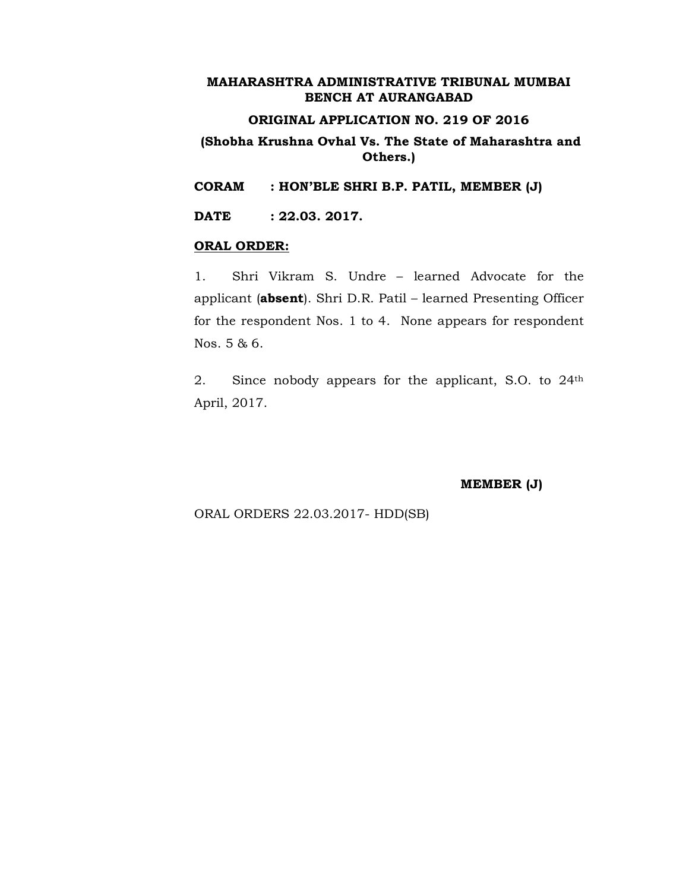**MAHARASHTRA ADMINISTRATIVE TRIBUNAL MUMBAI BENCH AT AURANGABAD**

**ORIGINAL APPLICATION NO. 219 OF 2016**

**(Shobha Krushna Ovhal Vs. The State of Maharashtra and Others.)**

**CORAM : HON'BLE SHRI B.P. PATIL, MEMBER (J)**

**DATE : 22.03. 2017.**

**ORAL ORDER:**

1. Shri Vikram S. Undre – learned Advocate for the applicant (**absent**). Shri D.R. Patil – learned Presenting Officer for the respondent Nos. 1 to 4. None appears for respondent Nos. 5 & 6.

2. Since nobody appears for the applicant, S.O. to 24th April, 2017.

**MEMBER (J)**

ORAL ORDERS 22.03.2017- HDD(SB)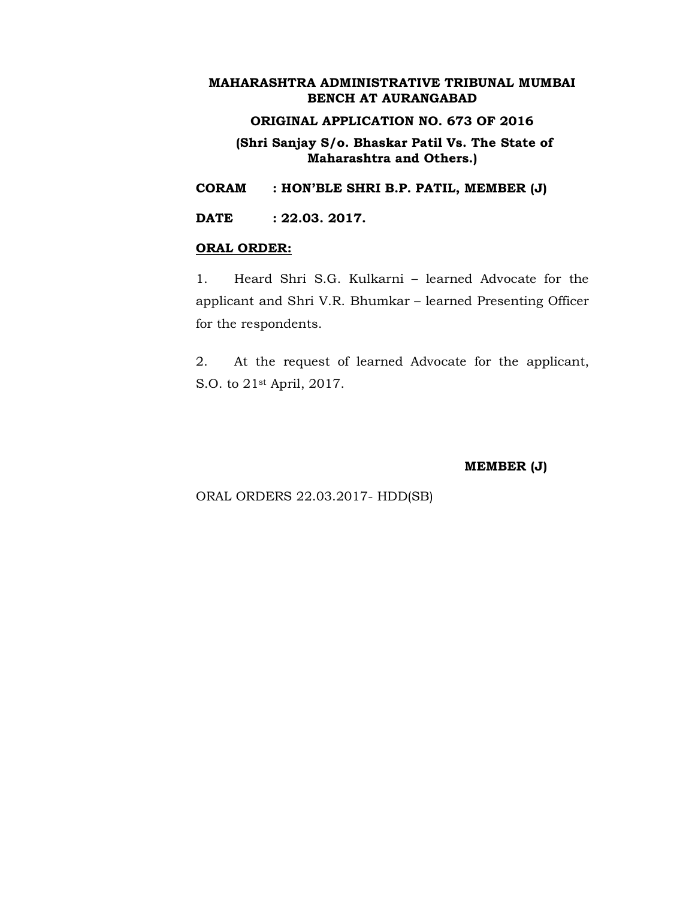**MAHARASHTRA ADMINISTRATIVE TRIBUNAL MUMBAI BENCH AT AURANGABAD**

**ORIGINAL APPLICATION NO. 673 OF 2016**

**(Shri Sanjay S/o. Bhaskar Patil Vs. The State of Maharashtra and Others.)**

**CORAM : HON'BLE SHRI B.P. PATIL, MEMBER (J)**

**DATE : 22.03. 2017.**

**<u>ORAL ORDER:</u>**

1. Heard Shri S.G. Kulkarni – learned Advocate for the applicant and Shri V.R. Bhumkar – learned Presenting Officer for the respondents.

2. At the request of learned Advocate for the applicant, S.O. to 21st April, 2017.

**MEMBER (J)**

ORAL ORDERS 22.03.2017- HDD(SB)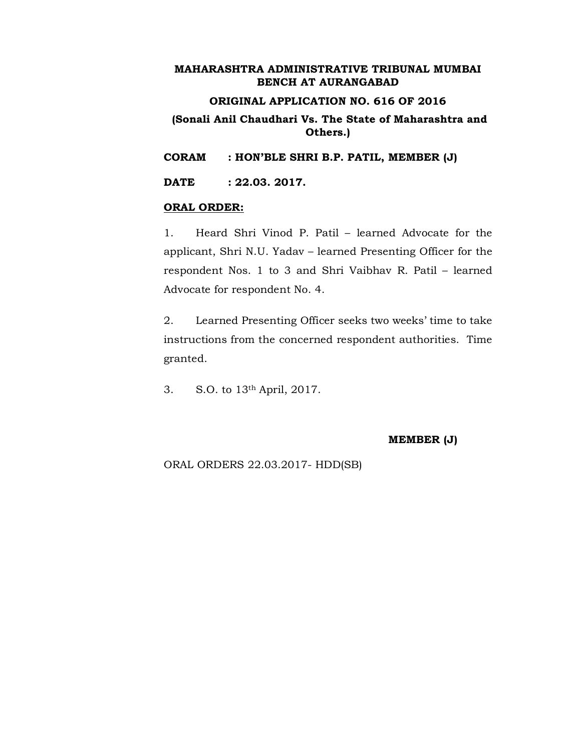**MAHARASHTRA ADMINISTRATIVE TRIBUNAL MUMBAI BENCH AT AURANGABAD**

**ORIGINAL APPLICATION NO. 616 OF 2016**

**(Sonali Anil Chaudhari Vs. The State of Maharashtra and Others.)**

**CORAM : HON'BLE SHRI B.P. PATIL, MEMBER (J)**

**DATE : 22.03. 2017.**

**ORAL ORDER:**

1. Heard Shri Vinod P. Patil – learned Advocate for the applicant, Shri N.U. Yadav – learned Presenting Officer for the respondent Nos. 1 to 3 and Shri Vaibhav R. Patil – learned Advocate for respondent No. 4.

2. Learned Presenting Officer seeks two weeks' time to take instructions from the concerned respondent authorities. Time granted.

3. S.O. to 13th April, 2017.

**MEMBER (J)**

ORAL ORDERS 22.03.2017- HDD(SB)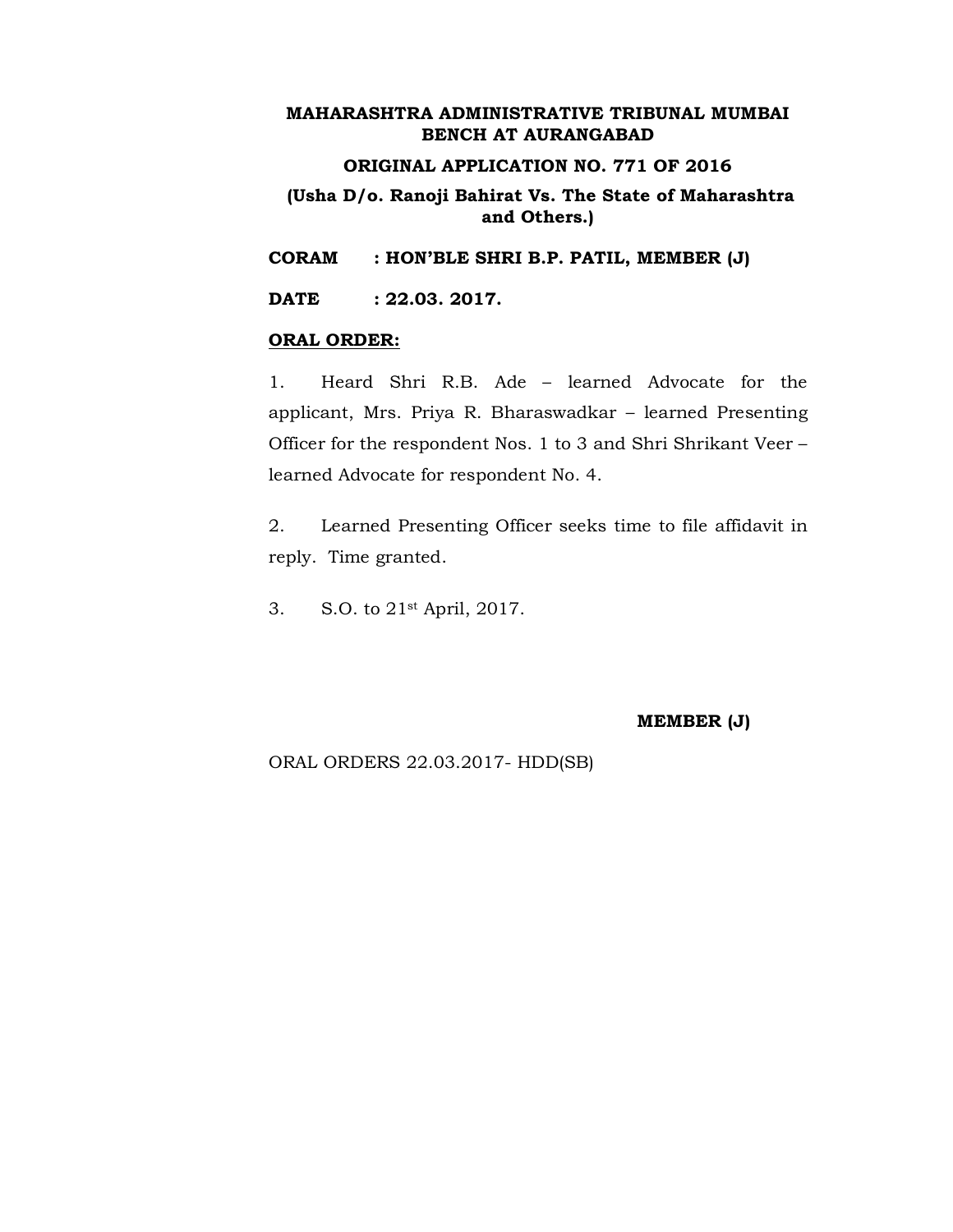**MAHARASHTRA ADMINISTRATIVE TRIBUNAL MUMBAI BENCH AT AURANGABAD**

**ORIGINAL APPLICATION NO. 771 OF 2016**

**(Usha D/o. Ranoji Bahirat Vs. The State of Maharashtra and Others.)**

**CORAM : HON'BLE SHRI B.P. PATIL, MEMBER (J)**

**DATE : 22.03. 2017.**

**ORAL ORDER:**

1. Heard Shri R.B. Ade – learned Advocate for the applicant, Mrs. Priya R. Bharaswadkar – learned Presenting Officer for the respondent Nos. 1 to 3 and Shri Shrikant Veer – learned Advocate for respondent No. 4.

2. Learned Presenting Officer seeks time to file affidavit in reply. Time granted.

3. S.O. to 21st April, 2017.

**MEMBER (J)**

ORAL ORDERS 22.03.2017- HDD(SB)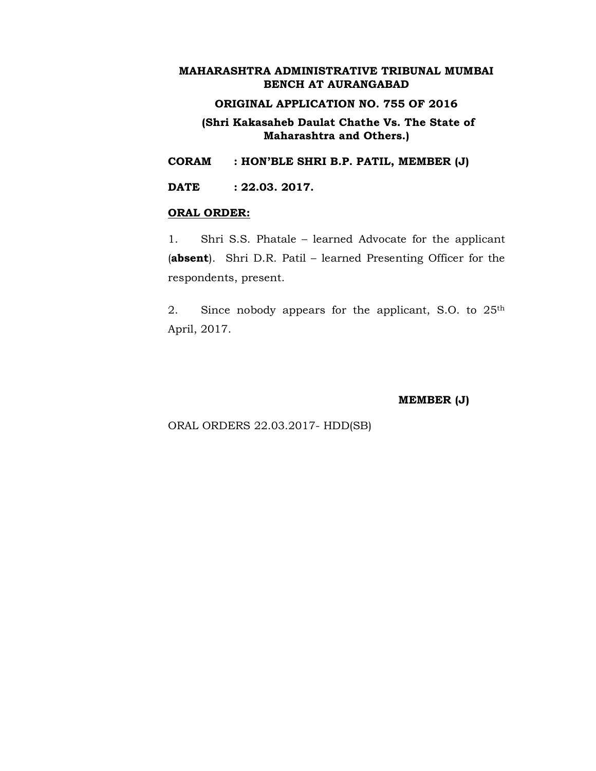**MAHARASHTRA ADMINISTRATIVE TRIBUNAL MUMBAI BENCH AT AURANGABAD**

**ORIGINAL APPLICATION NO. 755 OF 2016**

**(Shri Kakasaheb Daulat Chathe Vs. The State of Maharashtra and Others.)**

**CORAM : HON'BLE SHRI B.P. PATIL, MEMBER (J)**

**DATE : 22.03. 2017.**

**ORAL ORDER:**

1. Shri S.S. Phatale – learned Advocate for the applicant (**absent**). Shri D.R. Patil – learned Presenting Officer for the respondents, present.

2. Since nobody appears for the applicant, S.O. to 25th April, 2017.

**MEMBER (J)**

ORAL ORDERS 22.03.2017- HDD(SB)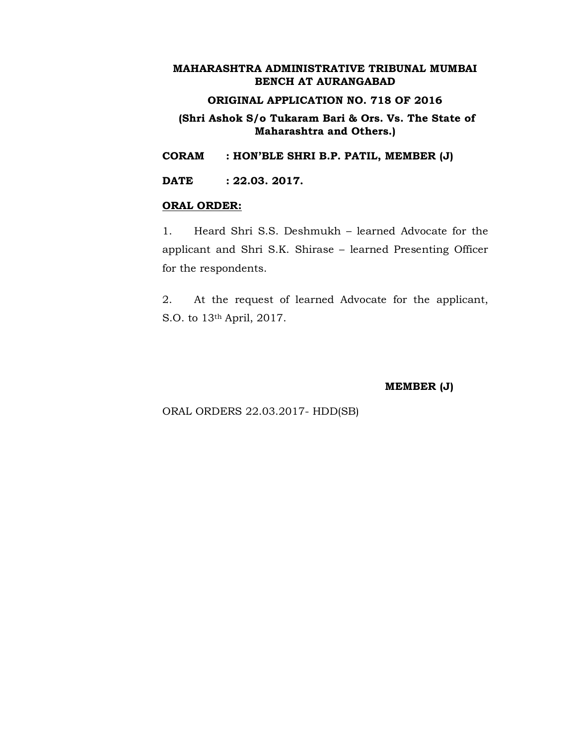**MAHARASHTRA ADMINISTRATIVE TRIBUNAL MUMBAI BENCH AT AURANGABAD**

**ORIGINAL APPLICATION NO. 718 OF 2016**

**(Shri Ashok S/o Tukaram Bari & Ors. Vs. The State of Maharashtra and Others.)**

**CORAM : HON'BLE SHRI B.P. PATIL, MEMBER (J)**

**DATE : 22.03. 2017.**

**ORAL ORDER:**

1. Heard Shri S.S. Deshmukh – learned Advocate for the applicant and Shri S.K. Shirase – learned Presenting Officer for the respondents.

2. At the request of learned Advocate for the applicant, S.O. to 13th April, 2017.

**MEMBER (J)**

ORAL ORDERS 22.03.2017- HDD(SB)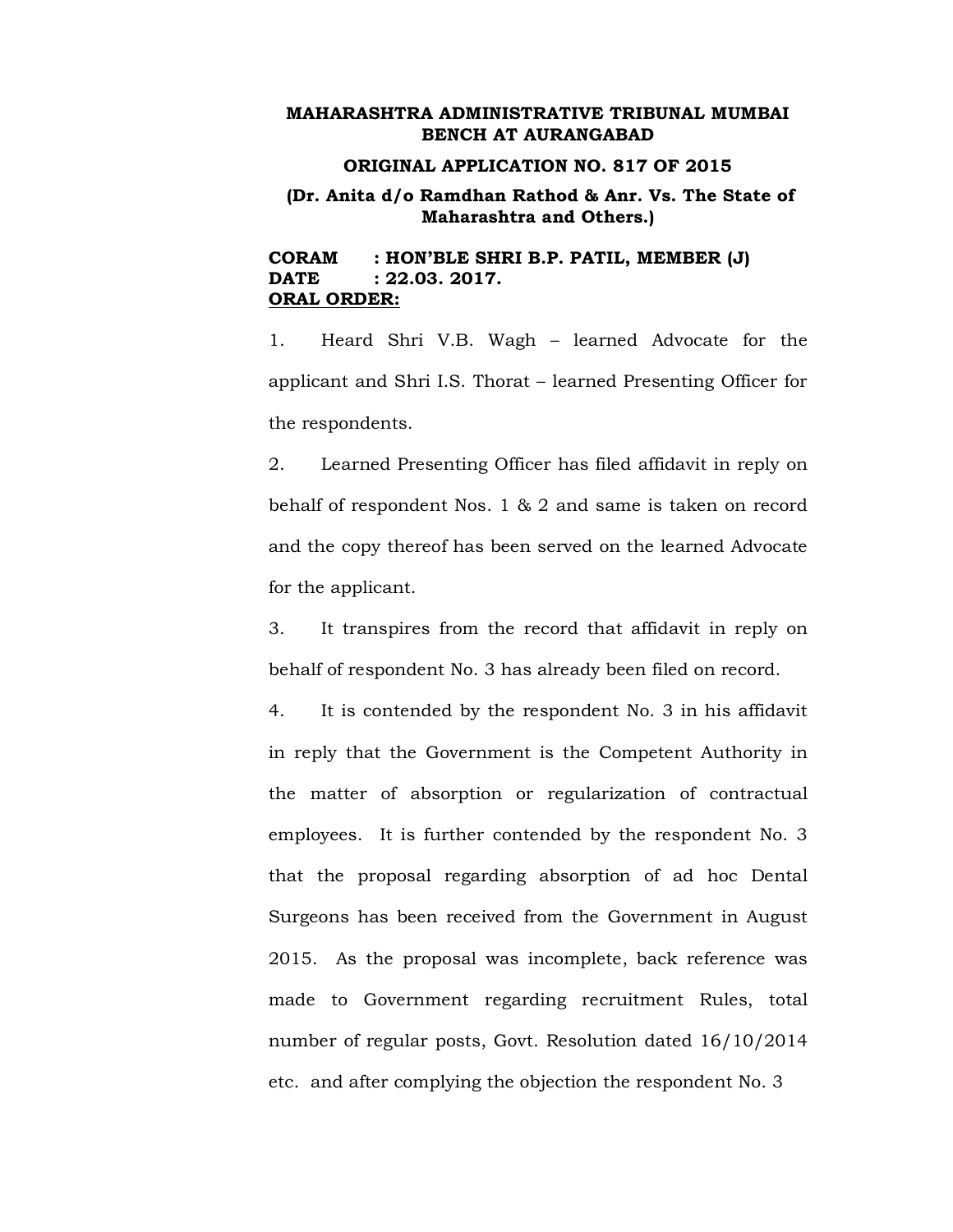**MAHARASHTRA ADMINISTRATIVE TRIBUNAL MUMBAI BENCH AT AURANGABAD**

**ORIGINAL APPLICATION NO. 817 OF 2015**

**(Dr. Anita d/o Ramdhan Rathod & Anr. Vs. The State of Maharashtra and Others.)**

**CORAM : HON'BLE SHRI B.P. PATIL, MEMBER (J)**
**DATE : 22.03. 2017.**
**<u>ORAL ORDER:</u>**

1. Heard Shri V.B. Wagh – learned Advocate for the applicant and Shri I.S. Thorat – learned Presenting Officer for the respondents.

2. Learned Presenting Officer has filed affidavit in reply on behalf of respondent Nos. 1 & 2 and same is taken on record and the copy thereof has been served on the learned Advocate for the applicant.

3. It transpires from the record that affidavit in reply on behalf of respondent No. 3 has already been filed on record.

4. It is contended by the respondent No. 3 in his affidavit in reply that the Government is the Competent Authority in the matter of absorption or regularization of contractual employees. It is further contended by the respondent No. 3 that the proposal regarding absorption of ad hoc Dental Surgeons has been received from the Government in August 2015. As the proposal was incomplete, back reference was made to Government regarding recruitment Rules, total number of regular posts, Govt. Resolution dated 16/10/2014 etc. and after complying the objection the respondent No. 3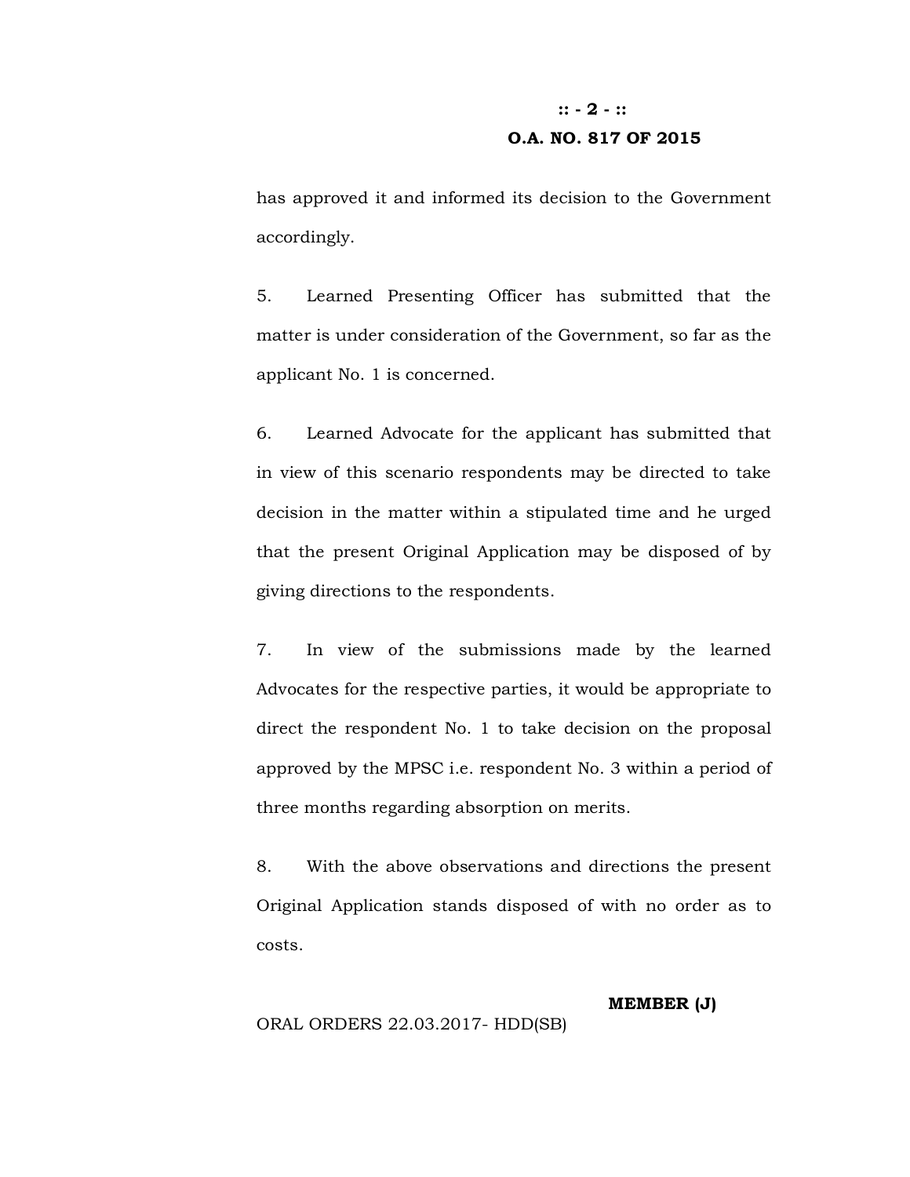has approved it and informed its decision to the Government accordingly.

5. Learned Presenting Officer has submitted that the matter is under consideration of the Government, so far as the applicant No. 1 is concerned.

6. Learned Advocate for the applicant has submitted that in view of this scenario respondents may be directed to take decision in the matter within a stipulated time and he urged that the present Original Application may be disposed of by giving directions to the respondents.

7. In view of the submissions made by the learned Advocates for the respective parties, it would be appropriate to direct the respondent No. 1 to take decision on the proposal approved by the MPSC i.e. respondent No. 3 within a period of three months regarding absorption on merits.

8. With the above observations and directions the present Original Application stands disposed of with no order as to costs.

**MEMBER (J)**

ORAL ORDERS 22.03.2017- HDD(SB)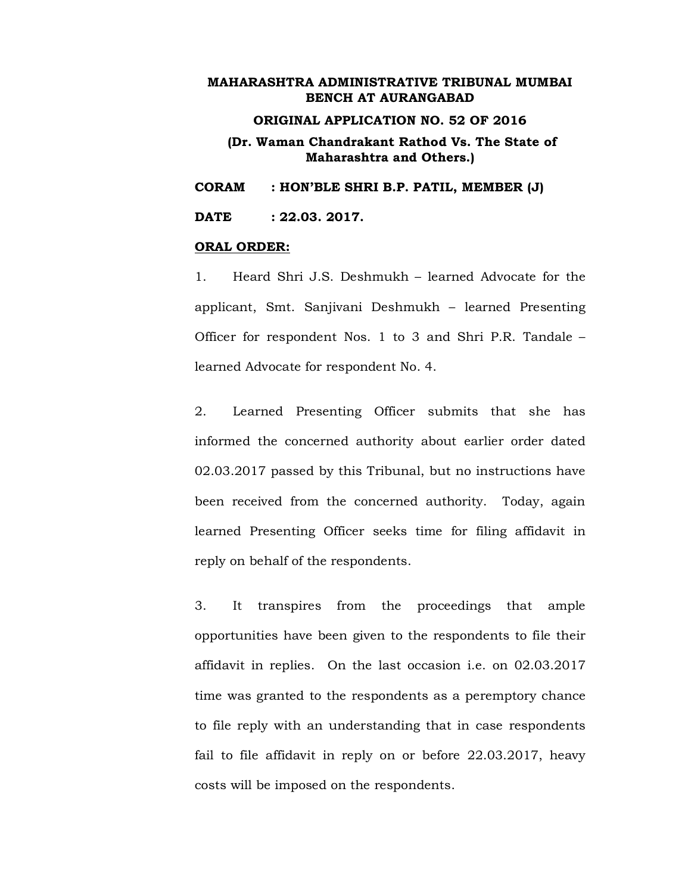**MAHARASHTRA ADMINISTRATIVE TRIBUNAL MUMBAI BENCH AT AURANGABAD**

**ORIGINAL APPLICATION NO. 52 OF 2016**

**(Dr. Waman Chandrakant Rathod Vs. The State of Maharashtra and Others.)**

**CORAM : HON'BLE SHRI B.P. PATIL, MEMBER (J)**

**DATE : 22.03. 2017.**

**ORAL ORDER:**

1. Heard Shri J.S. Deshmukh – learned Advocate for the applicant, Smt. Sanjivani Deshmukh – learned Presenting Officer for respondent Nos. 1 to 3 and Shri P.R. Tandale – learned Advocate for respondent No. 4.

2. Learned Presenting Officer submits that she has informed the concerned authority about earlier order dated 02.03.2017 passed by this Tribunal, but no instructions have been received from the concerned authority. Today, again learned Presenting Officer seeks time for filing affidavit in reply on behalf of the respondents.

3. It transpires from the proceedings that ample opportunities have been given to the respondents to file their affidavit in replies. On the last occasion i.e. on 02.03.2017 time was granted to the respondents as a peremptory chance to file reply with an understanding that in case respondents fail to file affidavit in reply on or before 22.03.2017, heavy costs will be imposed on the respondents.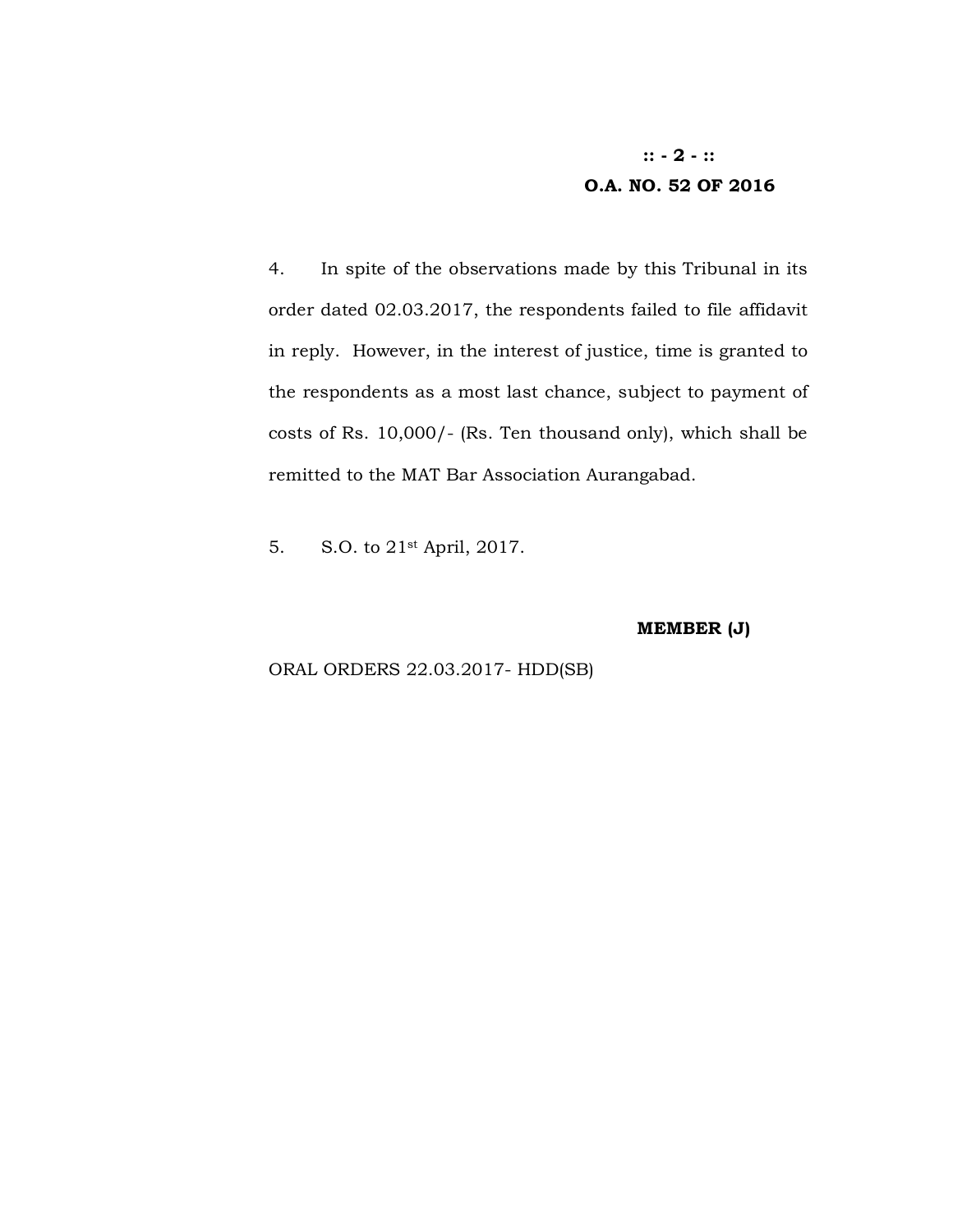**O.A. NO. 52 OF 2016**

4. In spite of the observations made by this Tribunal in its order dated 02.03.2017, the respondents failed to file affidavit in reply. However, in the interest of justice, time is granted to the respondents as a most last chance, subject to payment of costs of Rs. 10,000/- (Rs. Ten thousand only), which shall be remitted to the MAT Bar Association Aurangabad.

5. S.O. to 21st April, 2017.

**MEMBER (J)**

ORAL ORDERS 22.03.2017- HDD(SB)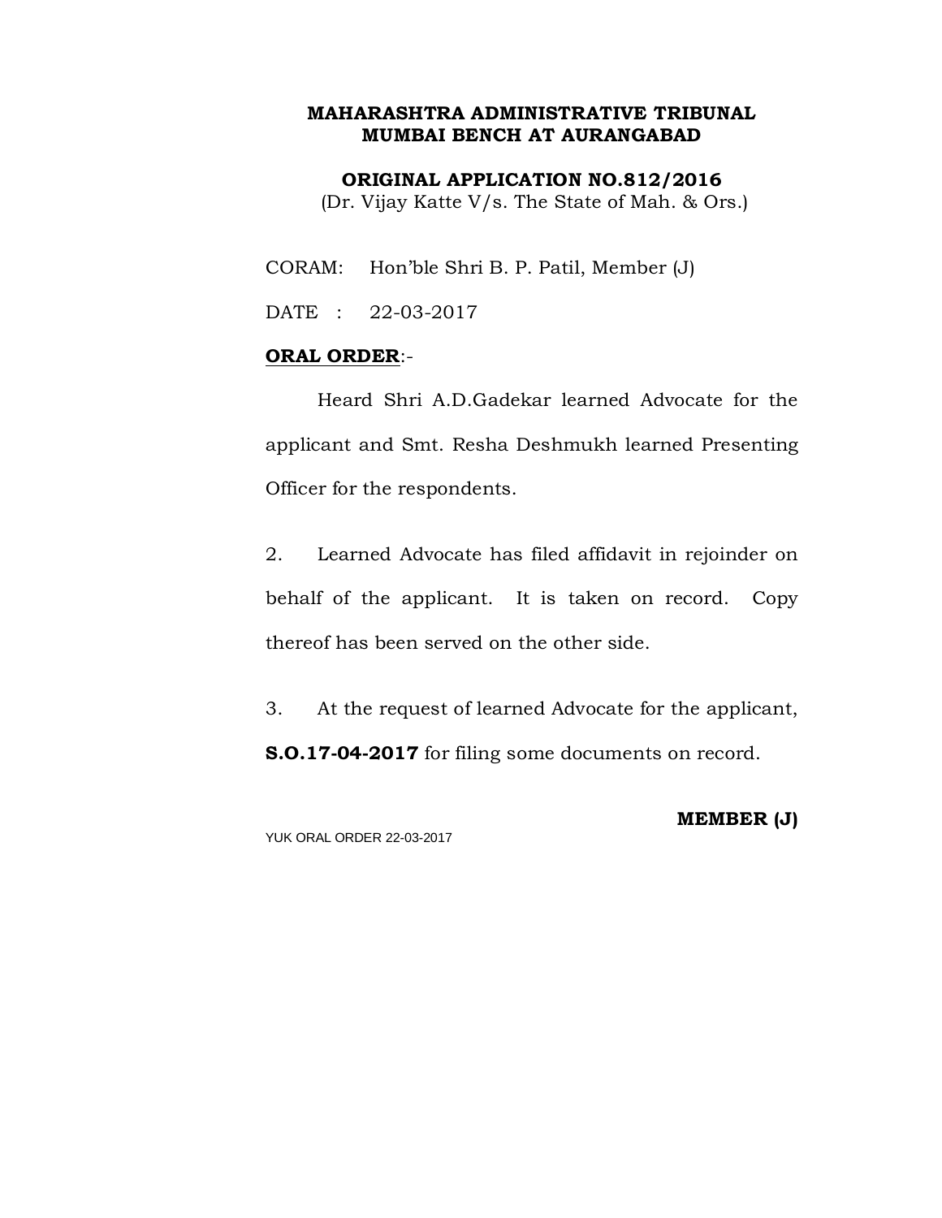**MAHARASHTRA ADMINISTRATIVE TRIBUNAL**
**MUMBAI BENCH AT AURANGABAD**

**ORIGINAL APPLICATION NO.812/2016**
(Dr. Vijay Katte V/s. The State of Mah. & Ors.)

CORAM: Hon'ble Shri B. P. Patil, Member (J)

DATE : 22-03-2017

**ORAL ORDER**:-

Heard Shri A.D.Gadekar learned Advocate for the applicant and Smt. Resha Deshmukh learned Presenting Officer for the respondents.

2. Learned Advocate has filed affidavit in rejoinder on behalf of the applicant. It is taken on record. Copy thereof has been served on the other side.

3. At the request of learned Advocate for the applicant, **S.O.17-04-2017** for filing some documents on record.

**MEMBER (J)**

YUK ORAL ORDER 22-03-2017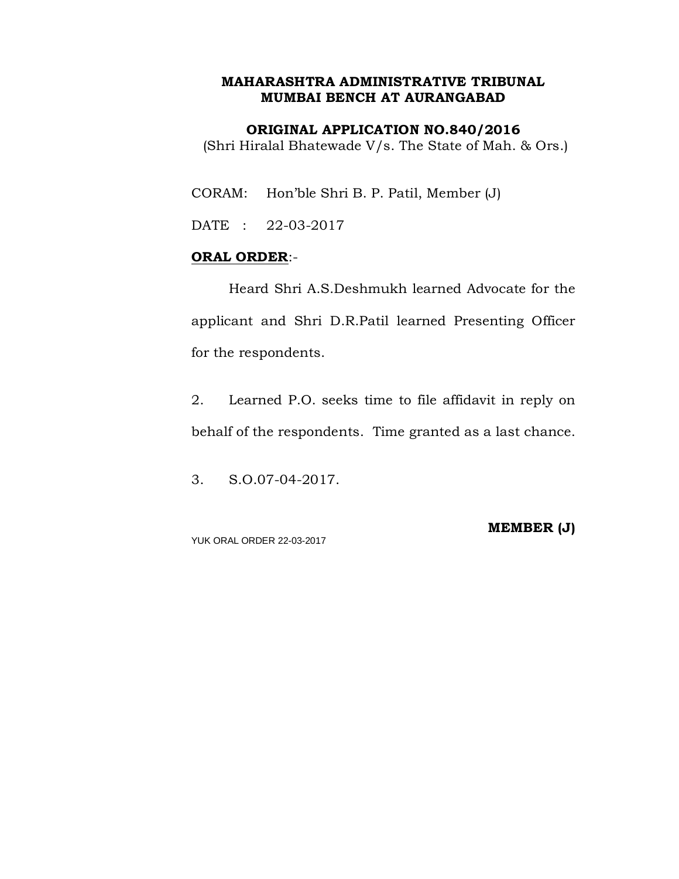**MAHARASHTRA ADMINISTRATIVE TRIBUNAL**
**MUMBAI BENCH AT AURANGABAD**

**ORIGINAL APPLICATION NO.840/2016**
(Shri Hiralal Bhatewade V/s. The State of Mah. & Ors.)

CORAM: Hon'ble Shri B. P. Patil, Member (J)

DATE : 22-03-2017

**ORAL ORDER**:-

Heard Shri A.S.Deshmukh learned Advocate for the applicant and Shri D.R.Patil learned Presenting Officer for the respondents.

2. Learned P.O. seeks time to file affidavit in reply on behalf of the respondents. Time granted as a last chance.

3. S.O.07-04-2017.

**MEMBER (J)**

YUK ORAL ORDER 22-03-2017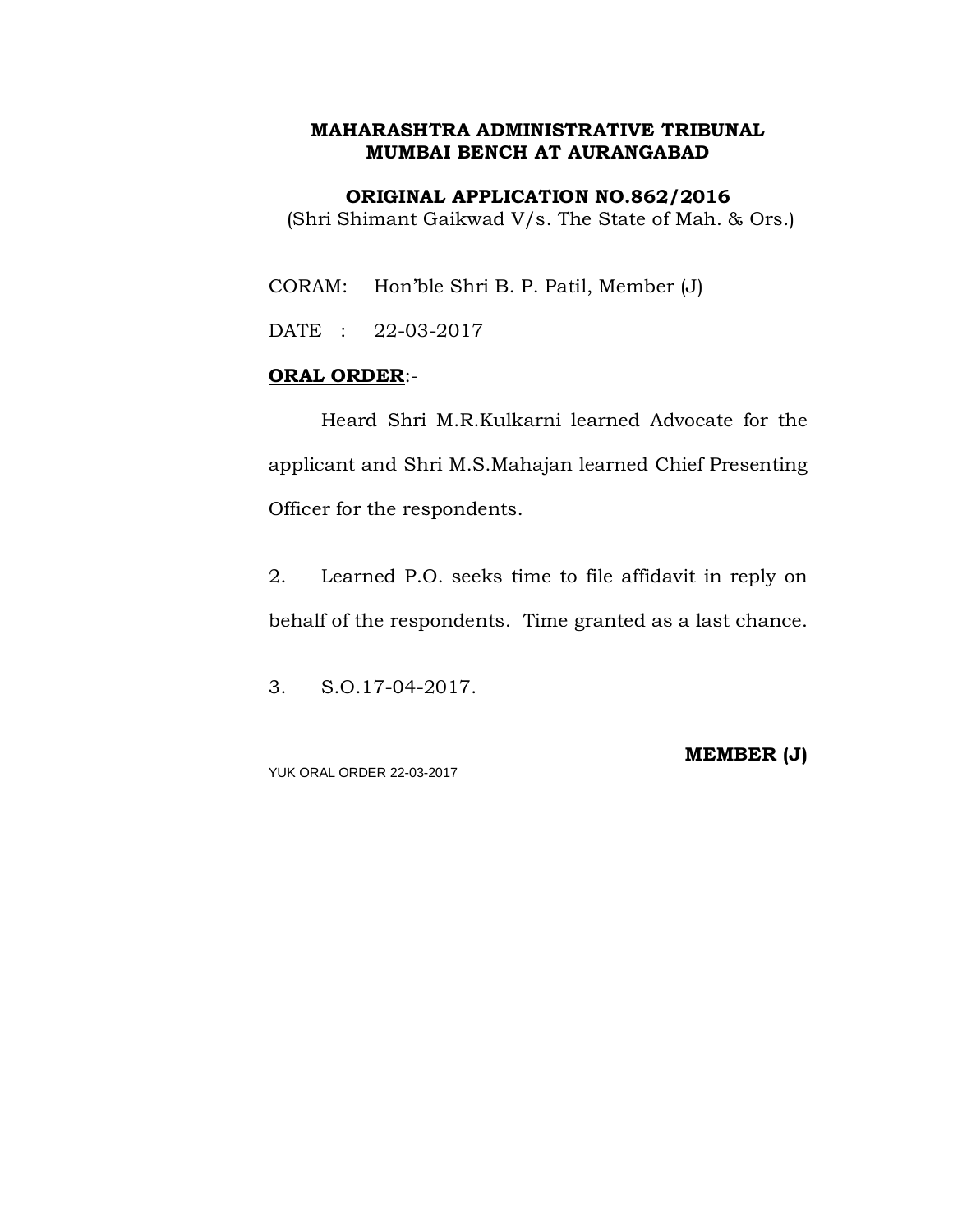**MAHARASHTRA ADMINISTRATIVE TRIBUNAL**
**MUMBAI BENCH AT AURANGABAD**

**ORIGINAL APPLICATION NO.862/2016**
(Shri Shimant Gaikwad V/s. The State of Mah. & Ors.)

CORAM: Hon'ble Shri B. P. Patil, Member (J)

DATE : 22-03-2017

**<u>ORAL ORDER</u>**:-

Heard Shri M.R.Kulkarni learned Advocate for the applicant and Shri M.S.Mahajan learned Chief Presenting Officer for the respondents.

2. Learned P.O. seeks time to file affidavit in reply on behalf of the respondents. Time granted as a last chance.

3. S.O.17-04-2017.

**MEMBER (J)**

YUK ORAL ORDER 22-03-2017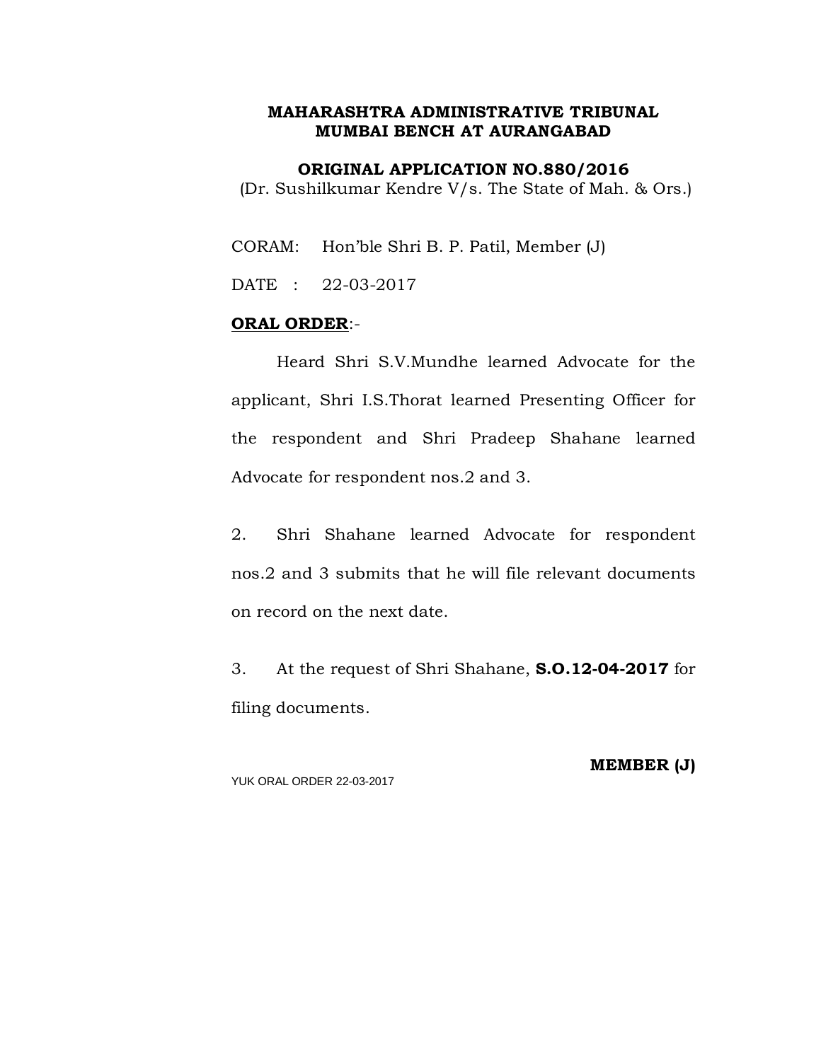**MAHARASHTRA ADMINISTRATIVE TRIBUNAL**
**MUMBAI BENCH AT AURANGABAD**

**ORIGINAL APPLICATION NO.880/2016**
(Dr. Sushilkumar Kendre V/s. The State of Mah. & Ors.)

CORAM: Hon'ble Shri B. P. Patil, Member (J)

DATE : 22-03-2017

**ORAL ORDER**:-

Heard Shri S.V.Mundhe learned Advocate for the applicant, Shri I.S.Thorat learned Presenting Officer for the respondent and Shri Pradeep Shahane learned Advocate for respondent nos.2 and 3.

2. Shri Shahane learned Advocate for respondent nos.2 and 3 submits that he will file relevant documents on record on the next date.

3. At the request of Shri Shahane, **S.O.12-04-2017** for filing documents.

**MEMBER (J)**

YUK ORAL ORDER 22-03-2017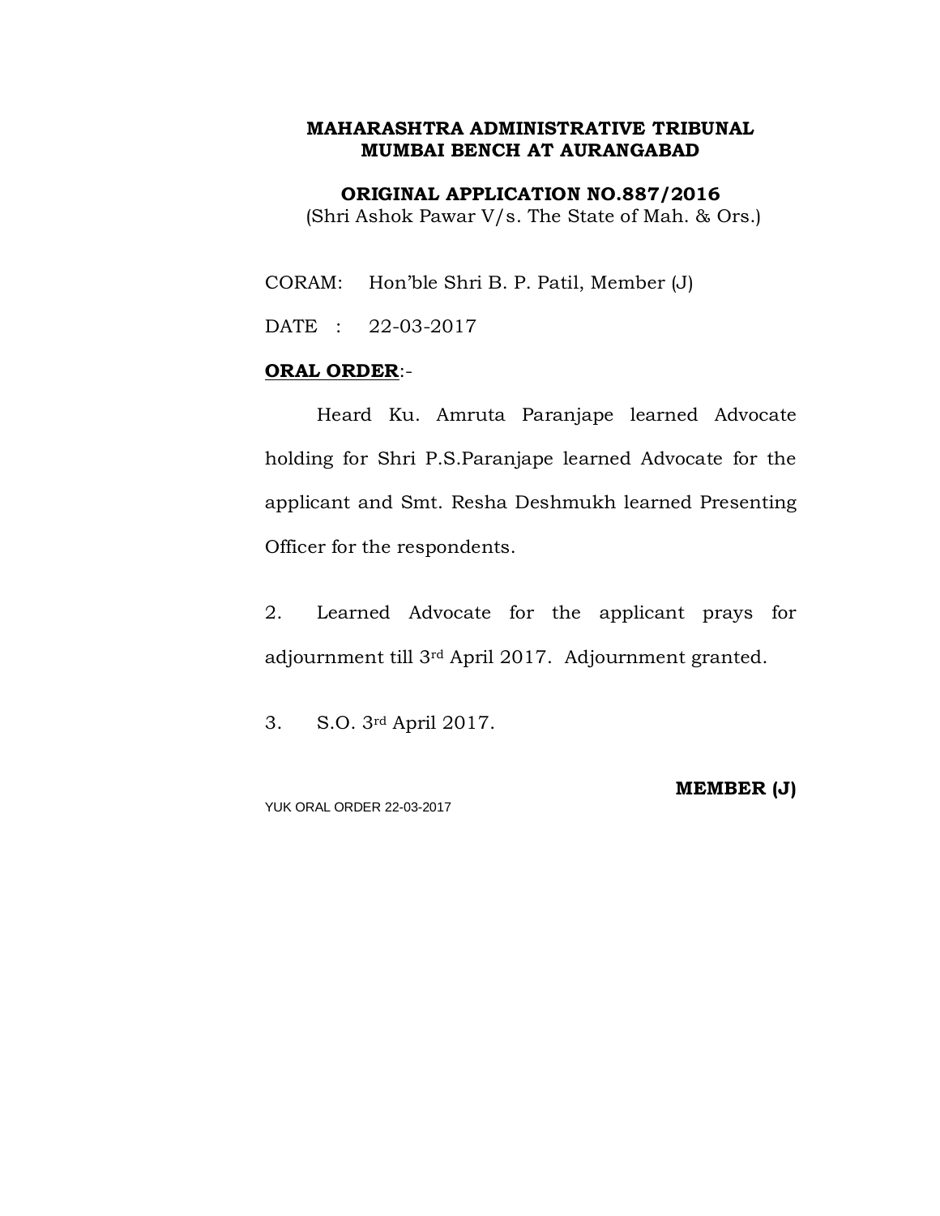**MAHARASHTRA ADMINISTRATIVE TRIBUNAL**
**MUMBAI BENCH AT AURANGABAD**

**ORIGINAL APPLICATION NO.887/2016**
(Shri Ashok Pawar V/s. The State of Mah. & Ors.)

CORAM: Hon'ble Shri B. P. Patil, Member (J)

DATE : 22-03-2017

**ORAL ORDER**:-

Heard Ku. Amruta Paranjape learned Advocate holding for Shri P.S.Paranjape learned Advocate for the applicant and Smt. Resha Deshmukh learned Presenting Officer for the respondents.

2. Learned Advocate for the applicant prays for adjournment till 3rd April 2017. Adjournment granted.

3. S.O. 3rd April 2017.

**MEMBER (J)**

YUK ORAL ORDER 22-03-2017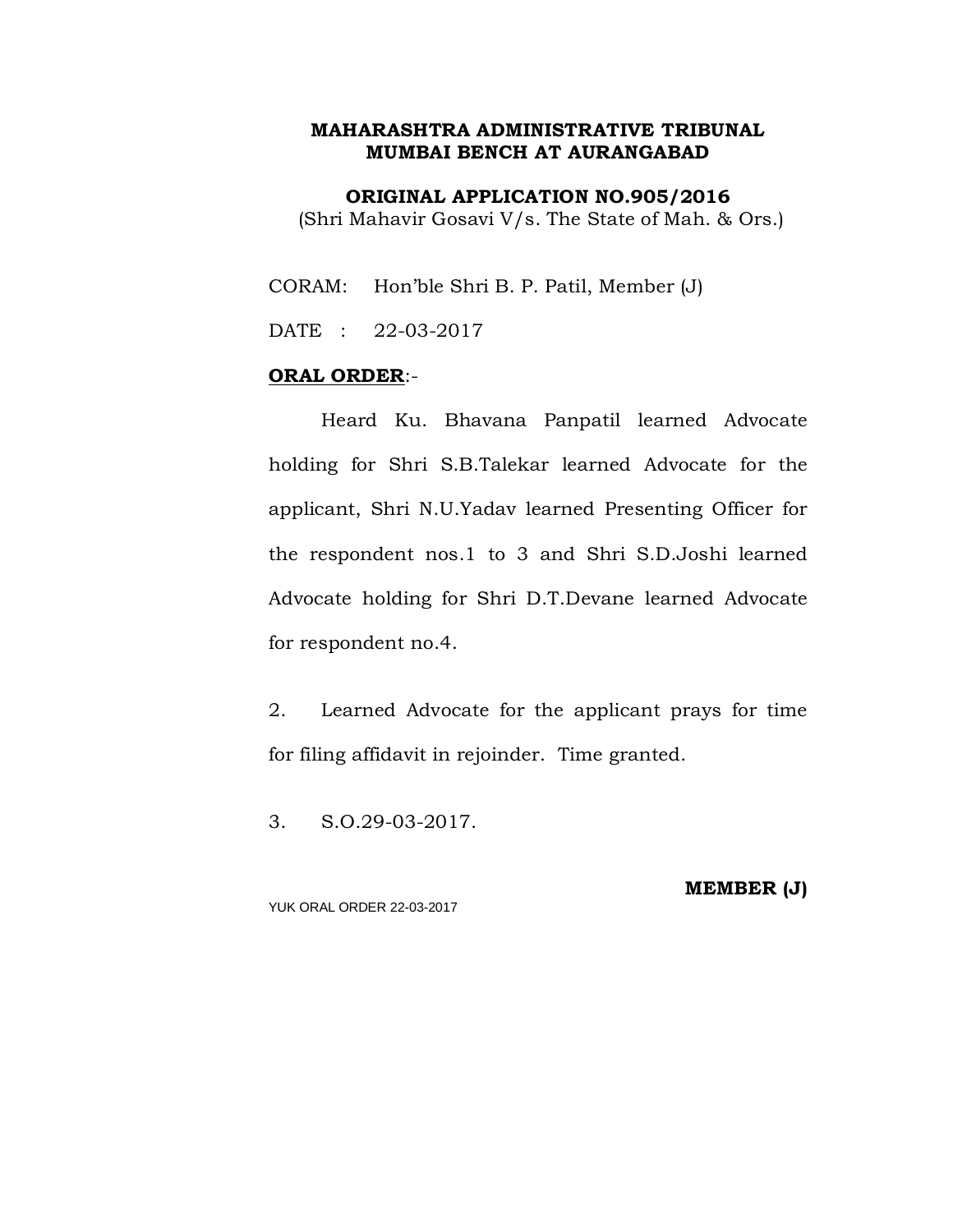**MAHARASHTRA ADMINISTRATIVE TRIBUNAL**
**MUMBAI BENCH AT AURANGABAD**

**ORIGINAL APPLICATION NO.905/2016**
(Shri Mahavir Gosavi V/s. The State of Mah. & Ors.)

CORAM: Hon'ble Shri B. P. Patil, Member (J)

DATE : 22-03-2017

**<u>ORAL ORDER</u>**:-

Heard Ku. Bhavana Panpatil learned Advocate holding for Shri S.B.Talekar learned Advocate for the applicant, Shri N.U.Yadav learned Presenting Officer for the respondent nos.1 to 3 and Shri S.D.Joshi learned Advocate holding for Shri D.T.Devane learned Advocate for respondent no.4.

2. Learned Advocate for the applicant prays for time for filing affidavit in rejoinder. Time granted.

3. S.O.29-03-2017.

**MEMBER (J)**

YUK ORAL ORDER 22-03-2017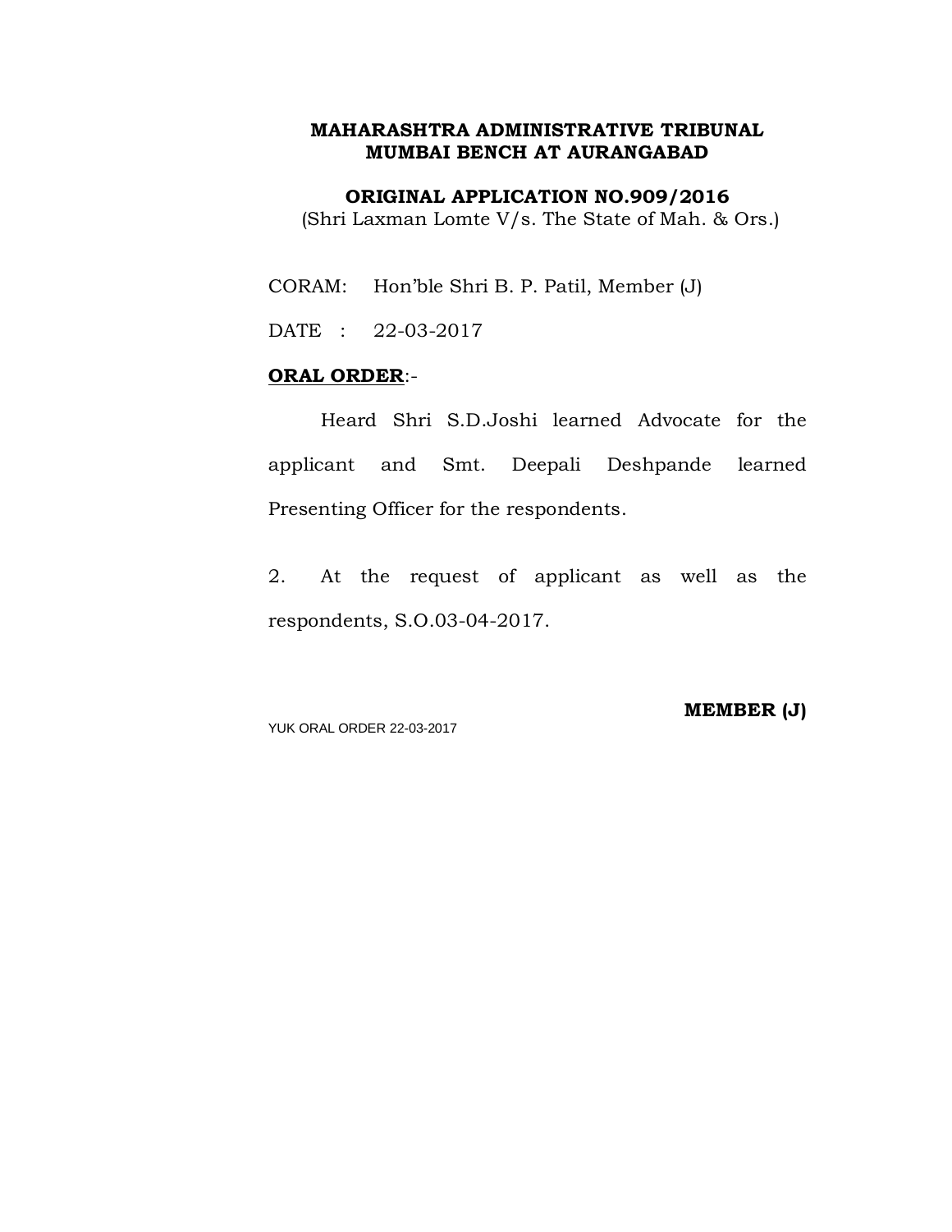**MAHARASHTRA ADMINISTRATIVE TRIBUNAL**
**MUMBAI BENCH AT AURANGABAD**

**ORIGINAL APPLICATION NO.909/2016**
(Shri Laxman Lomte V/s. The State of Mah. & Ors.)

CORAM: Hon'ble Shri B. P. Patil, Member (J)

DATE : 22-03-2017

**ORAL ORDER**:-

Heard Shri S.D.Joshi learned Advocate for the applicant and Smt. Deepali Deshpande learned Presenting Officer for the respondents.

2. At the request of applicant as well as the respondents, S.O.03-04-2017.

**MEMBER (J)**

YUK ORAL ORDER 22-03-2017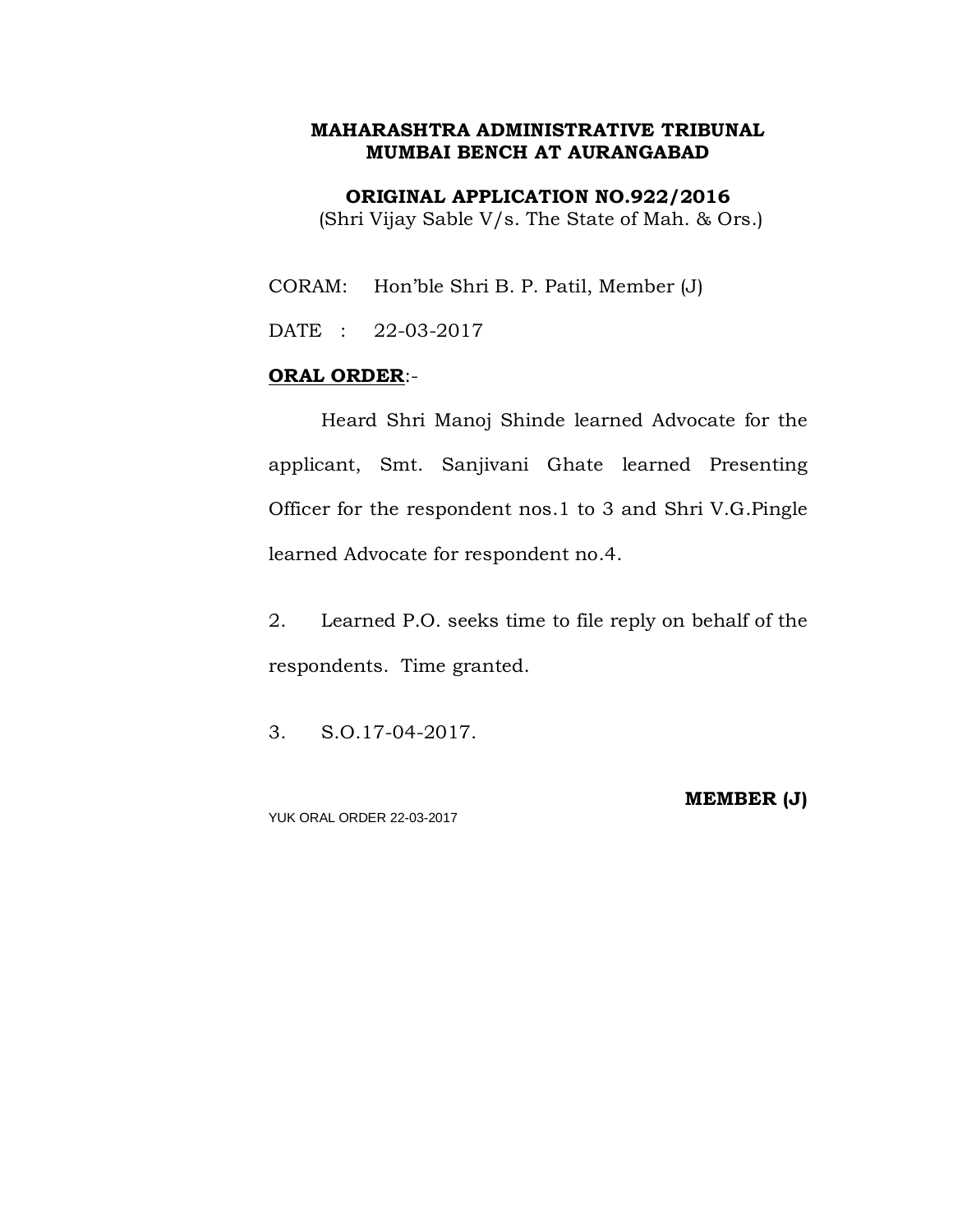**MAHARASHTRA ADMINISTRATIVE TRIBUNAL**
**MUMBAI BENCH AT AURANGABAD**

**ORIGINAL APPLICATION NO.922/2016**
(Shri Vijay Sable V/s. The State of Mah. & Ors.)

CORAM: Hon'ble Shri B. P. Patil, Member (J)

DATE : 22-03-2017

**ORAL ORDER**:-

Heard Shri Manoj Shinde learned Advocate for the applicant, Smt. Sanjivani Ghate learned Presenting Officer for the respondent nos.1 to 3 and Shri V.G.Pingle learned Advocate for respondent no.4.

2. Learned P.O. seeks time to file reply on behalf of the respondents. Time granted.

3. S.O.17-04-2017.

**MEMBER (J)**

YUK ORAL ORDER 22-03-2017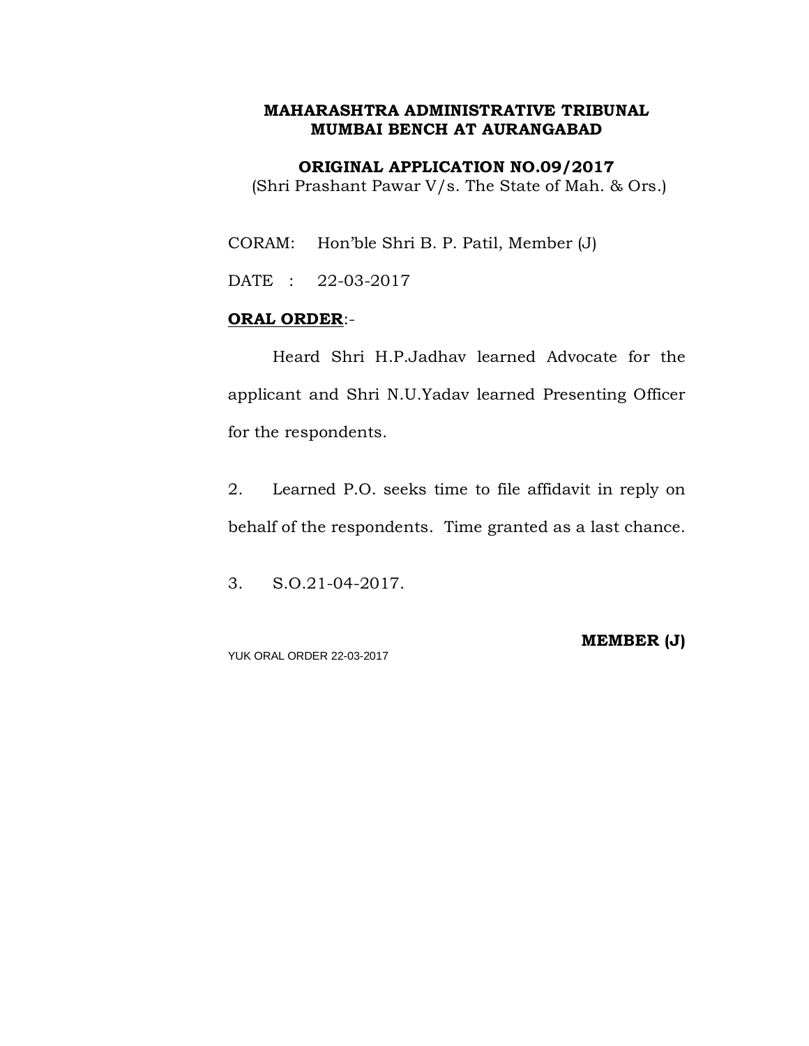**MAHARASHTRA ADMINISTRATIVE TRIBUNAL**
**MUMBAI BENCH AT AURANGABAD**

**ORIGINAL APPLICATION NO.09/2017**
(Shri Prashant Pawar V/s. The State of Mah. & Ors.)

CORAM: Hon'ble Shri B. P. Patil, Member (J)

DATE : 22-03-2017

**ORAL ORDER**:-

Heard Shri H.P.Jadhav learned Advocate for the applicant and Shri N.U.Yadav learned Presenting Officer for the respondents.

2. Learned P.O. seeks time to file affidavit in reply on behalf of the respondents. Time granted as a last chance.

3. S.O.21-04-2017.

**MEMBER (J)**

YUK ORAL ORDER 22-03-2017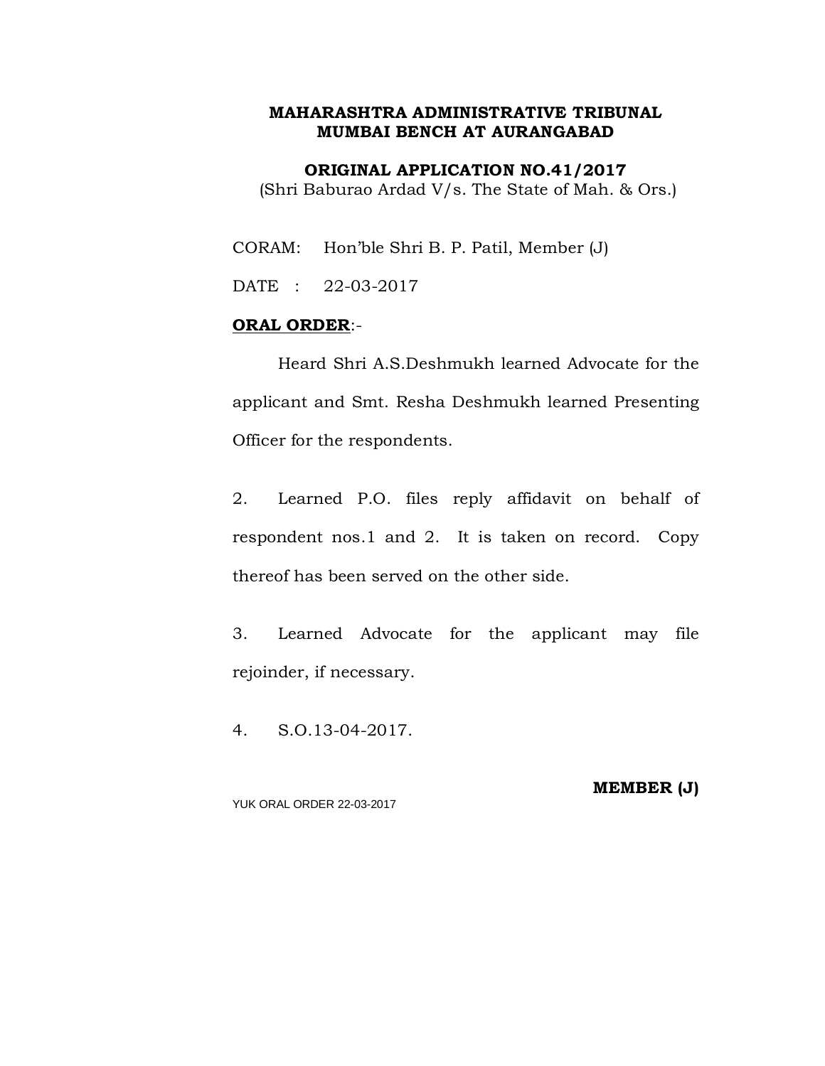**MAHARASHTRA ADMINISTRATIVE TRIBUNAL**
**MUMBAI BENCH AT AURANGABAD**

**ORIGINAL APPLICATION NO.41/2017**
(Shri Baburao Ardad V/s. The State of Mah. & Ors.)

CORAM: Hon'ble Shri B. P. Patil, Member (J)

DATE : 22-03-2017

**ORAL ORDER**:-

Heard Shri A.S.Deshmukh learned Advocate for the applicant and Smt. Resha Deshmukh learned Presenting Officer for the respondents.

2. Learned P.O. files reply affidavit on behalf of respondent nos.1 and 2. It is taken on record. Copy thereof has been served on the other side.

3. Learned Advocate for the applicant may file rejoinder, if necessary.

4. S.O.13-04-2017.

**MEMBER (J)**

YUK ORAL ORDER 22-03-2017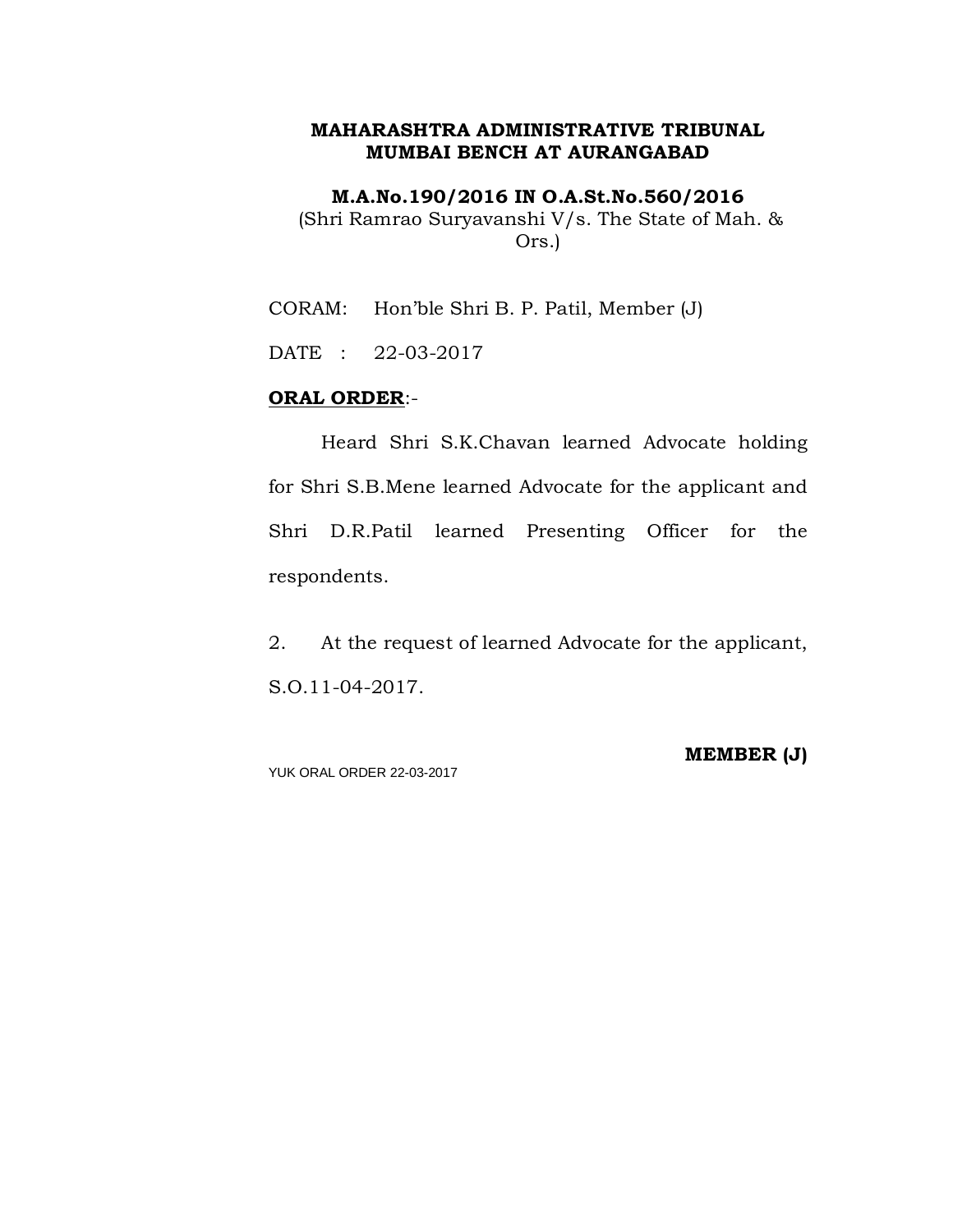**MAHARASHTRA ADMINISTRATIVE TRIBUNAL**
**MUMBAI BENCH AT AURANGABAD**

**M.A.No.190/2016 IN O.A.St.No.560/2016**
(Shri Ramrao Suryavanshi V/s. The State of Mah. & Ors.)

CORAM: Hon'ble Shri B. P. Patil, Member (J)

DATE : 22-03-2017

**ORAL ORDER**:-

Heard Shri S.K.Chavan learned Advocate holding for Shri S.B.Mene learned Advocate for the applicant and Shri D.R.Patil learned Presenting Officer for the respondents.

2. At the request of learned Advocate for the applicant, S.O.11-04-2017.

**MEMBER (J)**

YUK ORAL ORDER 22-03-2017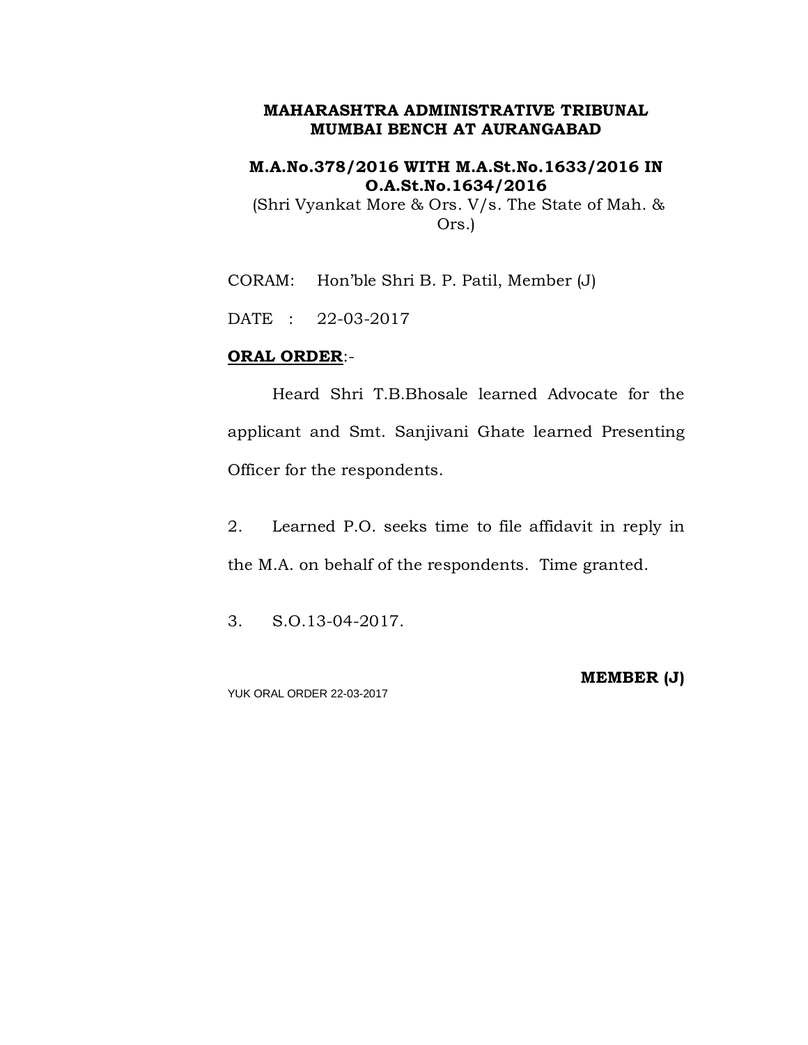**MAHARASHTRA ADMINISTRATIVE TRIBUNAL**
**MUMBAI BENCH AT AURANGABAD**

**M.A.No.378/2016 WITH M.A.St.No.1633/2016 IN O.A.St.No.1634/2016**
(Shri Vyankat More & Ors. V/s. The State of Mah. & Ors.)

CORAM: Hon'ble Shri B. P. Patil, Member (J)

DATE : 22-03-2017

**ORAL ORDER**:-

Heard Shri T.B.Bhosale learned Advocate for the applicant and Smt. Sanjivani Ghate learned Presenting Officer for the respondents.

2. Learned P.O. seeks time to file affidavit in reply in the M.A. on behalf of the respondents. Time granted.

3. S.O.13-04-2017.

**MEMBER (J)**

YUK ORAL ORDER 22-03-2017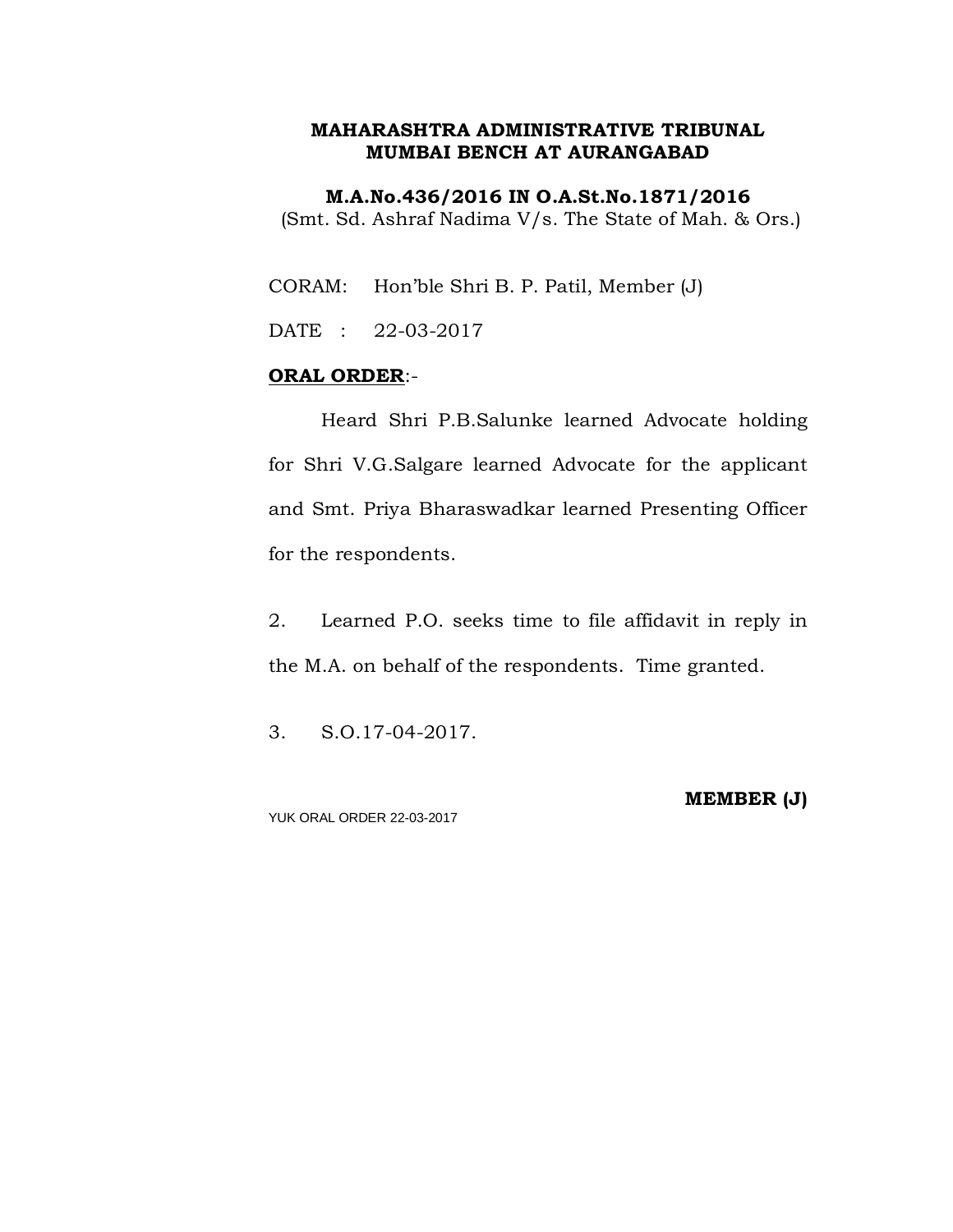**MAHARASHTRA ADMINISTRATIVE TRIBUNAL**
**MUMBAI BENCH AT AURANGABAD**

**M.A.No.436/2016 IN O.A.St.No.1871/2016**
(Smt. Sd. Ashraf Nadima V/s. The State of Mah. & Ors.)

CORAM: Hon'ble Shri B. P. Patil, Member (J)

DATE : 22-03-2017

**ORAL ORDER**:-

Heard Shri P.B.Salunke learned Advocate holding for Shri V.G.Salgare learned Advocate for the applicant and Smt. Priya Bharaswadkar learned Presenting Officer for the respondents.

2. Learned P.O. seeks time to file affidavit in reply in the M.A. on behalf of the respondents. Time granted.

3. S.O.17-04-2017.

**MEMBER (J)**

YUK ORAL ORDER 22-03-2017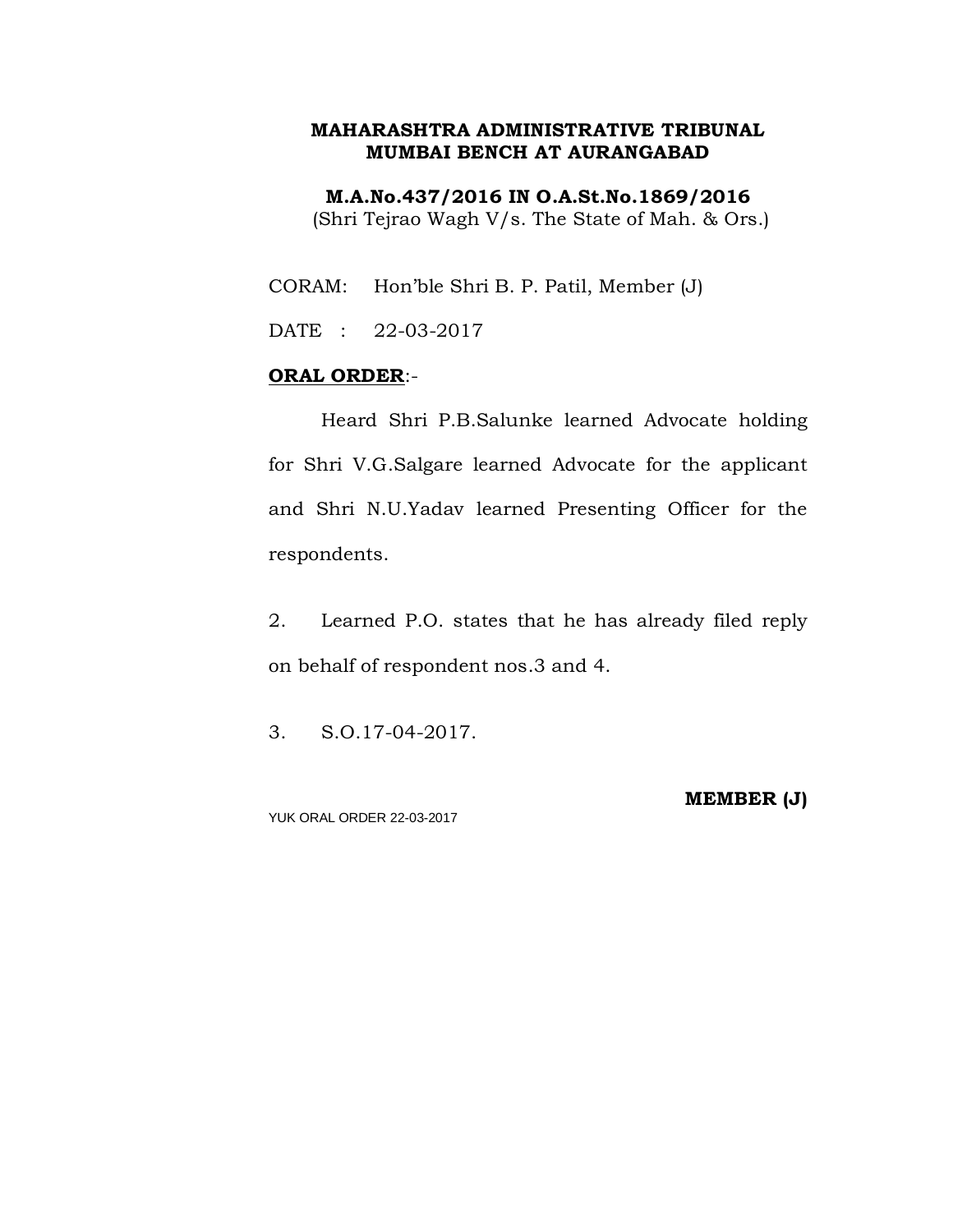**MAHARASHTRA ADMINISTRATIVE TRIBUNAL**
**MUMBAI BENCH AT AURANGABAD**

**M.A.No.437/2016 IN O.A.St.No.1869/2016**
(Shri Tejrao Wagh V/s. The State of Mah. & Ors.)

CORAM: Hon'ble Shri B. P. Patil, Member (J)

DATE : 22-03-2017

**ORAL ORDER**:-

Heard Shri P.B.Salunke learned Advocate holding for Shri V.G.Salgare learned Advocate for the applicant and Shri N.U.Yadav learned Presenting Officer for the respondents.

2. Learned P.O. states that he has already filed reply on behalf of respondent nos.3 and 4.

3. S.O.17-04-2017.

**MEMBER (J)**

YUK ORAL ORDER 22-03-2017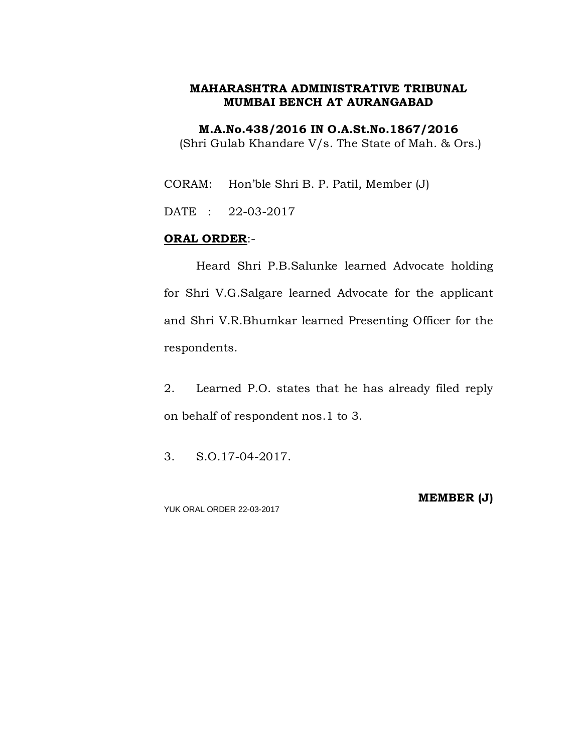**MAHARASHTRA ADMINISTRATIVE TRIBUNAL**
**MUMBAI BENCH AT AURANGABAD**

**M.A.No.438/2016 IN O.A.St.No.1867/2016**
(Shri Gulab Khandare V/s. The State of Mah. & Ors.)

CORAM: Hon'ble Shri B. P. Patil, Member (J)

DATE : 22-03-2017

**ORAL ORDER**:-

Heard Shri P.B.Salunke learned Advocate holding for Shri V.G.Salgare learned Advocate for the applicant and Shri V.R.Bhumkar learned Presenting Officer for the respondents.

2. Learned P.O. states that he has already filed reply on behalf of respondent nos.1 to 3.

3. S.O.17-04-2017.

**MEMBER (J)**

YUK ORAL ORDER 22-03-2017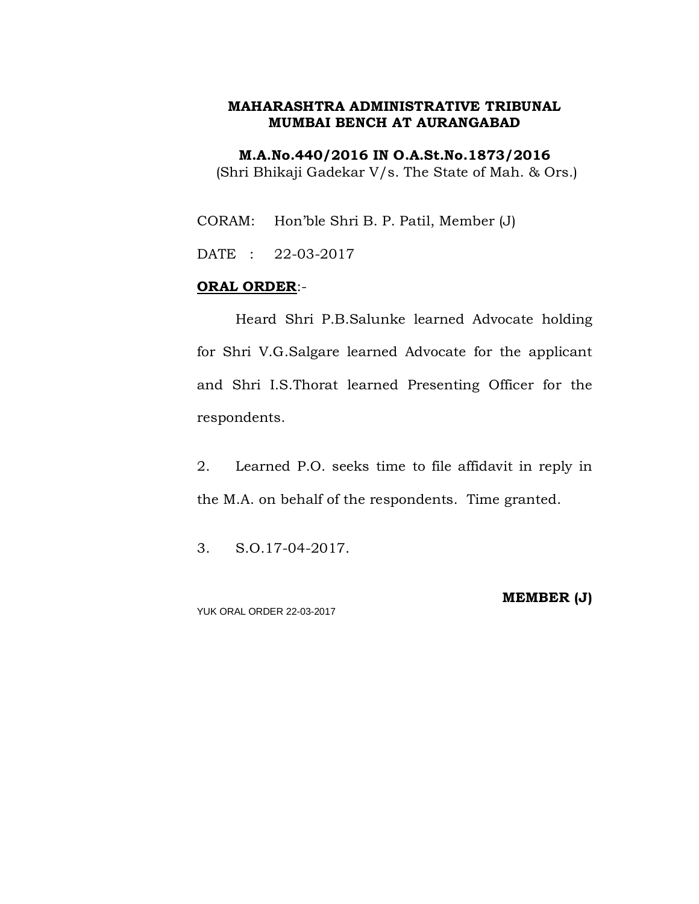**MAHARASHTRA ADMINISTRATIVE TRIBUNAL**
**MUMBAI BENCH AT AURANGABAD**

**M.A.No.440/2016 IN O.A.St.No.1873/2016**
(Shri Bhikaji Gadekar V/s. The State of Mah. & Ors.)

CORAM: Hon'ble Shri B. P. Patil, Member (J)

DATE : 22-03-2017

**ORAL ORDER**:-

Heard Shri P.B.Salunke learned Advocate holding for Shri V.G.Salgare learned Advocate for the applicant and Shri I.S.Thorat learned Presenting Officer for the respondents.

2. Learned P.O. seeks time to file affidavit in reply in the M.A. on behalf of the respondents. Time granted.

3. S.O.17-04-2017.

**MEMBER (J)**

YUK ORAL ORDER 22-03-2017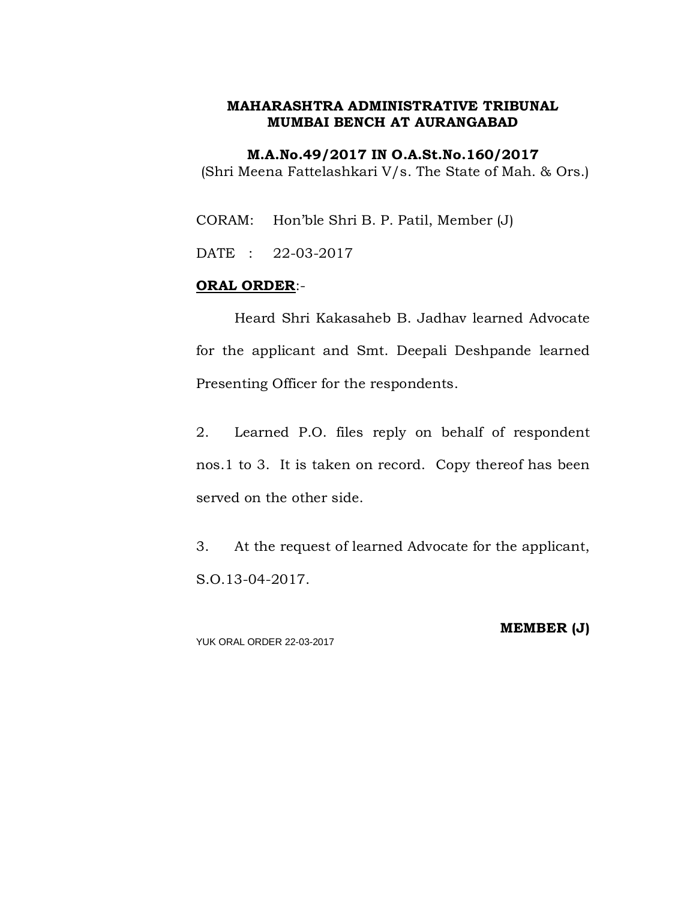**MAHARASHTRA ADMINISTRATIVE TRIBUNAL**
**MUMBAI BENCH AT AURANGABAD**

**M.A.No.49/2017 IN O.A.St.No.160/2017**
(Shri Meena Fattelashkari V/s. The State of Mah. & Ors.)

CORAM: Hon'ble Shri B. P. Patil, Member (J)

DATE : 22-03-2017

**ORAL ORDER**:-

Heard Shri Kakasaheb B. Jadhav learned Advocate for the applicant and Smt. Deepali Deshpande learned Presenting Officer for the respondents.

2. Learned P.O. files reply on behalf of respondent nos.1 to 3. It is taken on record. Copy thereof has been served on the other side.

3. At the request of learned Advocate for the applicant, S.O.13-04-2017.

**MEMBER (J)**

YUK ORAL ORDER 22-03-2017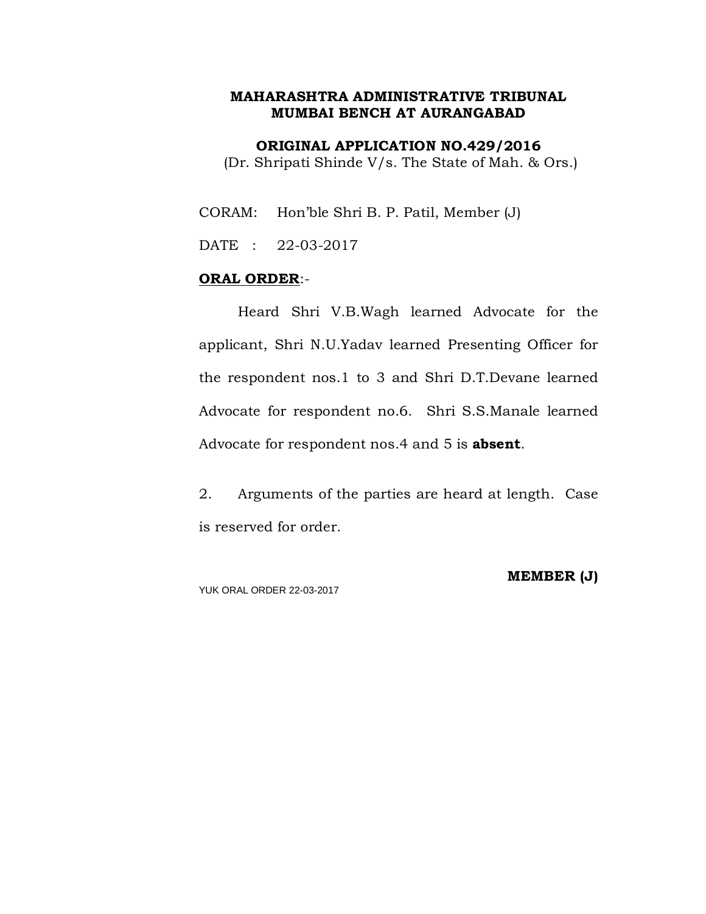**MAHARASHTRA ADMINISTRATIVE TRIBUNAL**
**MUMBAI BENCH AT AURANGABAD**

**ORIGINAL APPLICATION NO.429/2016**
(Dr. Shripati Shinde V/s. The State of Mah. & Ors.)

CORAM: Hon'ble Shri B. P. Patil, Member (J)

DATE : 22-03-2017

**ORAL ORDER**:-

Heard Shri V.B.Wagh learned Advocate for the applicant, Shri N.U.Yadav learned Presenting Officer for the respondent nos.1 to 3 and Shri D.T.Devane learned Advocate for respondent no.6. Shri S.S.Manale learned Advocate for respondent nos.4 and 5 is **absent**.

2. Arguments of the parties are heard at length. Case is reserved for order.

**MEMBER (J)**

YUK ORAL ORDER 22-03-2017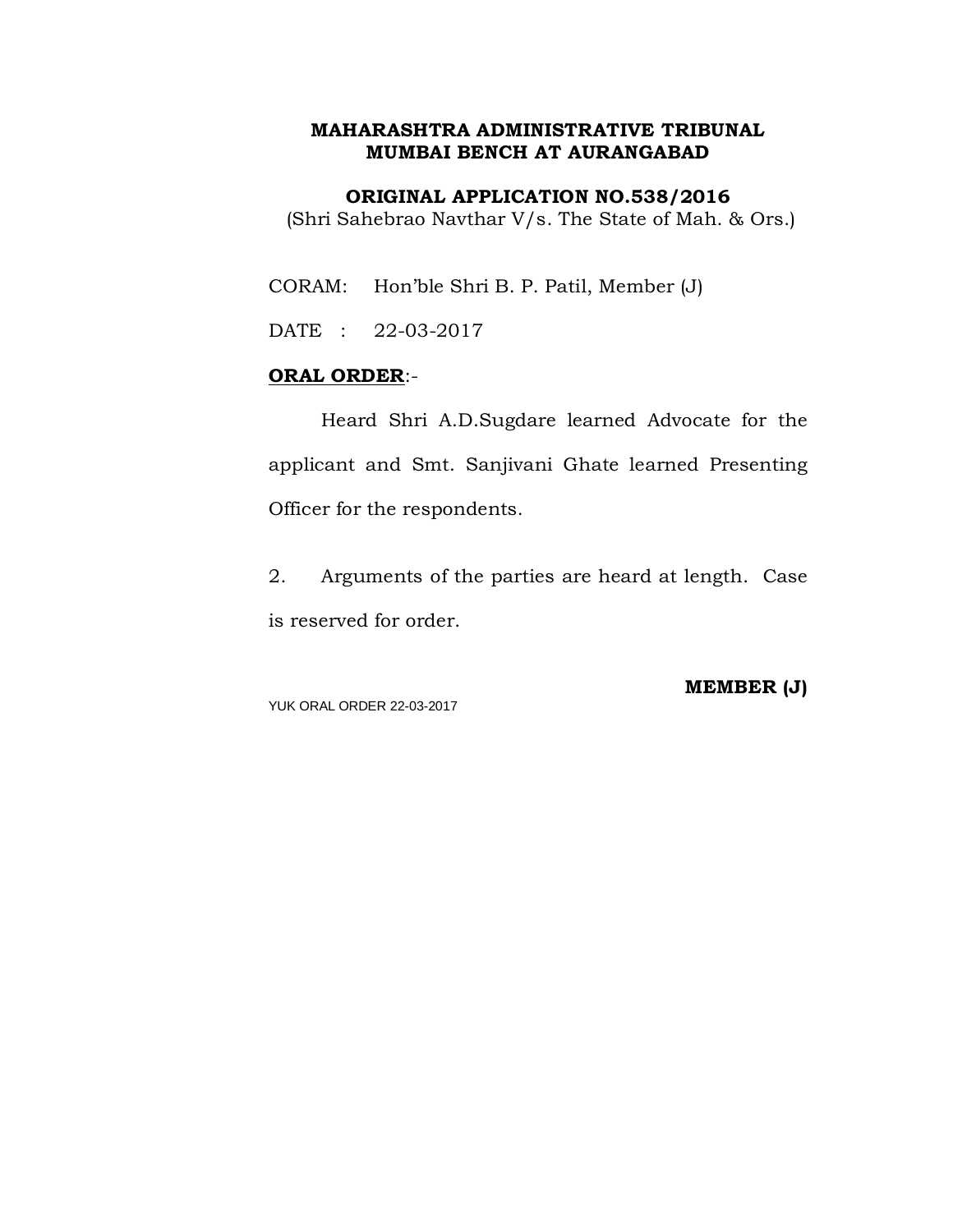**MAHARASHTRA ADMINISTRATIVE TRIBUNAL**
**MUMBAI BENCH AT AURANGABAD**

**ORIGINAL APPLICATION NO.538/2016**
(Shri Sahebrao Navthar V/s. The State of Mah. & Ors.)

CORAM: Hon'ble Shri B. P. Patil, Member (J)

DATE : 22-03-2017

**ORAL ORDER**:-

Heard Shri A.D.Sugdare learned Advocate for the applicant and Smt. Sanjivani Ghate learned Presenting Officer for the respondents.

2. Arguments of the parties are heard at length. Case is reserved for order.

**MEMBER (J)**

YUK ORAL ORDER 22-03-2017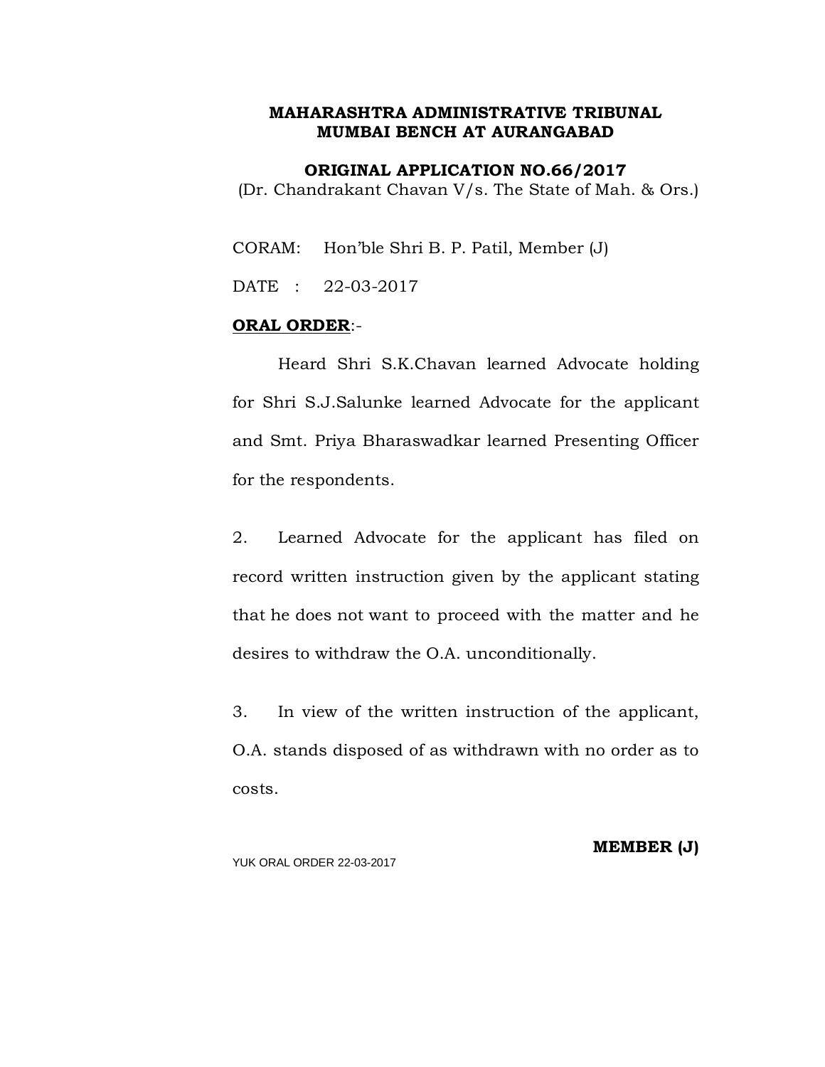**MAHARASHTRA ADMINISTRATIVE TRIBUNAL**
**MUMBAI BENCH AT AURANGABAD**

**ORIGINAL APPLICATION NO.66/2017**
(Dr. Chandrakant Chavan V/s. The State of Mah. & Ors.)

CORAM: Hon'ble Shri B. P. Patil, Member (J)

DATE : 22-03-2017

**ORAL ORDER**:-

Heard Shri S.K.Chavan learned Advocate holding for Shri S.J.Salunke learned Advocate for the applicant and Smt. Priya Bharaswadkar learned Presenting Officer for the respondents.

2. Learned Advocate for the applicant has filed on record written instruction given by the applicant stating that he does not want to proceed with the matter and he desires to withdraw the O.A. unconditionally.

3. In view of the written instruction of the applicant, O.A. stands disposed of as withdrawn with no order as to costs.

**MEMBER (J)**

YUK ORAL ORDER 22-03-2017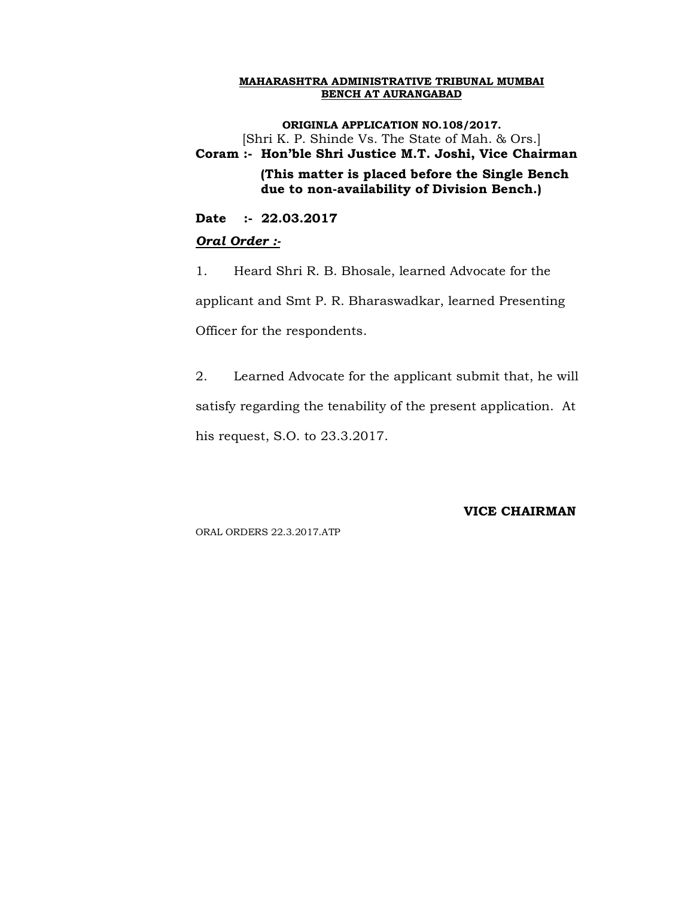**MAHARASHTRA ADMINISTRATIVE TRIBUNAL MUMBAI**
**BENCH AT AURANGABAD**

**ORIGINLA APPLICATION NO.108/2017.**
[Shri K. P. Shinde Vs. The State of Mah. & Ors.]

**Coram :- Hon'ble Shri Justice M.T. Joshi, Vice Chairman**

**(This matter is placed before the Single Bench due to non-availability of Division Bench.)**

**Date :- 22.03.2017**

***Oral Order :-***

1. Heard Shri R. B. Bhosale, learned Advocate for the applicant and Smt P. R. Bharaswadkar, learned Presenting Officer for the respondents.

2. Learned Advocate for the applicant submit that, he will satisfy regarding the tenability of the present application. At his request, S.O. to 23.3.2017.

**VICE CHAIRMAN**

ORAL ORDERS 22.3.2017.ATP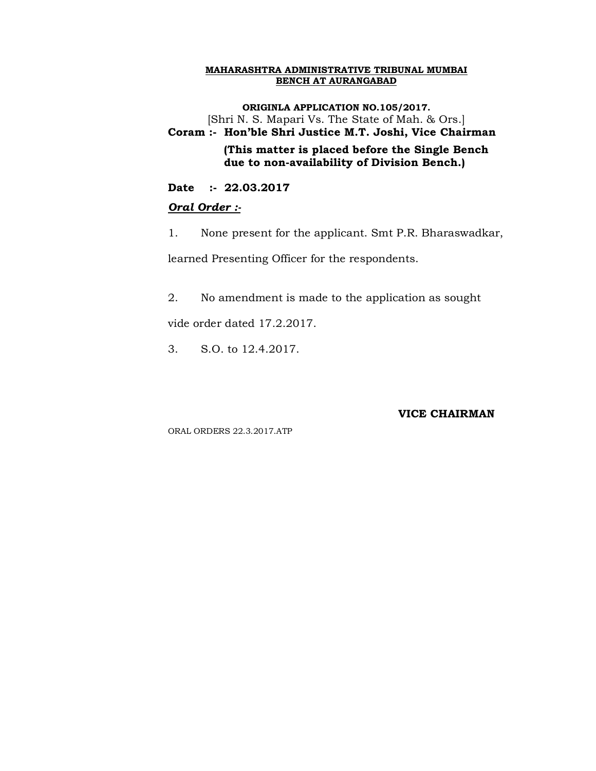**MAHARASHTRA ADMINISTRATIVE TRIBUNAL MUMBAI**
**BENCH AT AURANGABAD**

**ORIGINLA APPLICATION NO.105/2017.**
[Shri N. S. Mapari Vs. The State of Mah. & Ors.]

**Coram :- Hon'ble Shri Justice M.T. Joshi, Vice Chairman**

**(This matter is placed before the Single Bench due to non-availability of Division Bench.)**

**Date :- 22.03.2017**

***Oral Order :-***

1. None present for the applicant. Smt P.R. Bharaswadkar, learned Presenting Officer for the respondents.

2. No amendment is made to the application as sought vide order dated 17.2.2017.

3. S.O. to 12.4.2017.

**VICE CHAIRMAN**

ORAL ORDERS 22.3.2017.ATP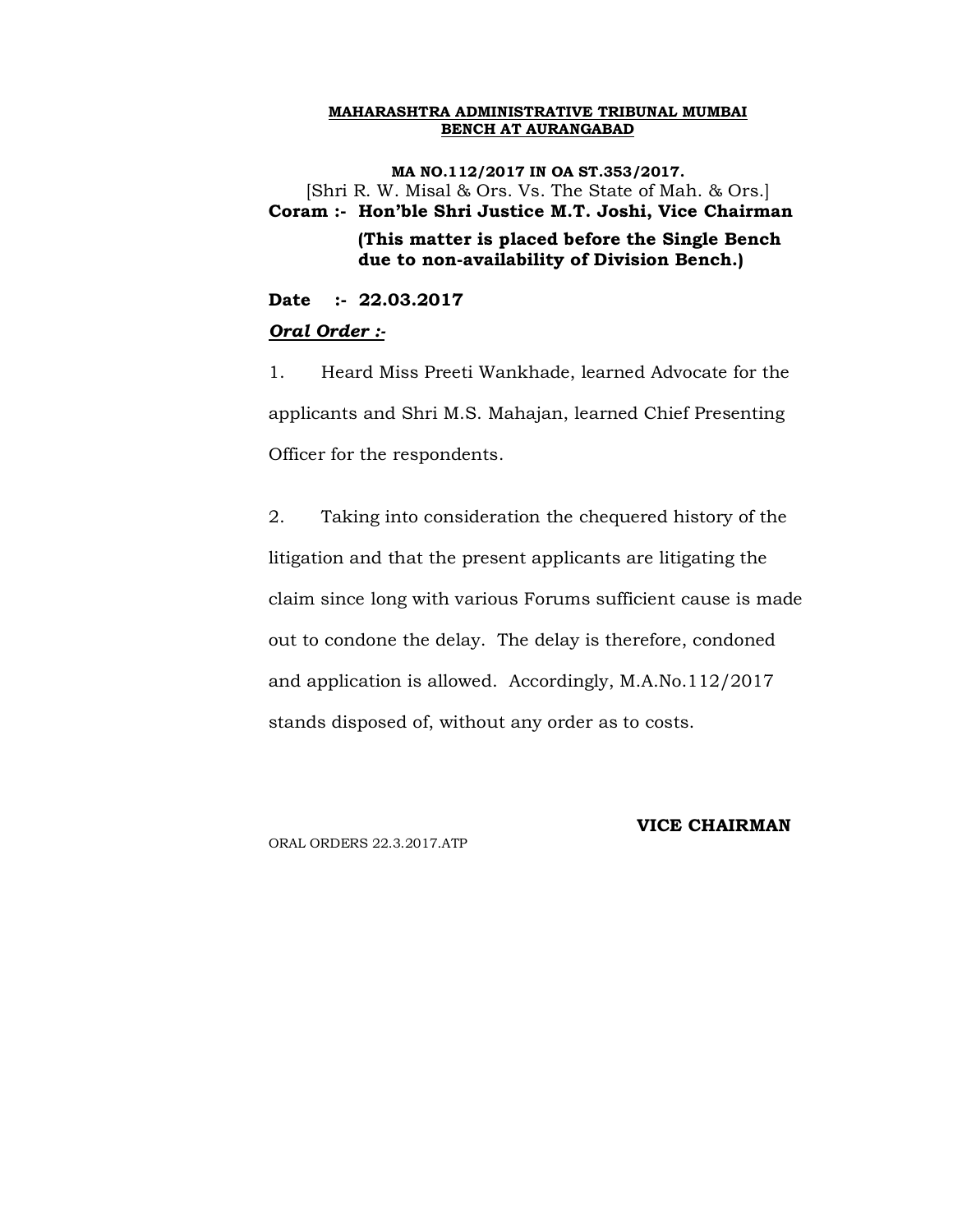**MAHARASHTRA ADMINISTRATIVE TRIBUNAL MUMBAI**
**BENCH AT AURANGABAD**

**MA NO.112/2017 IN OA ST.353/2017.**

[Shri R. W. Misal & Ors. Vs. The State of Mah. & Ors.]

**Coram :- Hon'ble Shri Justice M.T. Joshi, Vice Chairman**

**(This matter is placed before the Single Bench due to non-availability of Division Bench.)**

**Date :- 22.03.2017**

***Oral Order :-***

1. Heard Miss Preeti Wankhade, learned Advocate for the applicants and Shri M.S. Mahajan, learned Chief Presenting Officer for the respondents.

2. Taking into consideration the chequered history of the litigation and that the present applicants are litigating the claim since long with various Forums sufficient cause is made out to condone the delay. The delay is therefore, condoned and application is allowed. Accordingly, M.A.No.112/2017 stands disposed of, without any order as to costs.

**VICE CHAIRMAN**

ORAL ORDERS 22.3.2017.ATP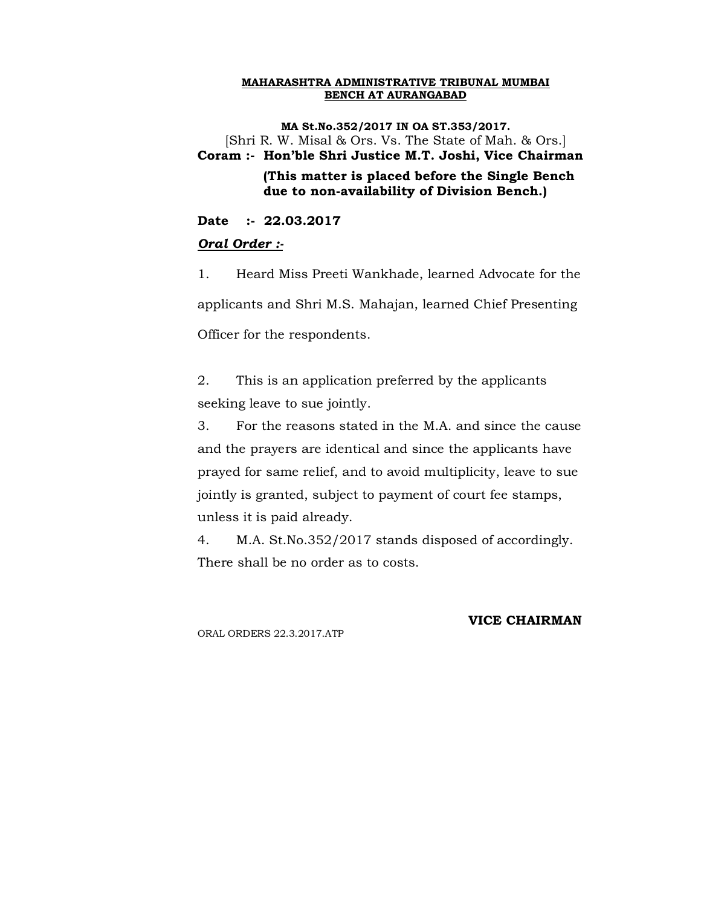**MAHARASHTRA ADMINISTRATIVE TRIBUNAL MUMBAI BENCH AT AURANGABAD**

**MA St.No.352/2017 IN OA ST.353/2017.**

[Shri R. W. Misal & Ors. Vs. The State of Mah. & Ors.]

**Coram :- Hon'ble Shri Justice M.T. Joshi, Vice Chairman**

**(This matter is placed before the Single Bench due to non-availability of Division Bench.)**

**Date :- 22.03.2017**

***Oral Order :-***

1. Heard Miss Preeti Wankhade, learned Advocate for the applicants and Shri M.S. Mahajan, learned Chief Presenting Officer for the respondents.

2. This is an application preferred by the applicants seeking leave to sue jointly.

3. For the reasons stated in the M.A. and since the cause and the prayers are identical and since the applicants have prayed for same relief, and to avoid multiplicity, leave to sue jointly is granted, subject to payment of court fee stamps, unless it is paid already.

4. M.A. St.No.352/2017 stands disposed of accordingly. There shall be no order as to costs.

**VICE CHAIRMAN**

ORAL ORDERS 22.3.2017.ATP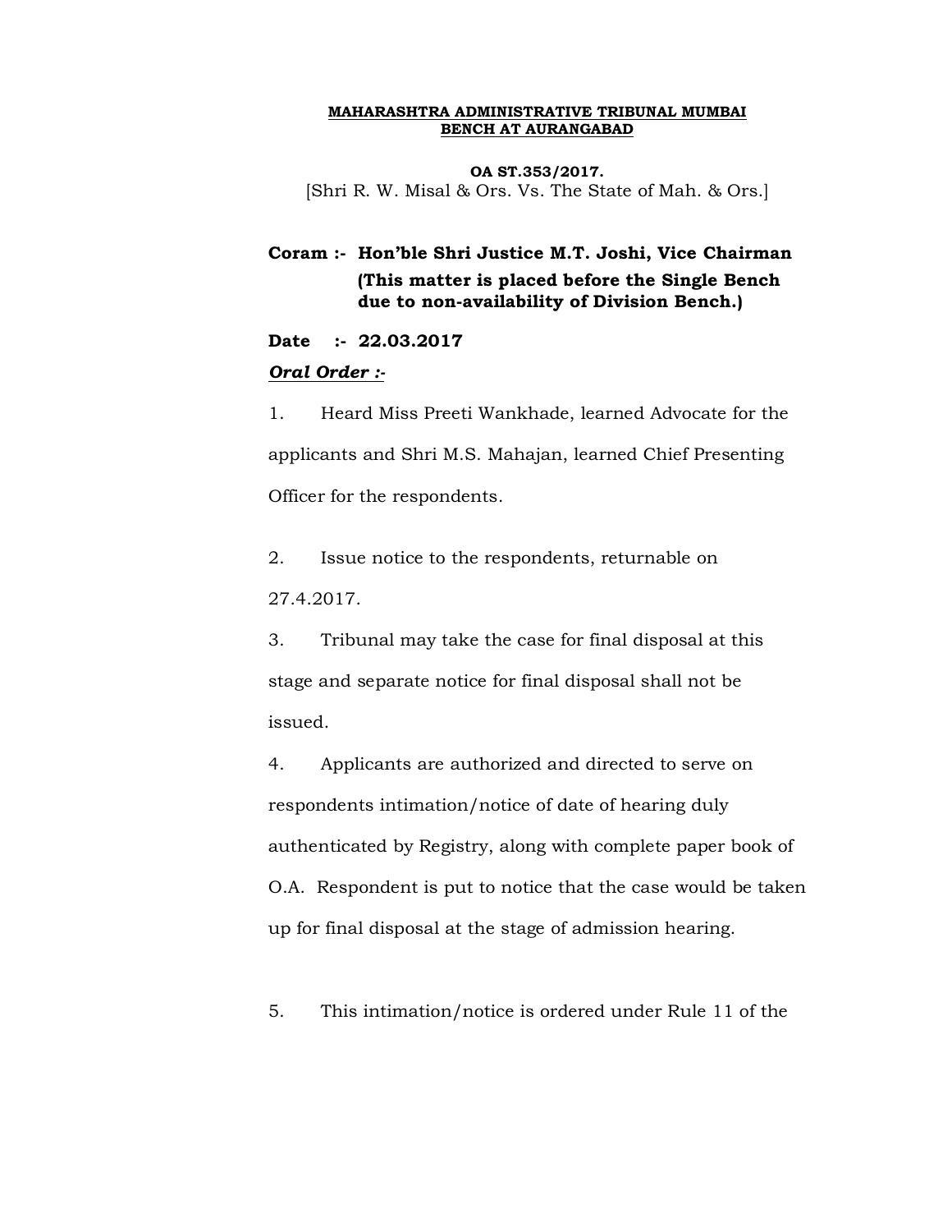**MAHARASHTRA ADMINISTRATIVE TRIBUNAL MUMBAI**
**BENCH AT AURANGABAD**

**OA ST.353/2017.**
[Shri R. W. Misal & Ors. Vs. The State of Mah. & Ors.]

**Coram :- Hon'ble Shri Justice M.T. Joshi, Vice Chairman**
**(This matter is placed before the Single Bench due to non-availability of Division Bench.)**

**Date :- 22.03.2017**

***Oral Order :-***

1. Heard Miss Preeti Wankhade, learned Advocate for the applicants and Shri M.S. Mahajan, learned Chief Presenting Officer for the respondents.

2. Issue notice to the respondents, returnable on 27.4.2017.

3. Tribunal may take the case for final disposal at this stage and separate notice for final disposal shall not be issued.

4. Applicants are authorized and directed to serve on respondents intimation/notice of date of hearing duly authenticated by Registry, along with complete paper book of O.A. Respondent is put to notice that the case would be taken up for final disposal at the stage of admission hearing.

5. This intimation/notice is ordered under Rule 11 of the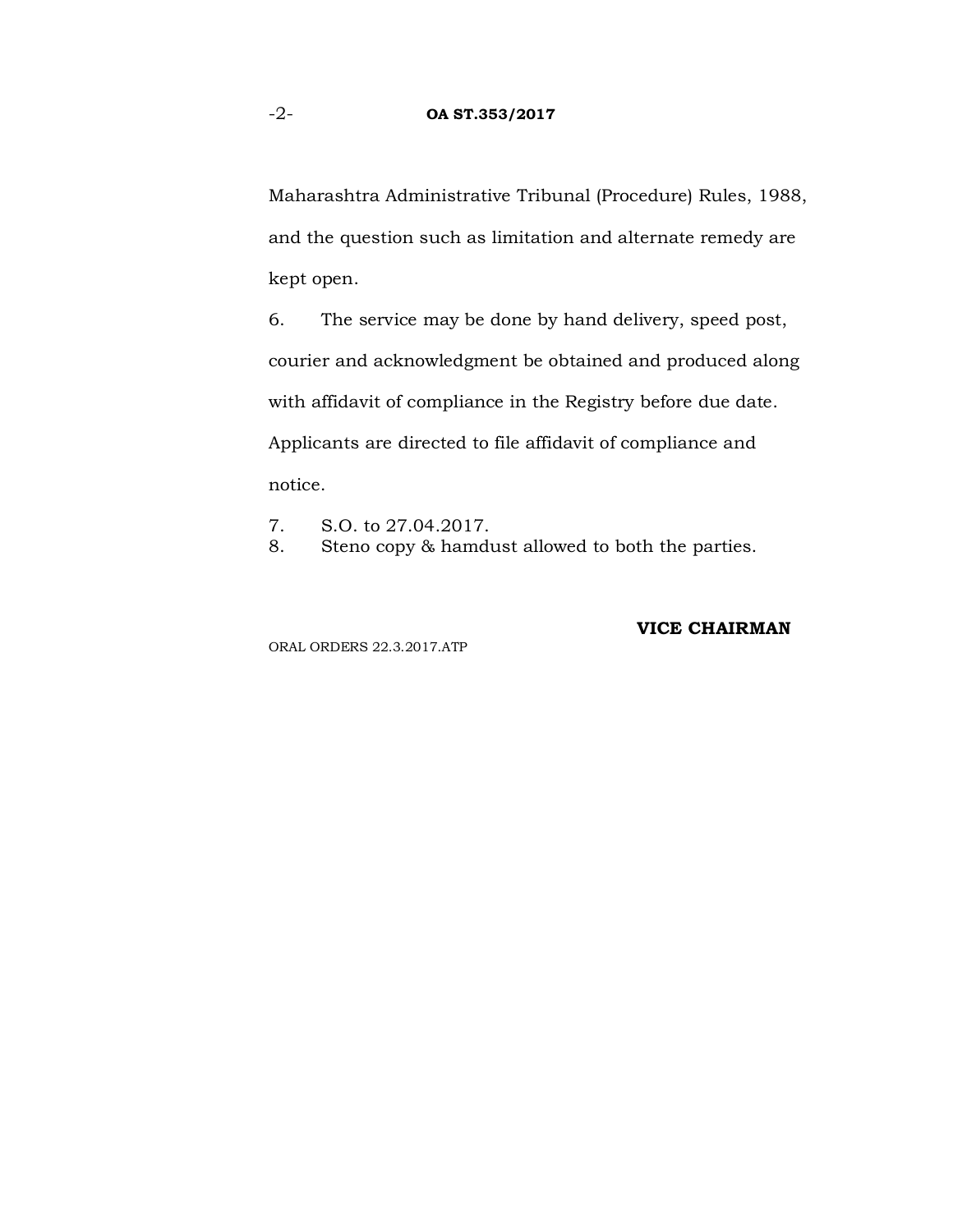Maharashtra Administrative Tribunal (Procedure) Rules, 1988, and the question such as limitation and alternate remedy are kept open.

6. The service may be done by hand delivery, speed post, courier and acknowledgment be obtained and produced along with affidavit of compliance in the Registry before due date. Applicants are directed to file affidavit of compliance and notice.

7. S.O. to 27.04.2017.

8. Steno copy & hamdust allowed to both the parties.

**VICE CHAIRMAN**

ORAL ORDERS 22.3.2017.ATP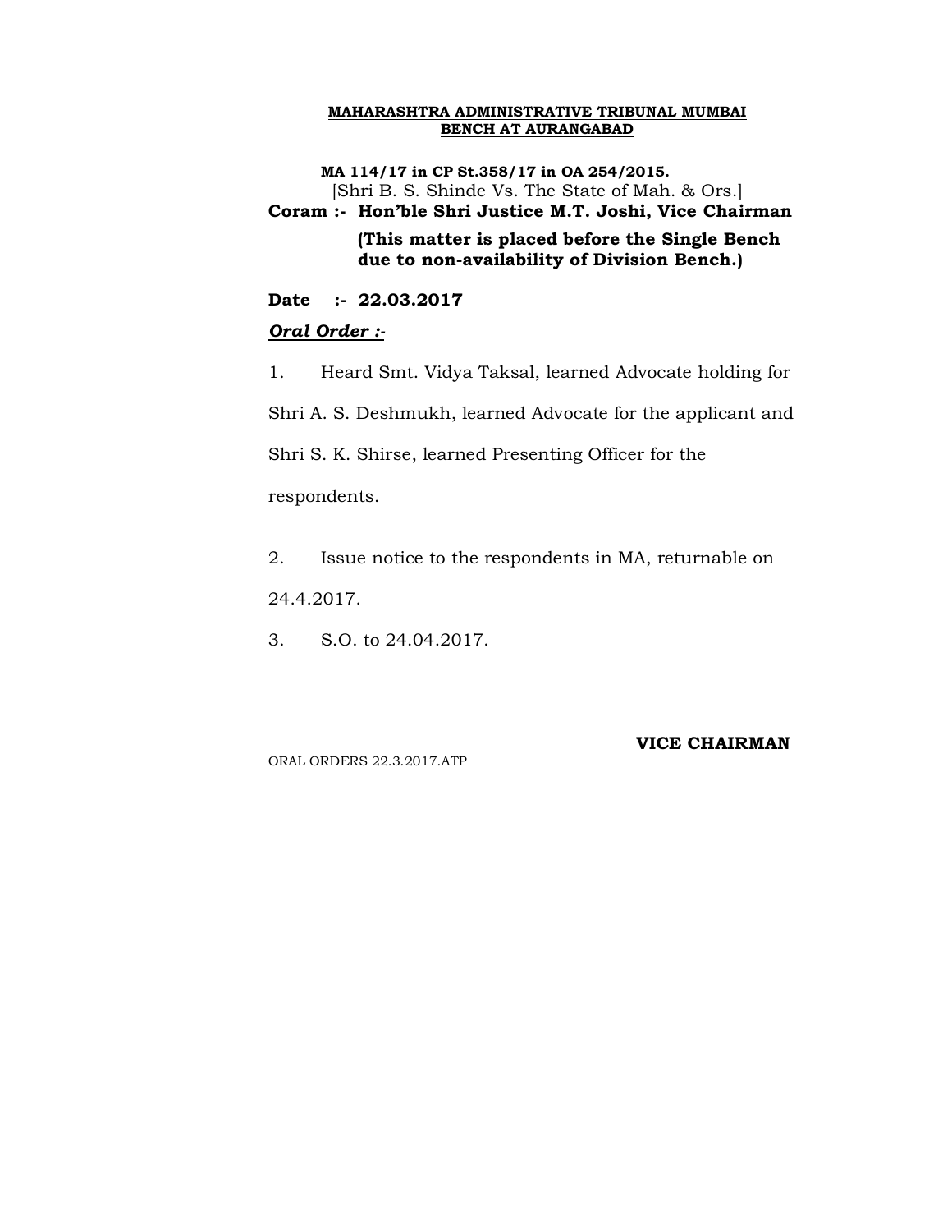**MAHARASHTRA ADMINISTRATIVE TRIBUNAL MUMBAI BENCH AT AURANGABAD**

**MA 114/17 in CP St.358/17 in OA 254/2015.**
[Shri B. S. Shinde Vs. The State of Mah. & Ors.]

**Coram :- Hon'ble Shri Justice M.T. Joshi, Vice Chairman**

**(This matter is placed before the Single Bench due to non-availability of Division Bench.)**

**Date :- 22.03.2017**

***Oral Order :-***

1. Heard Smt. Vidya Taksal, learned Advocate holding for Shri A. S. Deshmukh, learned Advocate for the applicant and Shri S. K. Shirse, learned Presenting Officer for the respondents.

2. Issue notice to the respondents in MA, returnable on 24.4.2017.

3. S.O. to 24.04.2017.

**VICE CHAIRMAN**

ORAL ORDERS 22.3.2017.ATP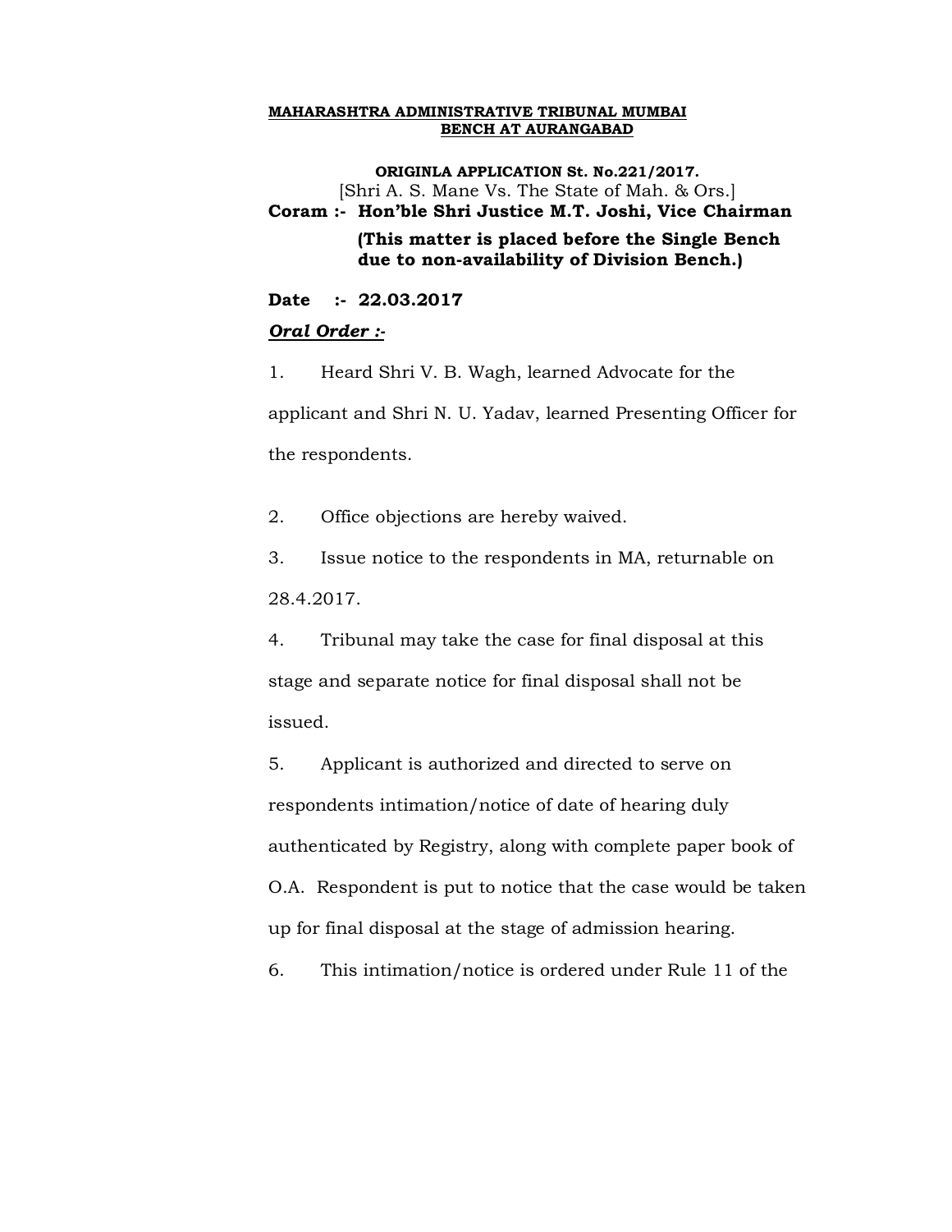**MAHARASHTRA ADMINISTRATIVE TRIBUNAL MUMBAI**
**BENCH AT AURANGABAD**

**ORIGINLA APPLICATION St. No.221/2017.**
[Shri A. S. Mane Vs. The State of Mah. & Ors.]

**Coram :- Hon'ble Shri Justice M.T. Joshi, Vice Chairman**

**(This matter is placed before the Single Bench due to non-availability of Division Bench.)**

**Date :- 22.03.2017**

***Oral Order :-***

1. Heard Shri V. B. Wagh, learned Advocate for the applicant and Shri N. U. Yadav, learned Presenting Officer for the respondents.

2. Office objections are hereby waived.

3. Issue notice to the respondents in MA, returnable on 28.4.2017.

4. Tribunal may take the case for final disposal at this stage and separate notice for final disposal shall not be issued.

5. Applicant is authorized and directed to serve on respondents intimation/notice of date of hearing duly authenticated by Registry, along with complete paper book of O.A. Respondent is put to notice that the case would be taken up for final disposal at the stage of admission hearing.

6. This intimation/notice is ordered under Rule 11 of the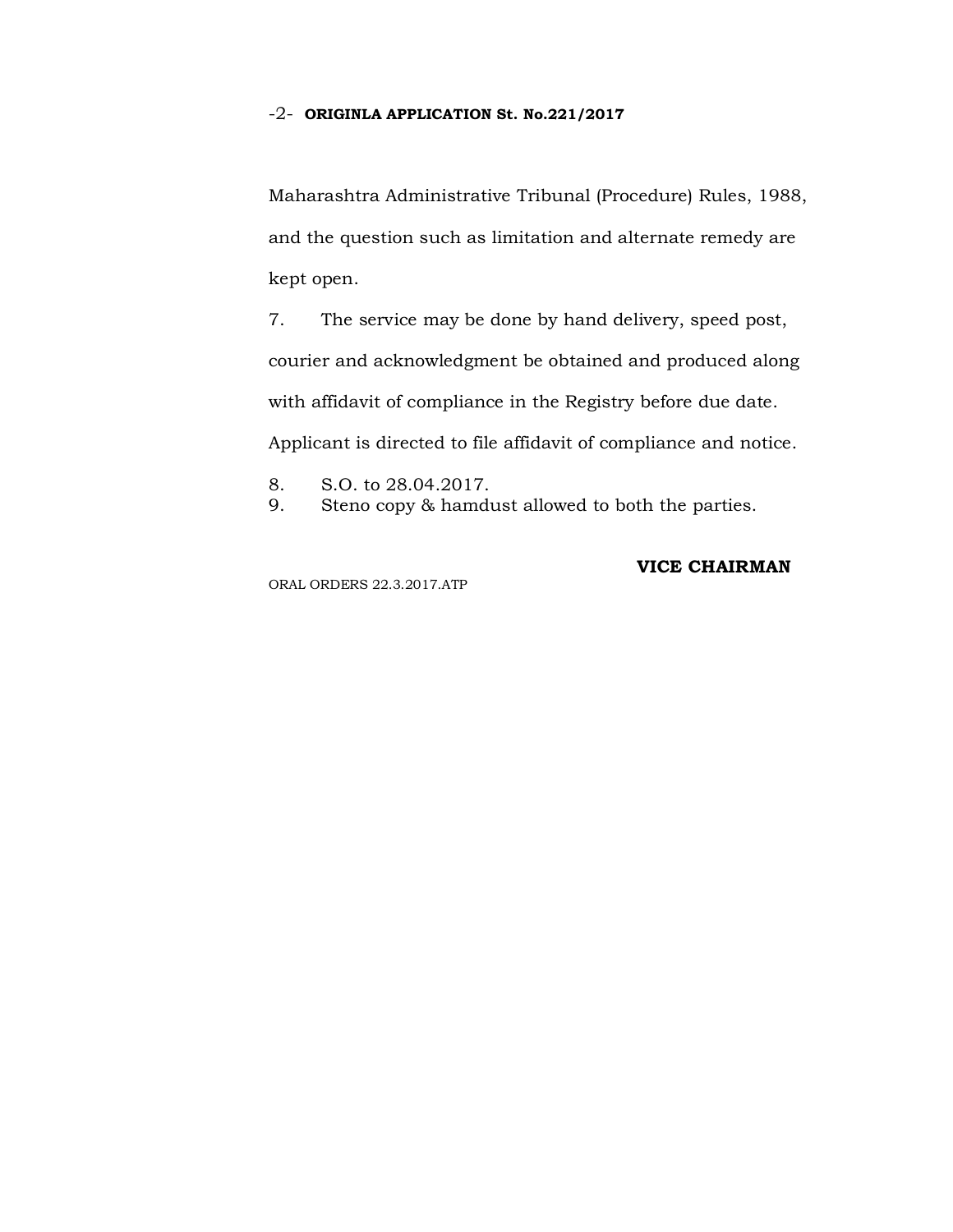Maharashtra Administrative Tribunal (Procedure) Rules, 1988, and the question such as limitation and alternate remedy are kept open.

7. The service may be done by hand delivery, speed post, courier and acknowledgment be obtained and produced along with affidavit of compliance in the Registry before due date. Applicant is directed to file affidavit of compliance and notice.

8. S.O. to 28.04.2017.

9. Steno copy & hamdust allowed to both the parties.

**VICE CHAIRMAN**

ORAL ORDERS 22.3.2017.ATP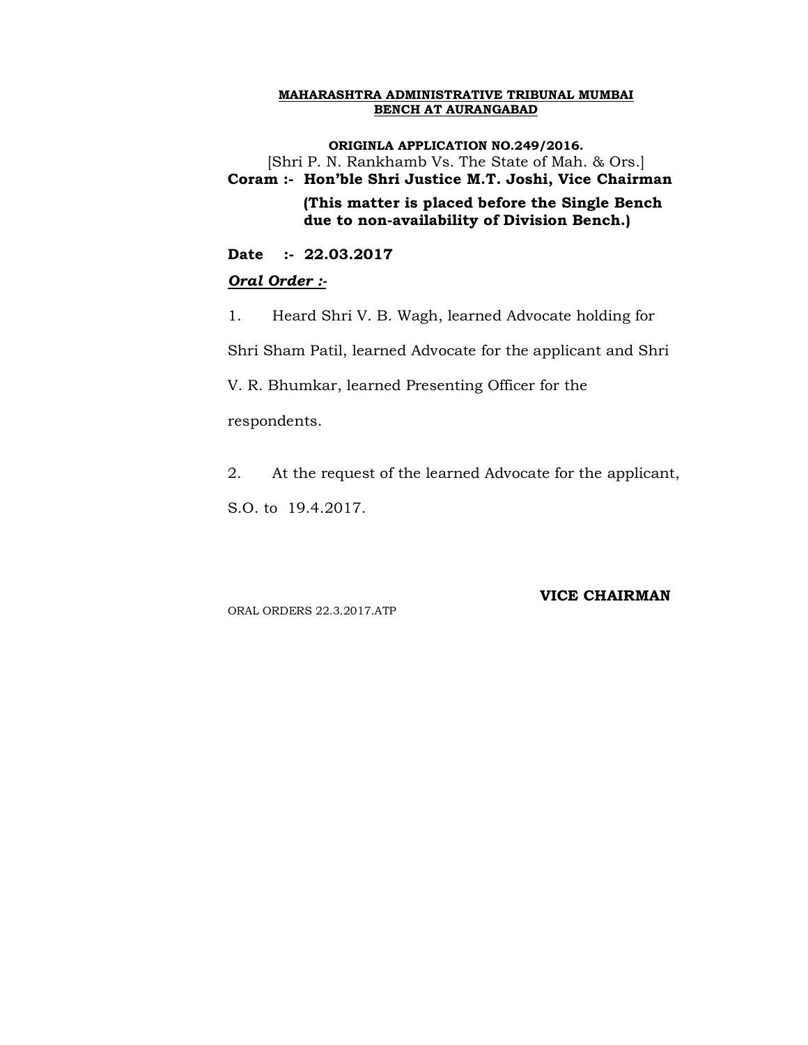**MAHARASHTRA ADMINISTRATIVE TRIBUNAL MUMBAI BENCH AT AURANGABAD**

**ORIGINLA APPLICATION NO.249/2016.**

[Shri P. N. Rankhamb Vs. The State of Mah. & Ors.]

**Coram :- Hon'ble Shri Justice M.T. Joshi, Vice Chairman**

**(This matter is placed before the Single Bench due to non-availability of Division Bench.)**

**Date :- 22.03.2017**

***Oral Order :-***

1. Heard Shri V. B. Wagh, learned Advocate holding for Shri Sham Patil, learned Advocate for the applicant and Shri V. R. Bhumkar, learned Presenting Officer for the respondents.

2. At the request of the learned Advocate for the applicant, S.O. to 19.4.2017.

**VICE CHAIRMAN**

ORAL ORDERS 22.3.2017.ATP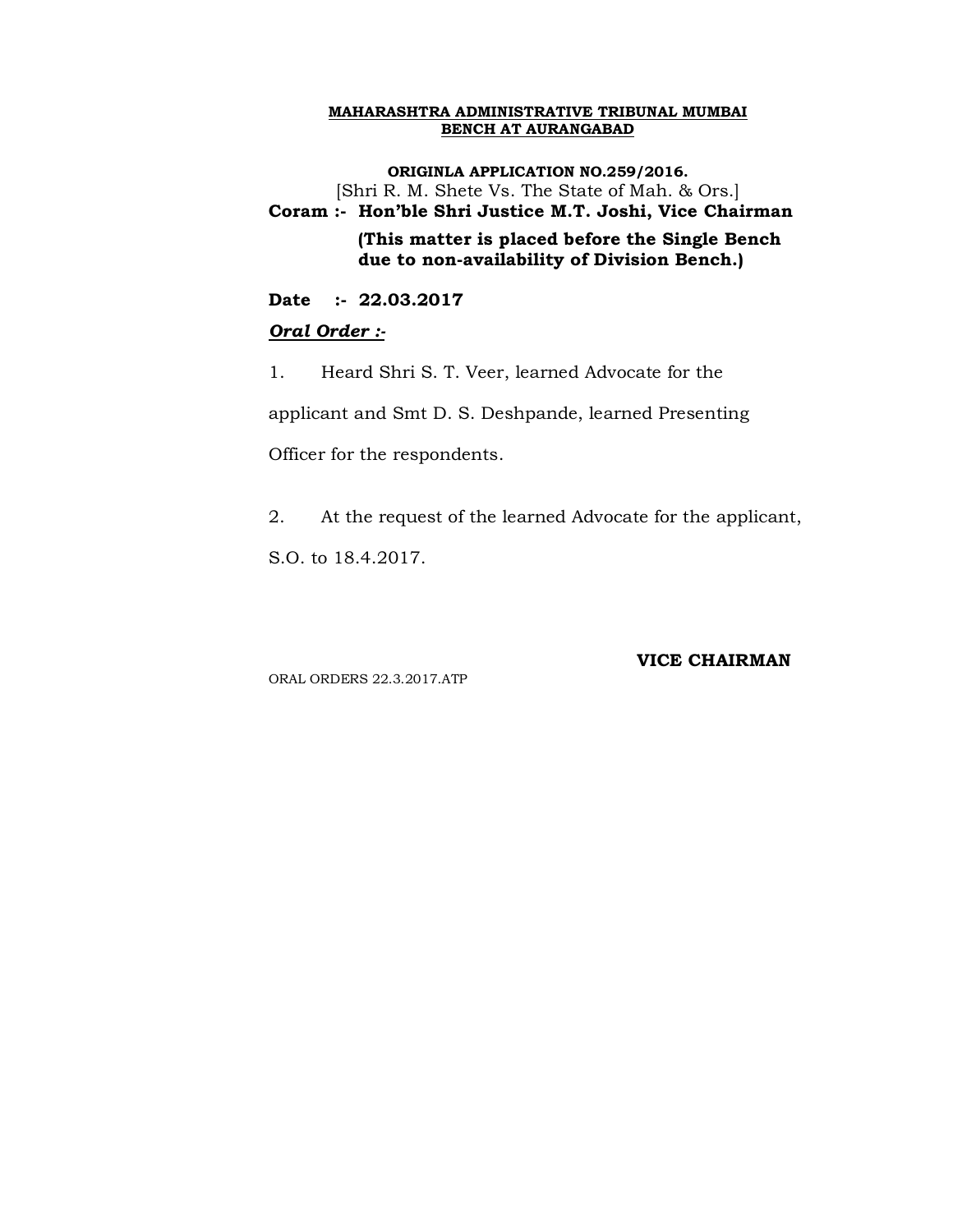**MAHARASHTRA ADMINISTRATIVE TRIBUNAL MUMBAI**
**BENCH AT AURANGABAD**

**ORIGINLA APPLICATION NO.259/2016.**
[Shri R. M. Shete Vs. The State of Mah. & Ors.]

**Coram :- Hon'ble Shri Justice M.T. Joshi, Vice Chairman**

**(This matter is placed before the Single Bench due to non-availability of Division Bench.)**

**Date :- 22.03.2017**

***Oral Order :-***

1. Heard Shri S. T. Veer, learned Advocate for the applicant and Smt D. S. Deshpande, learned Presenting Officer for the respondents.

2. At the request of the learned Advocate for the applicant, S.O. to 18.4.2017.

**VICE CHAIRMAN**

ORAL ORDERS 22.3.2017.ATP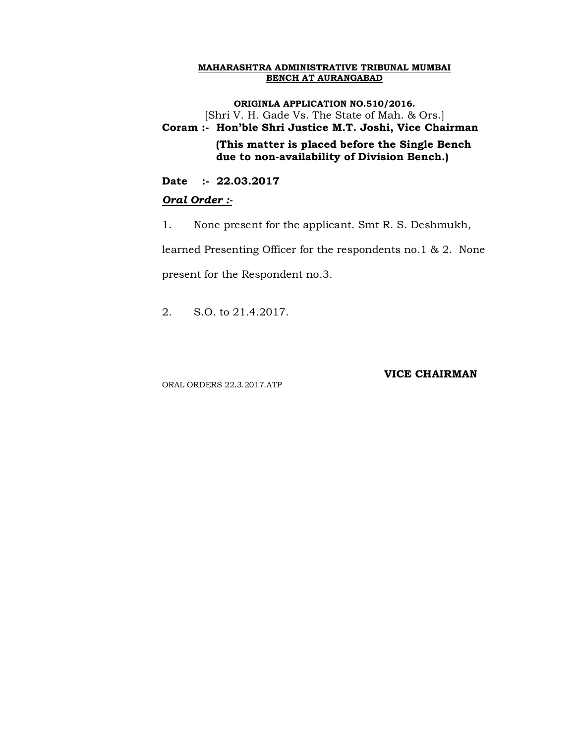**MAHARASHTRA ADMINISTRATIVE TRIBUNAL MUMBAI**
**BENCH AT AURANGABAD**

**ORIGINLA APPLICATION NO.510/2016.**
[Shri V. H. Gade Vs. The State of Mah. & Ors.]
**Coram :- Hon'ble Shri Justice M.T. Joshi, Vice Chairman**

**(This matter is placed before the Single Bench due to non-availability of Division Bench.)**

**Date :- 22.03.2017**

***Oral Order :-***

1. None present for the applicant. Smt R. S. Deshmukh, learned Presenting Officer for the respondents no.1 & 2. None present for the Respondent no.3.

2. S.O. to 21.4.2017.

**VICE CHAIRMAN**

ORAL ORDERS 22.3.2017.ATP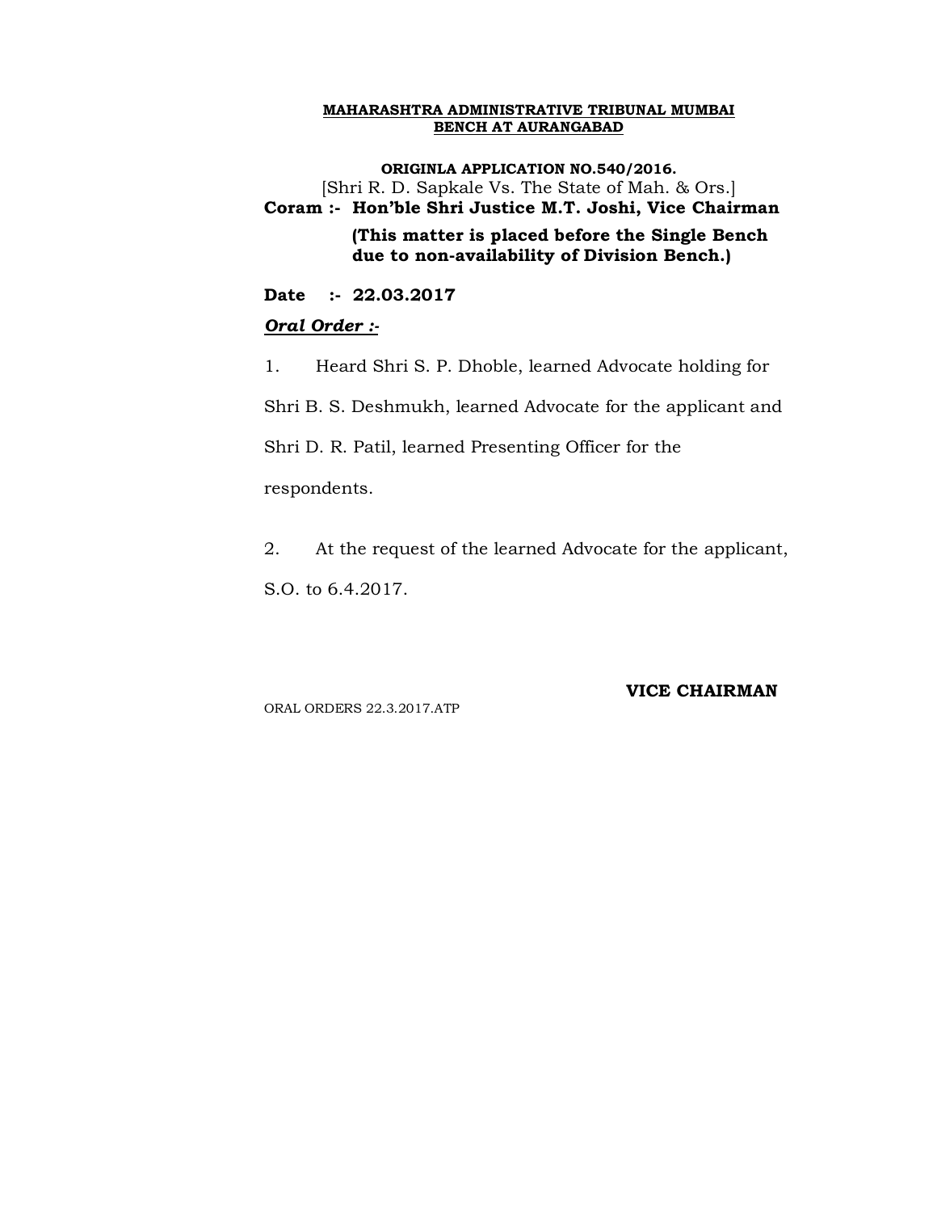**MAHARASHTRA ADMINISTRATIVE TRIBUNAL MUMBAI**
**BENCH AT AURANGABAD**

**ORIGINLA APPLICATION NO.540/2016.**
[Shri R. D. Sapkale Vs. The State of Mah. & Ors.]

**Coram :- Hon'ble Shri Justice M.T. Joshi, Vice Chairman**

**(This matter is placed before the Single Bench due to non-availability of Division Bench.)**

**Date :- 22.03.2017**

***Oral Order :-***

1. Heard Shri S. P. Dhoble, learned Advocate holding for Shri B. S. Deshmukh, learned Advocate for the applicant and Shri D. R. Patil, learned Presenting Officer for the respondents.

2. At the request of the learned Advocate for the applicant, S.O. to 6.4.2017.

**VICE CHAIRMAN**

ORAL ORDERS 22.3.2017.ATP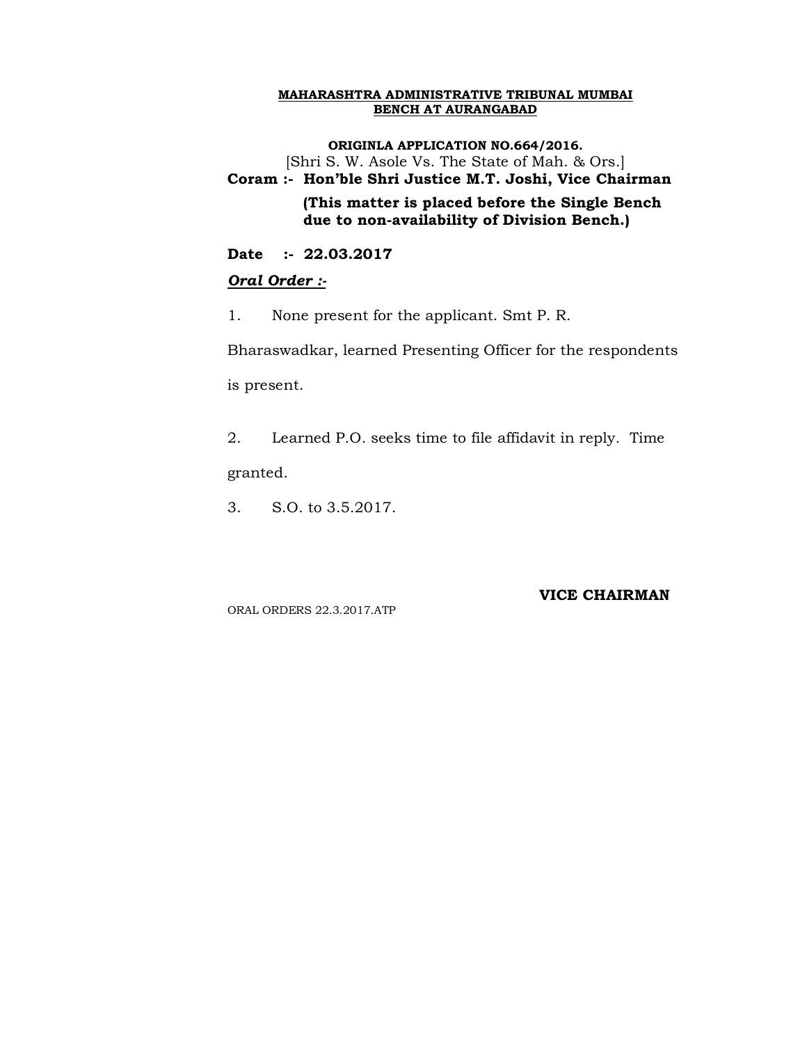**MAHARASHTRA ADMINISTRATIVE TRIBUNAL MUMBAI**
**BENCH AT AURANGABAD**

**ORIGINLA APPLICATION NO.664/2016.**

[Shri S. W. Asole Vs. The State of Mah. & Ors.]

**Coram :- Hon'ble Shri Justice M.T. Joshi, Vice Chairman**

**(This matter is placed before the Single Bench due to non-availability of Division Bench.)**

**Date :- 22.03.2017**

***Oral Order :-***

1. None present for the applicant. Smt P. R. Bharaswadkar, learned Presenting Officer for the respondents is present.

2. Learned P.O. seeks time to file affidavit in reply. Time granted.

3. S.O. to 3.5.2017.

**VICE CHAIRMAN**

ORAL ORDERS 22.3.2017.ATP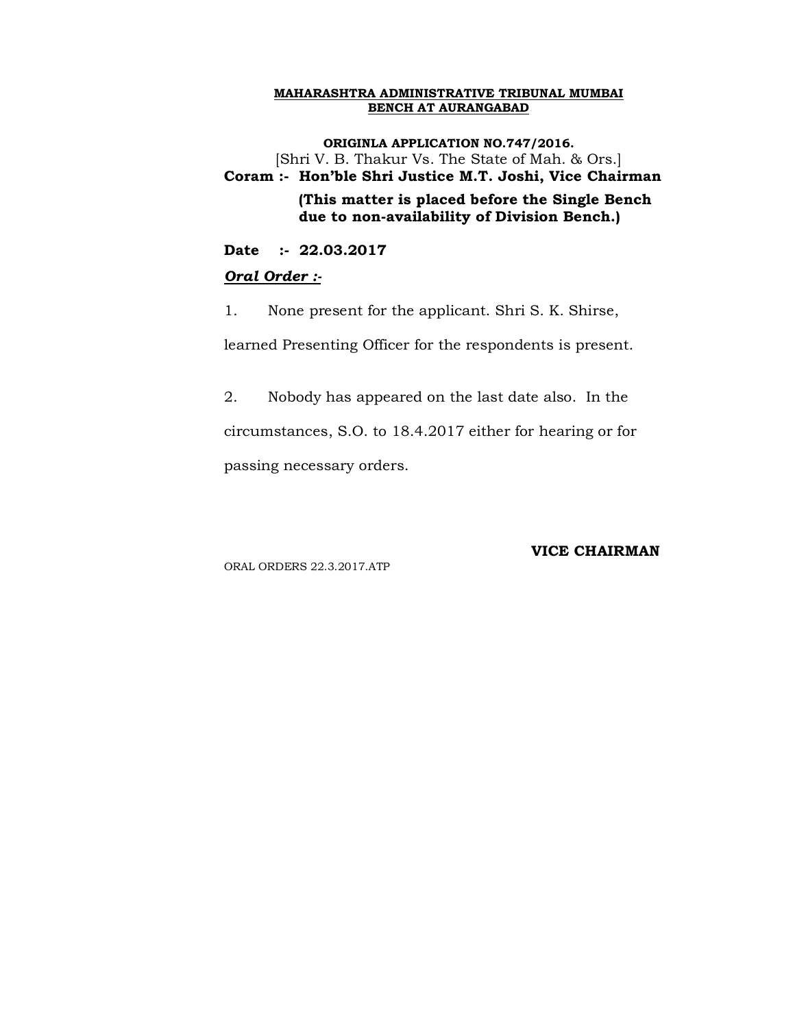**MAHARASHTRA ADMINISTRATIVE TRIBUNAL MUMBAI BENCH AT AURANGABAD**

**ORIGINLA APPLICATION NO.747/2016.**
[Shri V. B. Thakur Vs. The State of Mah. & Ors.]
**Coram :- Hon'ble Shri Justice M.T. Joshi, Vice Chairman**

**(This matter is placed before the Single Bench due to non-availability of Division Bench.)**

**Date :- 22.03.2017**

***Oral Order :-***

1. None present for the applicant. Shri S. K. Shirse, learned Presenting Officer for the respondents is present.

2. Nobody has appeared on the last date also. In the circumstances, S.O. to 18.4.2017 either for hearing or for passing necessary orders.

**VICE CHAIRMAN**

ORAL ORDERS 22.3.2017.ATP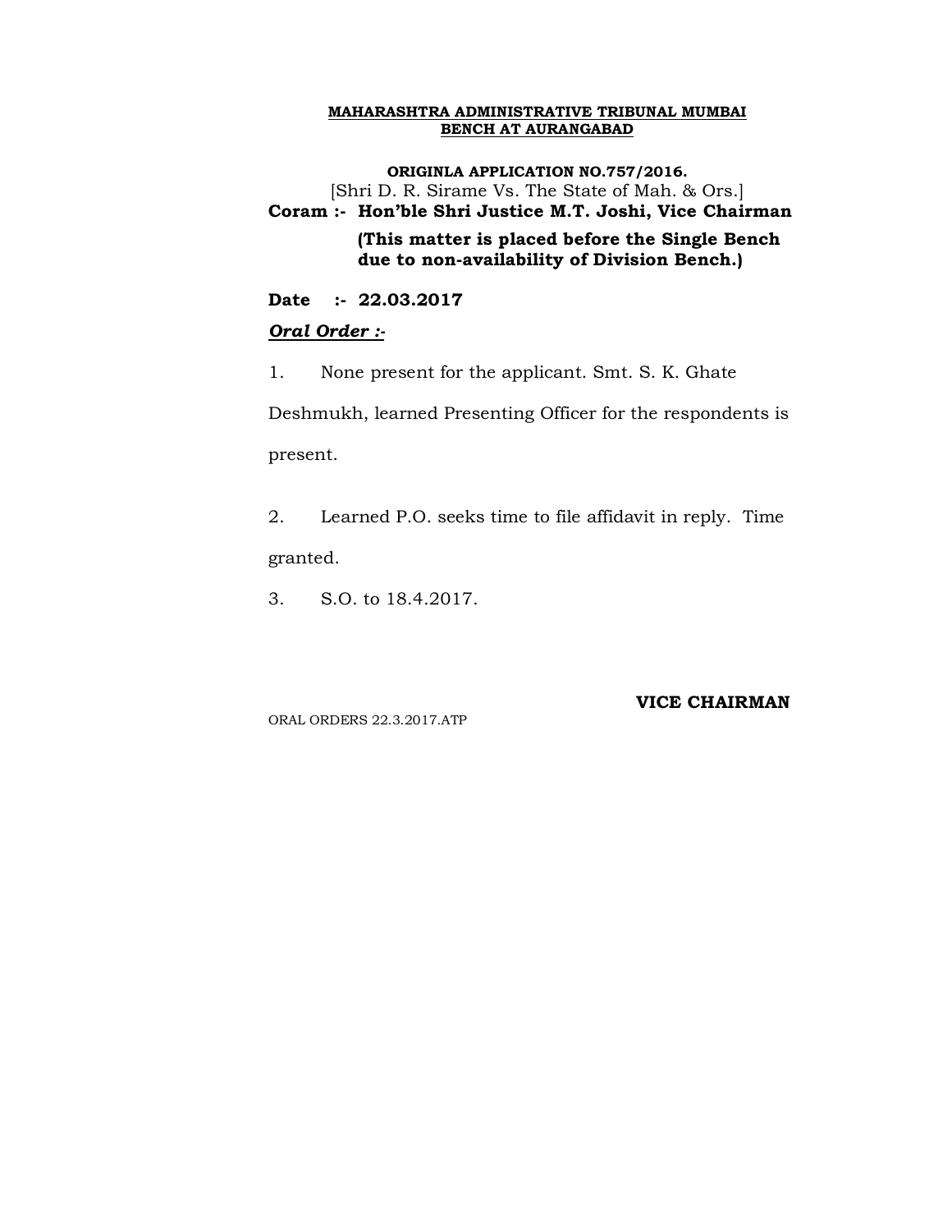**MAHARASHTRA ADMINISTRATIVE TRIBUNAL MUMBAI**
**BENCH AT AURANGABAD**

**ORIGINLA APPLICATION NO.757/2016.**
[Shri D. R. Sirame Vs. The State of Mah. & Ors.]

**Coram :- Hon'ble Shri Justice M.T. Joshi, Vice Chairman**

**(This matter is placed before the Single Bench due to non-availability of Division Bench.)**

**Date :- 22.03.2017**

***Oral Order :-***

1. None present for the applicant. Smt. S. K. Ghate Deshmukh, learned Presenting Officer for the respondents is present.

2. Learned P.O. seeks time to file affidavit in reply. Time granted.

3. S.O. to 18.4.2017.

**VICE CHAIRMAN**

ORAL ORDERS 22.3.2017.ATP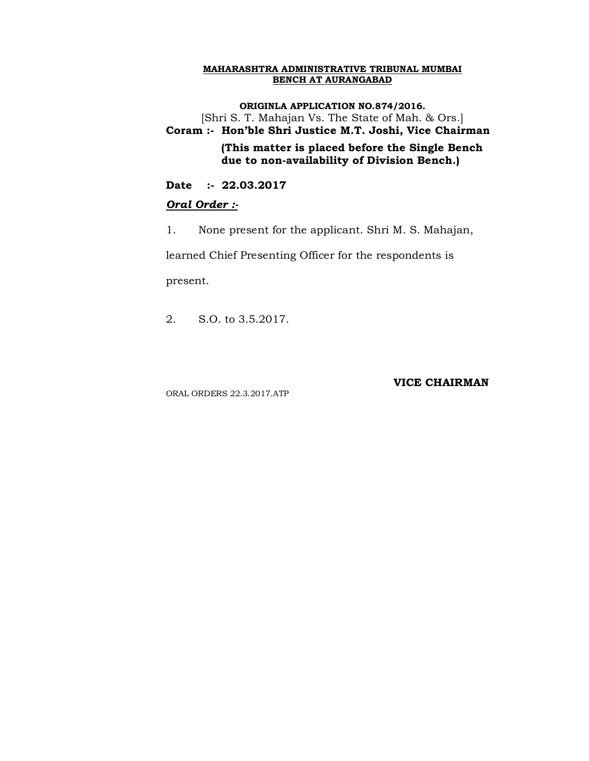**MAHARASHTRA ADMINISTRATIVE TRIBUNAL MUMBAI**
**BENCH AT AURANGABAD**

**ORIGINLA APPLICATION NO.874/2016.**

[Shri S. T. Mahajan Vs. The State of Mah. & Ors.]

**Coram :- Hon'ble Shri Justice M.T. Joshi, Vice Chairman**

**(This matter is placed before the Single Bench due to non-availability of Division Bench.)**

**Date :- 22.03.2017**

***Oral Order :-***

1. None present for the applicant. Shri M. S. Mahajan, learned Chief Presenting Officer for the respondents is present.

2. S.O. to 3.5.2017.

**VICE CHAIRMAN**

ORAL ORDERS 22.3.2017.ATP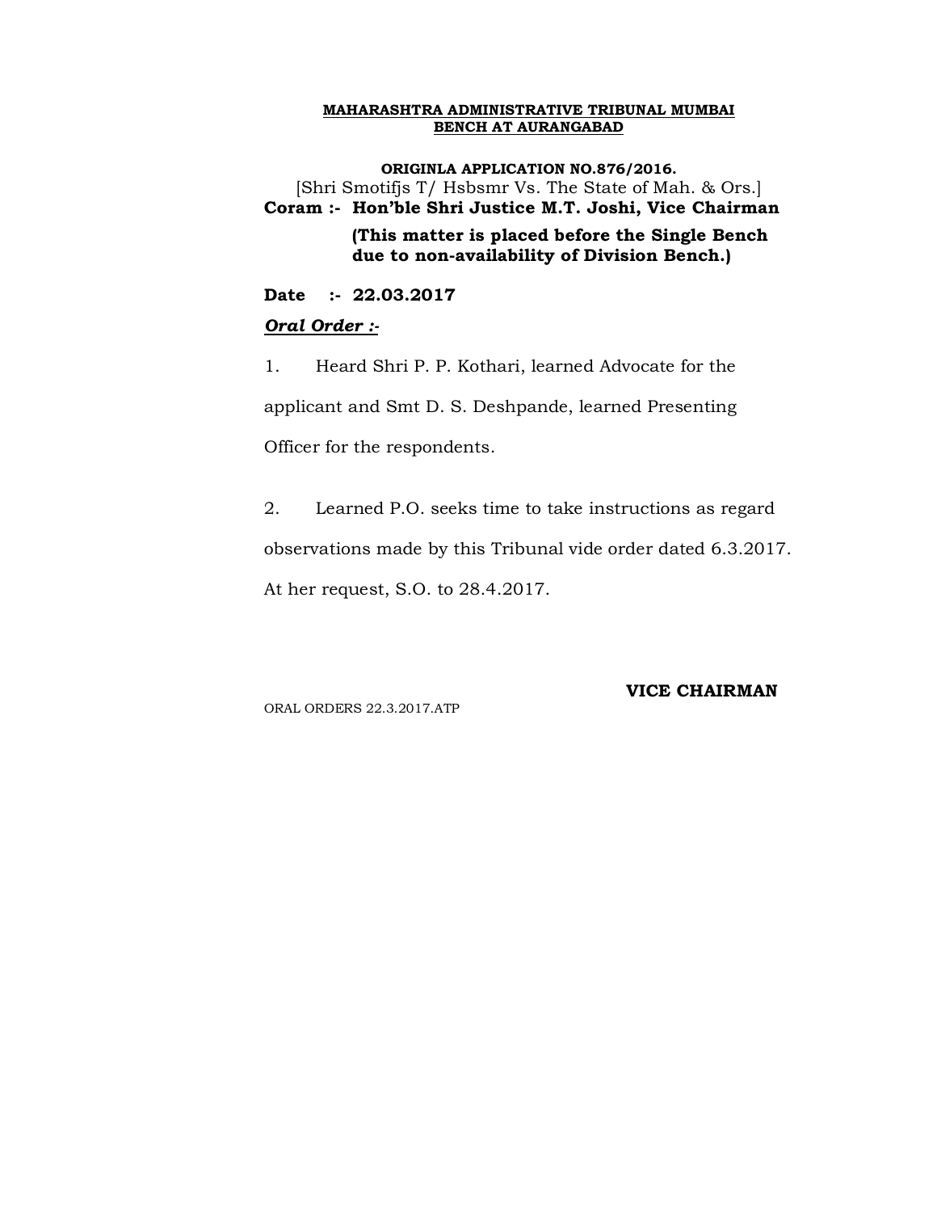**MAHARASHTRA ADMINISTRATIVE TRIBUNAL MUMBAI**
**BENCH AT AURANGABAD**

**ORIGINLA APPLICATION NO.876/2016.**
[Shri Smotifjs T/ Hsbsmr Vs. The State of Mah. & Ors.]

**Coram :- Hon'ble Shri Justice M.T. Joshi, Vice Chairman**

**(This matter is placed before the Single Bench due to non-availability of Division Bench.)**

**Date :- 22.03.2017**

***Oral Order :-***

1. Heard Shri P. P. Kothari, learned Advocate for the applicant and Smt D. S. Deshpande, learned Presenting Officer for the respondents.

2. Learned P.O. seeks time to take instructions as regard observations made by this Tribunal vide order dated 6.3.2017. At her request, S.O. to 28.4.2017.

**VICE CHAIRMAN**

ORAL ORDERS 22.3.2017.ATP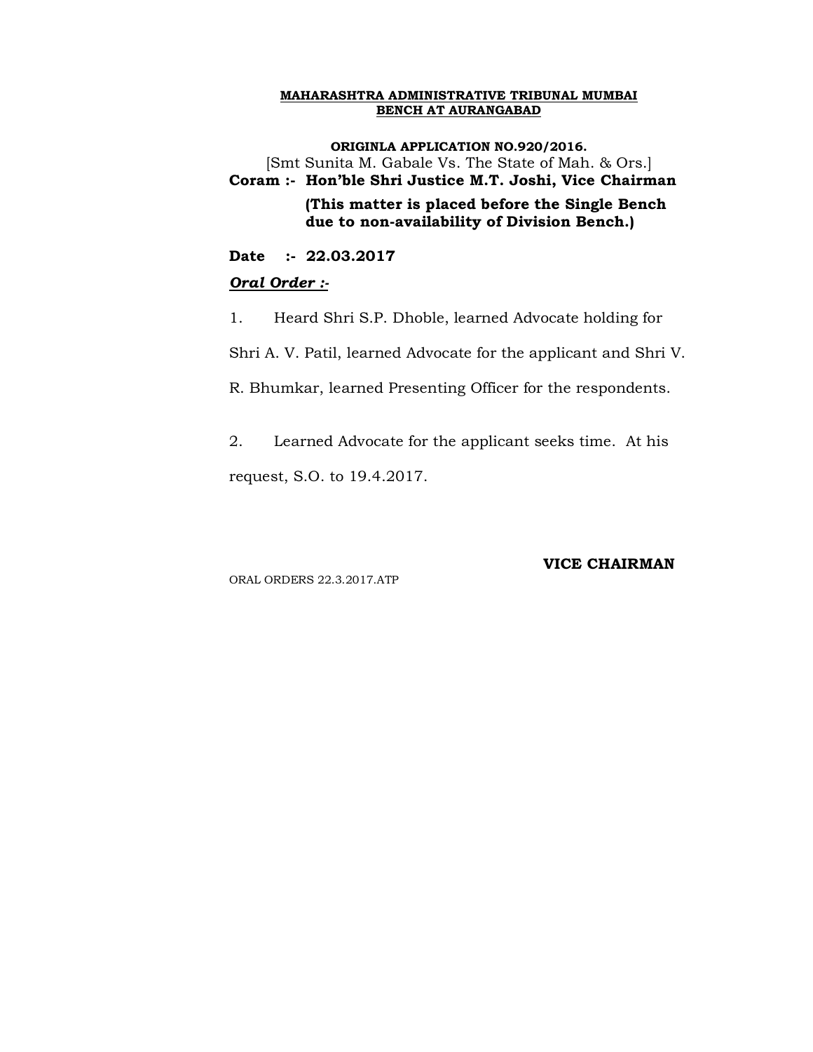**MAHARASHTRA ADMINISTRATIVE TRIBUNAL MUMBAI**
**BENCH AT AURANGABAD**

**ORIGINLA APPLICATION NO.920/2016.**
[Smt Sunita M. Gabale Vs. The State of Mah. & Ors.]

**Coram :- Hon'ble Shri Justice M.T. Joshi, Vice Chairman**

**(This matter is placed before the Single Bench due to non-availability of Division Bench.)**

**Date :- 22.03.2017**

***Oral Order :-***

1. Heard Shri S.P. Dhoble, learned Advocate holding for Shri A. V. Patil, learned Advocate for the applicant and Shri V. R. Bhumkar, learned Presenting Officer for the respondents.

2. Learned Advocate for the applicant seeks time. At his request, S.O. to 19.4.2017.

**VICE CHAIRMAN**

ORAL ORDERS 22.3.2017.ATP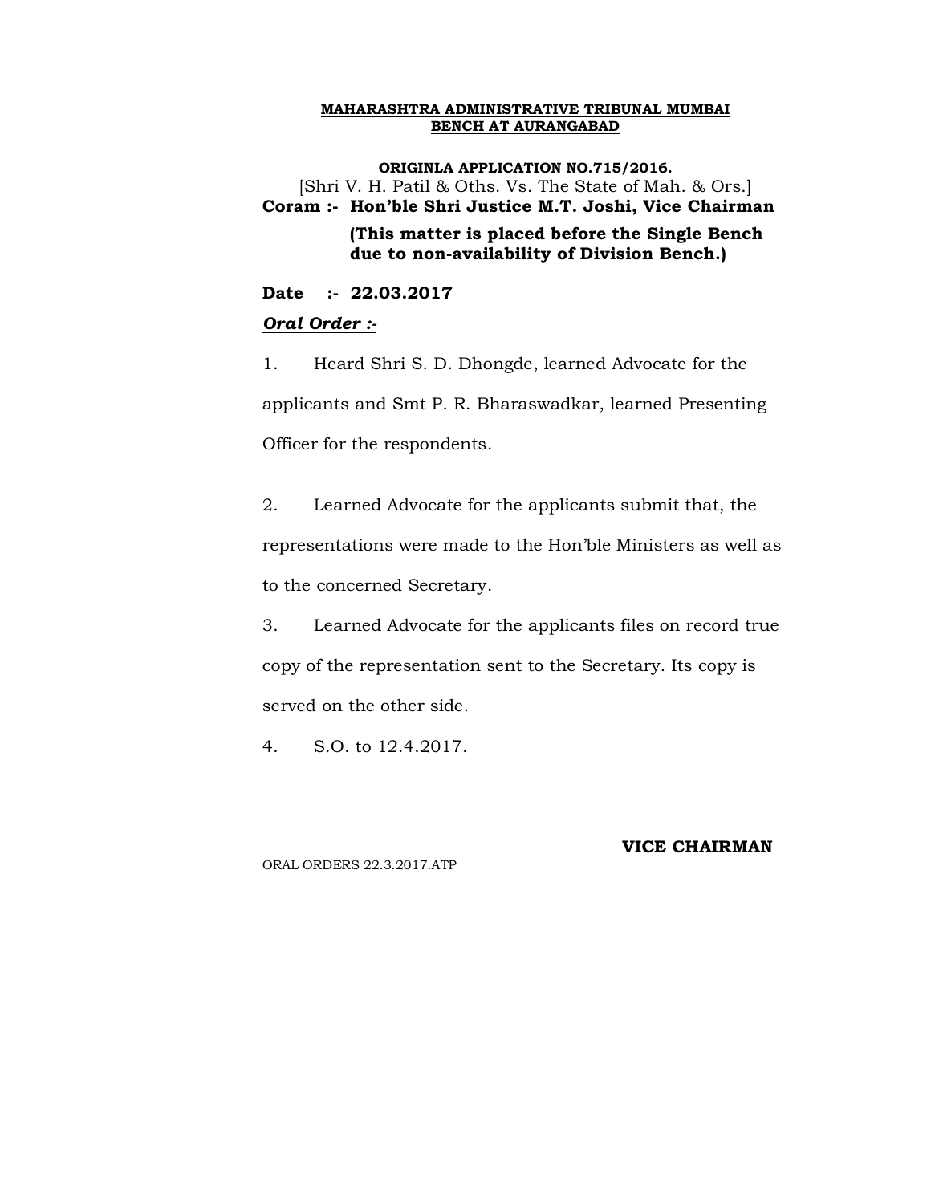**MAHARASHTRA ADMINISTRATIVE TRIBUNAL MUMBAI BENCH AT AURANGABAD**

**ORIGINLA APPLICATION NO.715/2016.**
[Shri V. H. Patil & Oths. Vs. The State of Mah. & Ors.]

**Coram :- Hon'ble Shri Justice M.T. Joshi, Vice Chairman**

**(This matter is placed before the Single Bench due to non-availability of Division Bench.)**

**Date :- 22.03.2017**

***Oral Order :-***

1. Heard Shri S. D. Dhongde, learned Advocate for the applicants and Smt P. R. Bharaswadkar, learned Presenting Officer for the respondents.

2. Learned Advocate for the applicants submit that, the representations were made to the Hon'ble Ministers as well as to the concerned Secretary.

3. Learned Advocate for the applicants files on record true copy of the representation sent to the Secretary. Its copy is served on the other side.

4. S.O. to 12.4.2017.

**VICE CHAIRMAN**

ORAL ORDERS 22.3.2017.ATP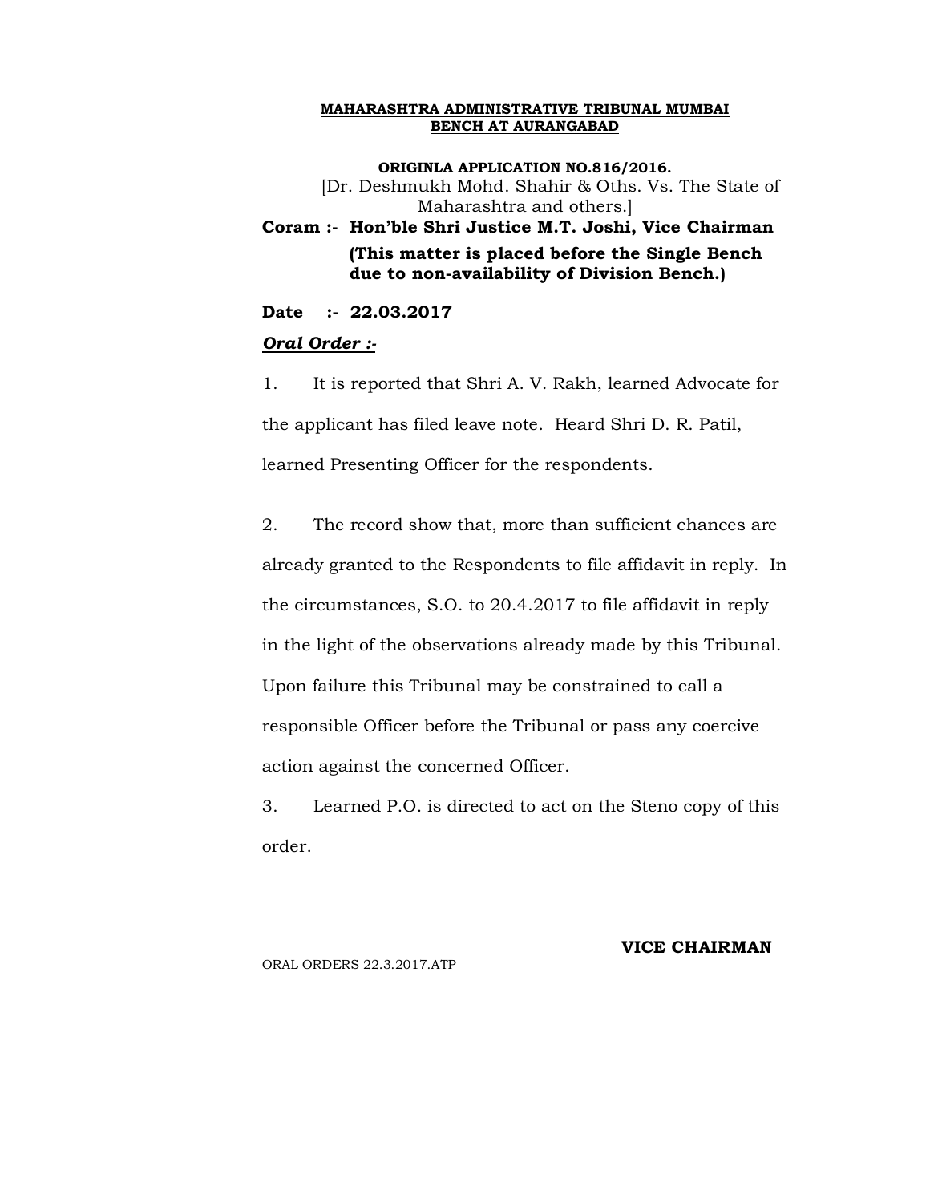**MAHARASHTRA ADMINISTRATIVE TRIBUNAL MUMBAI**
**BENCH AT AURANGABAD**

**ORIGINLA APPLICATION NO.816/2016.**
[Dr. Deshmukh Mohd. Shahir & Oths. Vs. The State of Maharashtra and others.]

**Coram :- Hon'ble Shri Justice M.T. Joshi, Vice Chairman**
**(This matter is placed before the Single Bench due to non-availability of Division Bench.)**

**Date :- 22.03.2017**

***Oral Order :-***

1. It is reported that Shri A. V. Rakh, learned Advocate for the applicant has filed leave note. Heard Shri D. R. Patil, learned Presenting Officer for the respondents.

2. The record show that, more than sufficient chances are already granted to the Respondents to file affidavit in reply. In the circumstances, S.O. to 20.4.2017 to file affidavit in reply in the light of the observations already made by this Tribunal. Upon failure this Tribunal may be constrained to call a responsible Officer before the Tribunal or pass any coercive action against the concerned Officer.

3. Learned P.O. is directed to act on the Steno copy of this order.

**VICE CHAIRMAN**

ORAL ORDERS 22.3.2017.ATP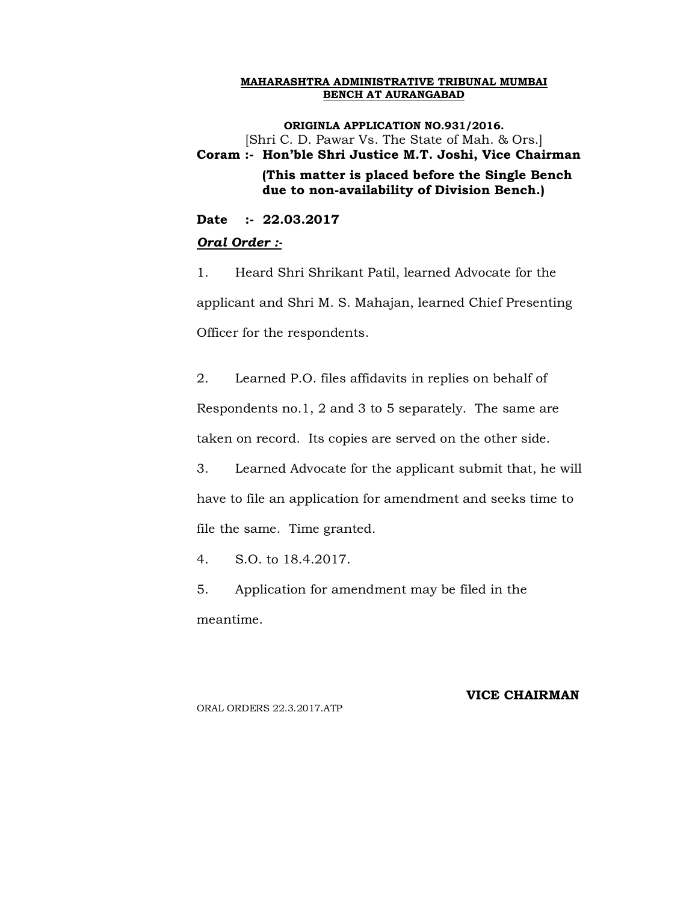**MAHARASHTRA ADMINISTRATIVE TRIBUNAL MUMBAI BENCH AT AURANGABAD**

**ORIGINLA APPLICATION NO.931/2016.**

[Shri C. D. Pawar Vs. The State of Mah. & Ors.]

**Coram :- Hon'ble Shri Justice M.T. Joshi, Vice Chairman**

**(This matter is placed before the Single Bench due to non-availability of Division Bench.)**

**Date :- 22.03.2017**

***Oral Order :-***

1. Heard Shri Shrikant Patil, learned Advocate for the applicant and Shri M. S. Mahajan, learned Chief Presenting Officer for the respondents.

2. Learned P.O. files affidavits in replies on behalf of Respondents no.1, 2 and 3 to 5 separately. The same are taken on record. Its copies are served on the other side.

3. Learned Advocate for the applicant submit that, he will have to file an application for amendment and seeks time to file the same. Time granted.

4. S.O. to 18.4.2017.

5. Application for amendment may be filed in the meantime.

**VICE CHAIRMAN**

ORAL ORDERS 22.3.2017.ATP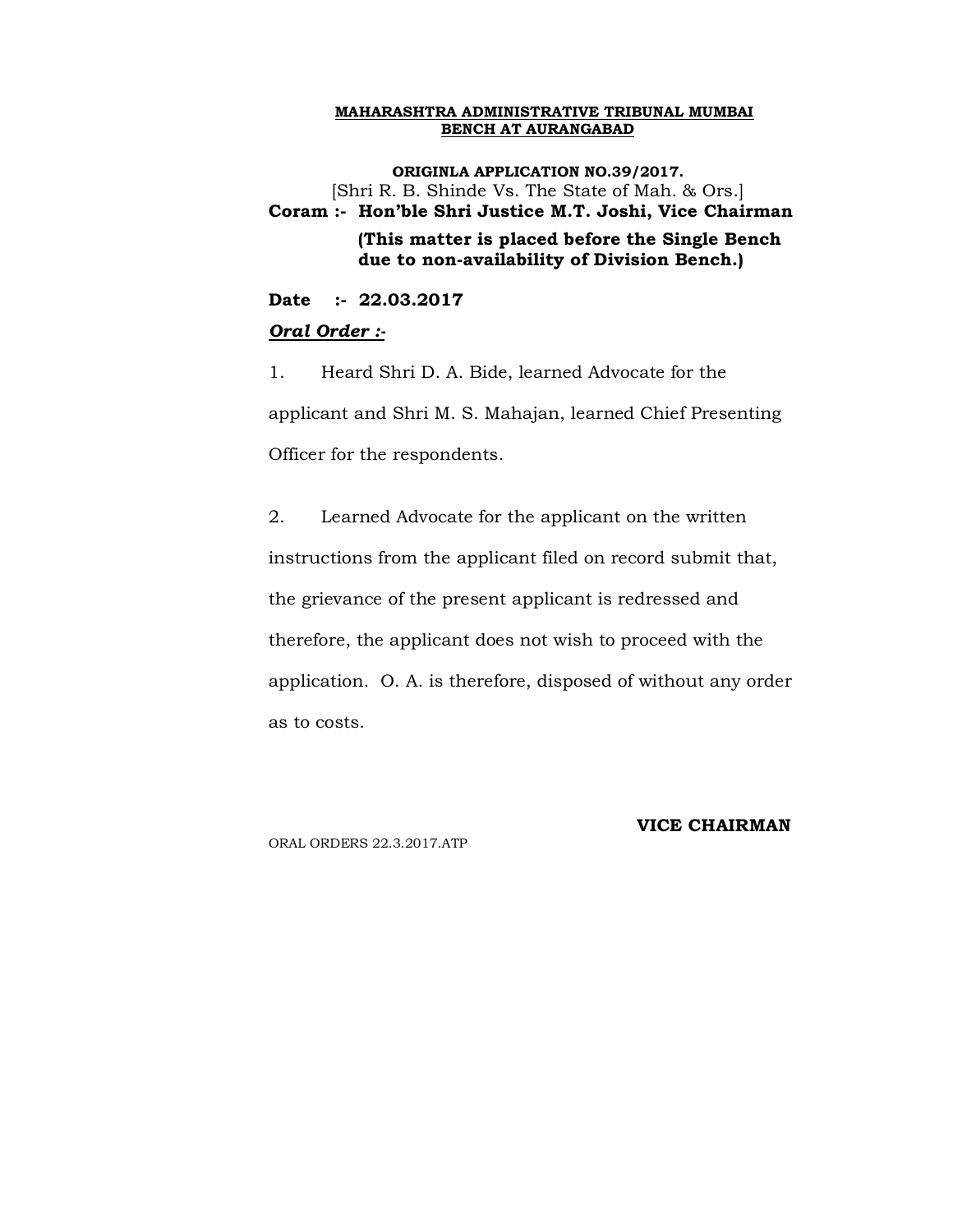**MAHARASHTRA ADMINISTRATIVE TRIBUNAL MUMBAI**
**BENCH AT AURANGABAD**

**ORIGINLA APPLICATION NO.39/2017.**

[Shri R. B. Shinde Vs. The State of Mah. & Ors.]

**Coram :- Hon'ble Shri Justice M.T. Joshi, Vice Chairman**

**(This matter is placed before the Single Bench due to non-availability of Division Bench.)**

**Date :- 22.03.2017**

***Oral Order :-***

1. Heard Shri D. A. Bide, learned Advocate for the applicant and Shri M. S. Mahajan, learned Chief Presenting Officer for the respondents.

2. Learned Advocate for the applicant on the written instructions from the applicant filed on record submit that, the grievance of the present applicant is redressed and therefore, the applicant does not wish to proceed with the application. O. A. is therefore, disposed of without any order as to costs.

**VICE CHAIRMAN**

ORAL ORDERS 22.3.2017.ATP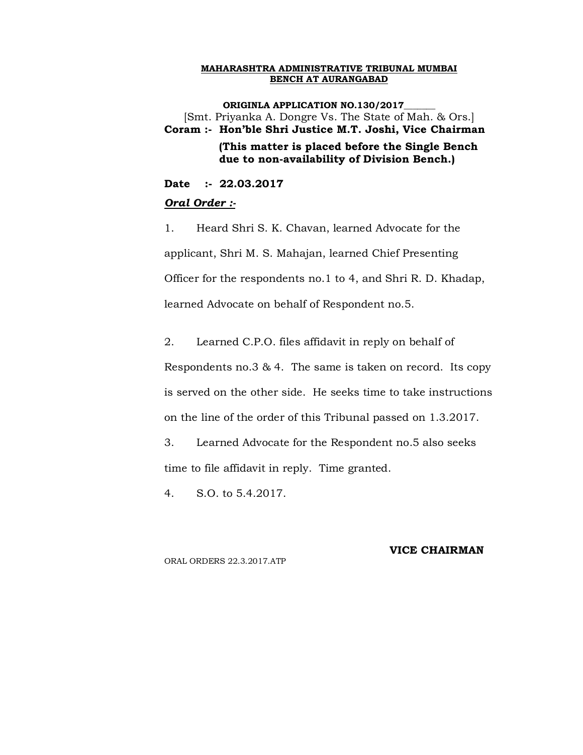**MAHARASHTRA ADMINISTRATIVE TRIBUNAL MUMBAI**
**BENCH AT AURANGABAD**

**ORIGINLA APPLICATION NO.130/2017\_\_\_\_\_\_\_**
[Smt. Priyanka A. Dongre Vs. The State of Mah. & Ors.]

**Coram :- Hon'ble Shri Justice M.T. Joshi, Vice Chairman**

**(This matter is placed before the Single Bench due to non-availability of Division Bench.)**

**Date :- 22.03.2017**

***Oral Order :-***

1. Heard Shri S. K. Chavan, learned Advocate for the applicant, Shri M. S. Mahajan, learned Chief Presenting Officer for the respondents no.1 to 4, and Shri R. D. Khadap, learned Advocate on behalf of Respondent no.5.

2. Learned C.P.O. files affidavit in reply on behalf of Respondents no.3 & 4. The same is taken on record. Its copy is served on the other side. He seeks time to take instructions on the line of the order of this Tribunal passed on 1.3.2017.

3. Learned Advocate for the Respondent no.5 also seeks time to file affidavit in reply. Time granted.

4. S.O. to 5.4.2017.

**VICE CHAIRMAN**

ORAL ORDERS 22.3.2017.ATP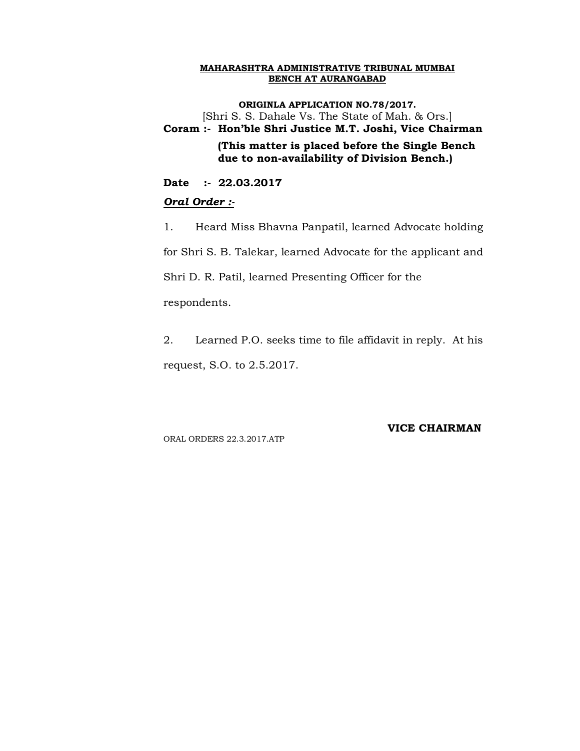**MAHARASHTRA ADMINISTRATIVE TRIBUNAL MUMBAI**
**BENCH AT AURANGABAD**

**ORIGINLA APPLICATION NO.78/2017.**
[Shri S. S. Dahale Vs. The State of Mah. & Ors.]

**Coram :- Hon'ble Shri Justice M.T. Joshi, Vice Chairman**

**(This matter is placed before the Single Bench due to non-availability of Division Bench.)**

**Date :- 22.03.2017**

***Oral Order :-***

1. Heard Miss Bhavna Panpatil, learned Advocate holding for Shri S. B. Talekar, learned Advocate for the applicant and Shri D. R. Patil, learned Presenting Officer for the respondents.

2. Learned P.O. seeks time to file affidavit in reply. At his request, S.O. to 2.5.2017.

**VICE CHAIRMAN**

ORAL ORDERS 22.3.2017.ATP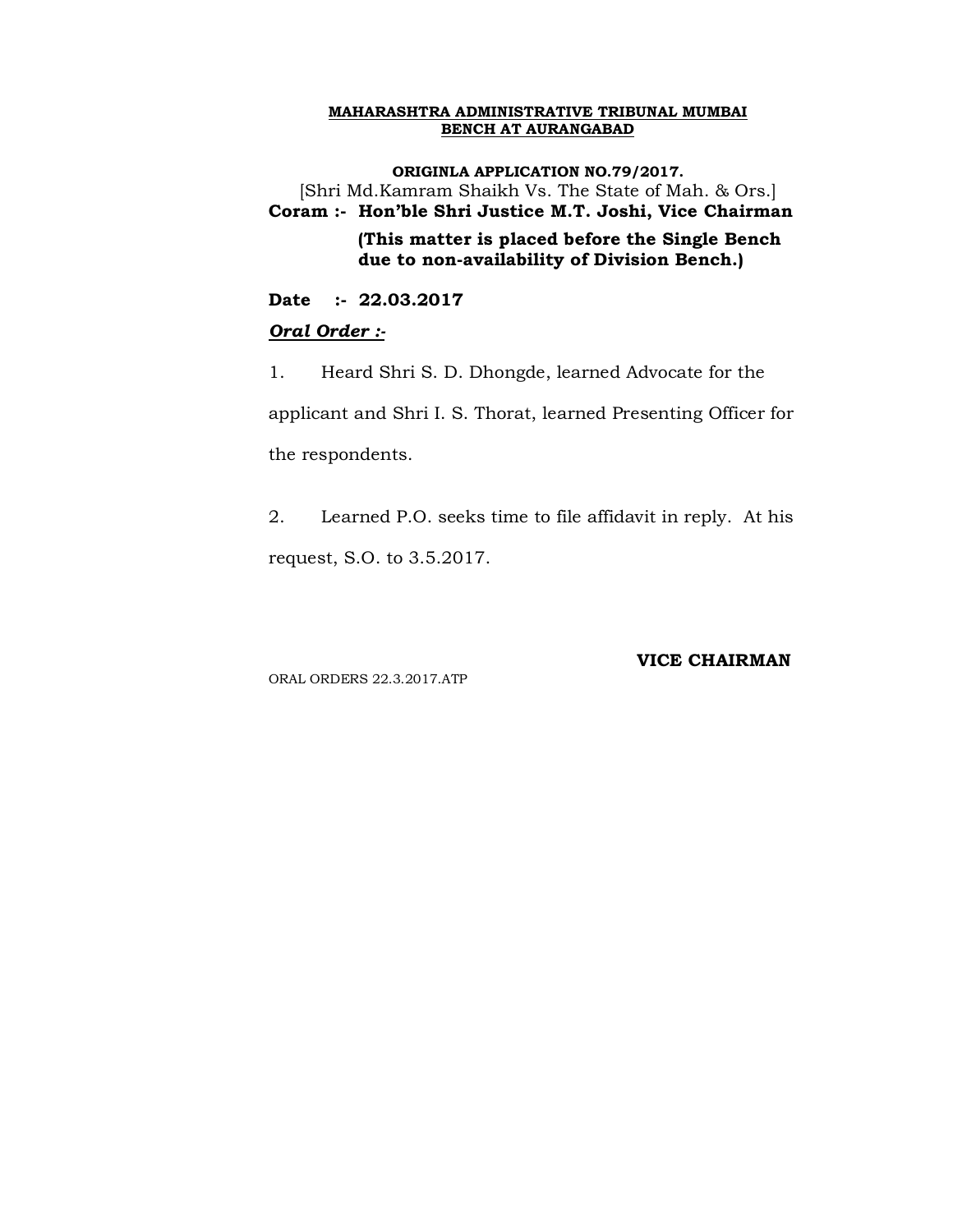**MAHARASHTRA ADMINISTRATIVE TRIBUNAL MUMBAI**
**BENCH AT AURANGABAD**

**ORIGINLA APPLICATION NO.79/2017.**
[Shri Md.Kamram Shaikh Vs. The State of Mah. & Ors.]

**Coram :- Hon'ble Shri Justice M.T. Joshi, Vice Chairman**

**(This matter is placed before the Single Bench due to non-availability of Division Bench.)**

**Date :- 22.03.2017**

***Oral Order :-***

1. Heard Shri S. D. Dhongde, learned Advocate for the applicant and Shri I. S. Thorat, learned Presenting Officer for the respondents.

2. Learned P.O. seeks time to file affidavit in reply. At his request, S.O. to 3.5.2017.

**VICE CHAIRMAN**

ORAL ORDERS 22.3.2017.ATP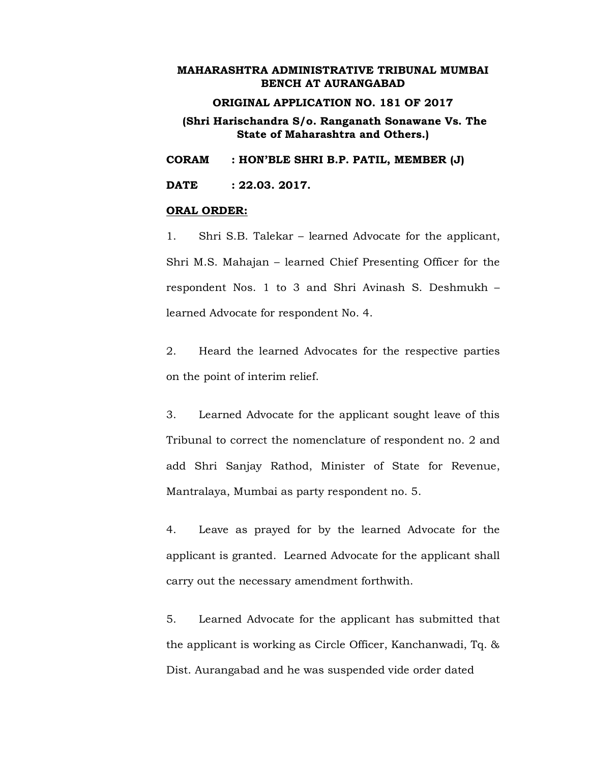**MAHARASHTRA ADMINISTRATIVE TRIBUNAL MUMBAI BENCH AT AURANGABAD**

**ORIGINAL APPLICATION NO. 181 OF 2017**

**(Shri Harischandra S/o. Ranganath Sonawane Vs. The State of Maharashtra and Others.)**

**CORAM : HON'BLE SHRI B.P. PATIL, MEMBER (J)**

**DATE : 22.03. 2017.**

**ORAL ORDER:**

1. Shri S.B. Talekar – learned Advocate for the applicant, Shri M.S. Mahajan – learned Chief Presenting Officer for the respondent Nos. 1 to 3 and Shri Avinash S. Deshmukh – learned Advocate for respondent No. 4.

2. Heard the learned Advocates for the respective parties on the point of interim relief.

3. Learned Advocate for the applicant sought leave of this Tribunal to correct the nomenclature of respondent no. 2 and add Shri Sanjay Rathod, Minister of State for Revenue, Mantralaya, Mumbai as party respondent no. 5.

4. Leave as prayed for by the learned Advocate for the applicant is granted. Learned Advocate for the applicant shall carry out the necessary amendment forthwith.

5. Learned Advocate for the applicant has submitted that the applicant is working as Circle Officer, Kanchanwadi, Tq. & Dist. Aurangabad and he was suspended vide order dated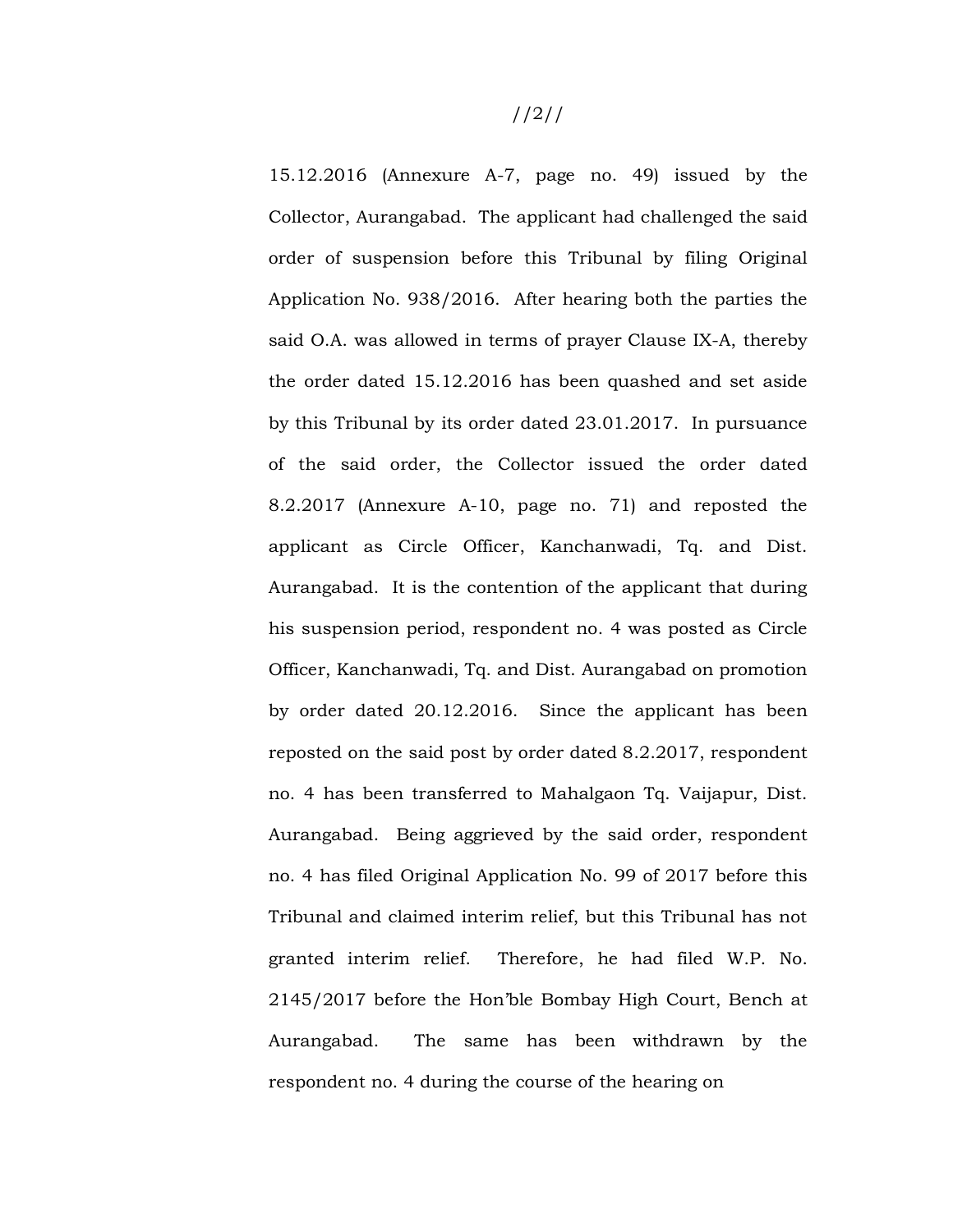15.12.2016 (Annexure A-7, page no. 49) issued by the Collector, Aurangabad. The applicant had challenged the said order of suspension before this Tribunal by filing Original Application No. 938/2016. After hearing both the parties the said O.A. was allowed in terms of prayer Clause IX-A, thereby the order dated 15.12.2016 has been quashed and set aside by this Tribunal by its order dated 23.01.2017. In pursuance of the said order, the Collector issued the order dated 8.2.2017 (Annexure A-10, page no. 71) and reposted the applicant as Circle Officer, Kanchanwadi, Tq. and Dist. Aurangabad. It is the contention of the applicant that during his suspension period, respondent no. 4 was posted as Circle Officer, Kanchanwadi, Tq. and Dist. Aurangabad on promotion by order dated 20.12.2016. Since the applicant has been reposted on the said post by order dated 8.2.2017, respondent no. 4 has been transferred to Mahalgaon Tq. Vaijapur, Dist. Aurangabad. Being aggrieved by the said order, respondent no. 4 has filed Original Application No. 99 of 2017 before this Tribunal and claimed interim relief, but this Tribunal has not granted interim relief. Therefore, he had filed W.P. No. 2145/2017 before the Hon'ble Bombay High Court, Bench at Aurangabad. The same has been withdrawn by the respondent no. 4 during the course of the hearing on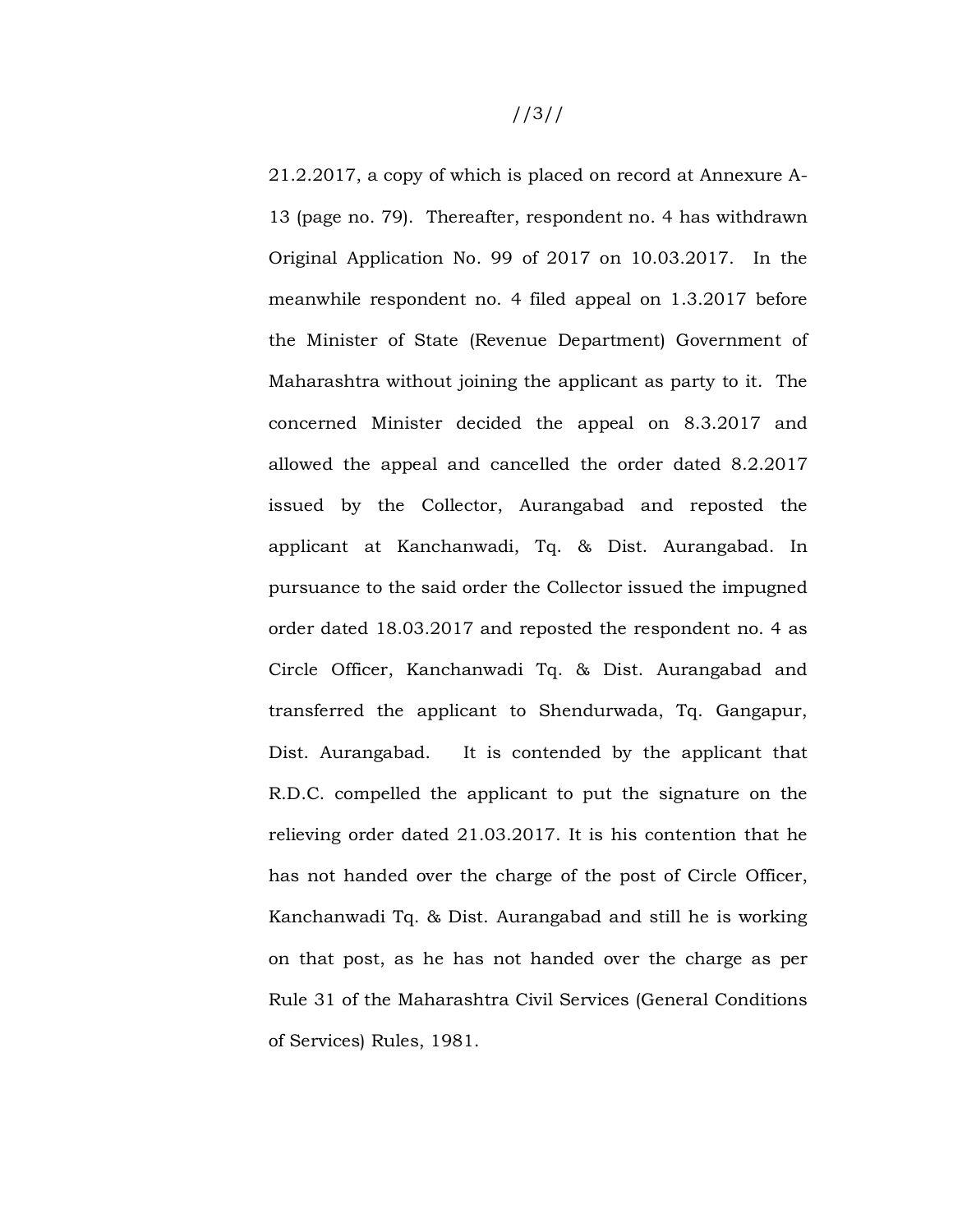21.2.2017, a copy of which is placed on record at Annexure A-13 (page no. 79). Thereafter, respondent no. 4 has withdrawn Original Application No. 99 of 2017 on 10.03.2017. In the meanwhile respondent no. 4 filed appeal on 1.3.2017 before the Minister of State (Revenue Department) Government of Maharashtra without joining the applicant as party to it. The concerned Minister decided the appeal on 8.3.2017 and allowed the appeal and cancelled the order dated 8.2.2017 issued by the Collector, Aurangabad and reposted the applicant at Kanchanwadi, Tq. & Dist. Aurangabad. In pursuance to the said order the Collector issued the impugned order dated 18.03.2017 and reposted the respondent no. 4 as Circle Officer, Kanchanwadi Tq. & Dist. Aurangabad and transferred the applicant to Shendurwada, Tq. Gangapur, Dist. Aurangabad. It is contended by the applicant that R.D.C. compelled the applicant to put the signature on the relieving order dated 21.03.2017. It is his contention that he has not handed over the charge of the post of Circle Officer, Kanchanwadi Tq. & Dist. Aurangabad and still he is working on that post, as he has not handed over the charge as per Rule 31 of the Maharashtra Civil Services (General Conditions of Services) Rules, 1981.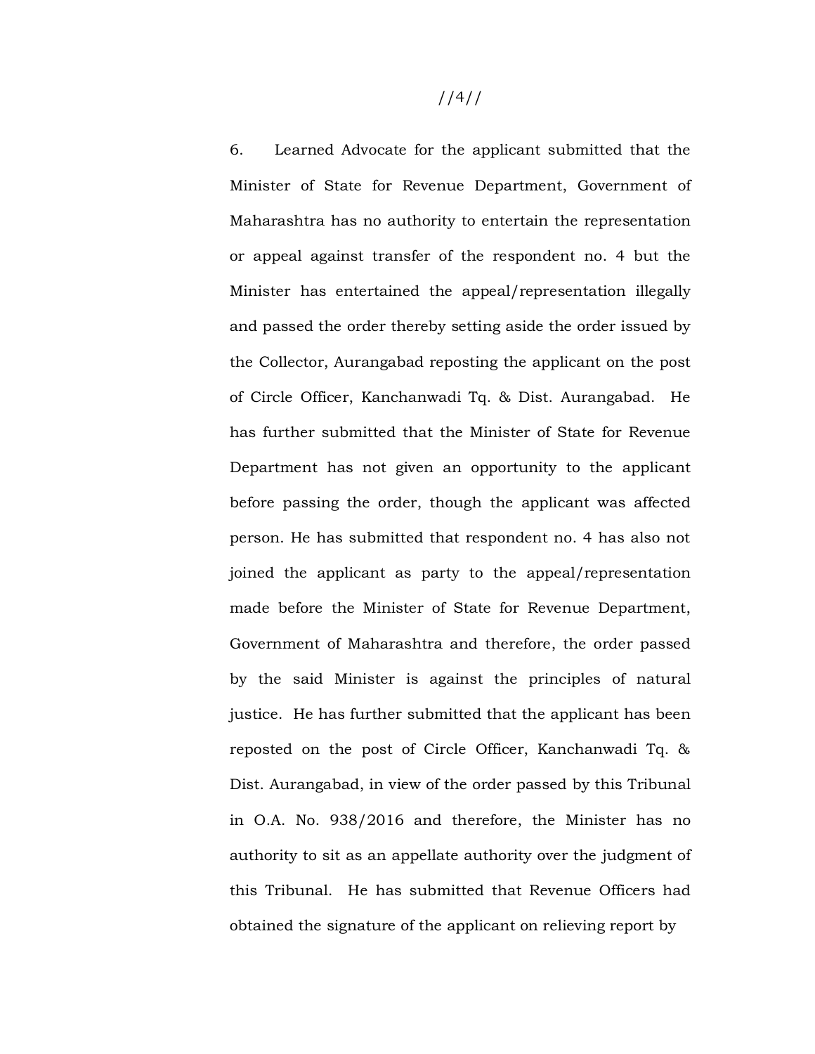6. Learned Advocate for the applicant submitted that the Minister of State for Revenue Department, Government of Maharashtra has no authority to entertain the representation or appeal against transfer of the respondent no. 4 but the Minister has entertained the appeal/representation illegally and passed the order thereby setting aside the order issued by the Collector, Aurangabad reposting the applicant on the post of Circle Officer, Kanchanwadi Tq. & Dist. Aurangabad. He has further submitted that the Minister of State for Revenue Department has not given an opportunity to the applicant before passing the order, though the applicant was affected person. He has submitted that respondent no. 4 has also not joined the applicant as party to the appeal/representation made before the Minister of State for Revenue Department, Government of Maharashtra and therefore, the order passed by the said Minister is against the principles of natural justice. He has further submitted that the applicant has been reposted on the post of Circle Officer, Kanchanwadi Tq. & Dist. Aurangabad, in view of the order passed by this Tribunal in O.A. No. 938/2016 and therefore, the Minister has no authority to sit as an appellate authority over the judgment of this Tribunal. He has submitted that Revenue Officers had obtained the signature of the applicant on relieving report by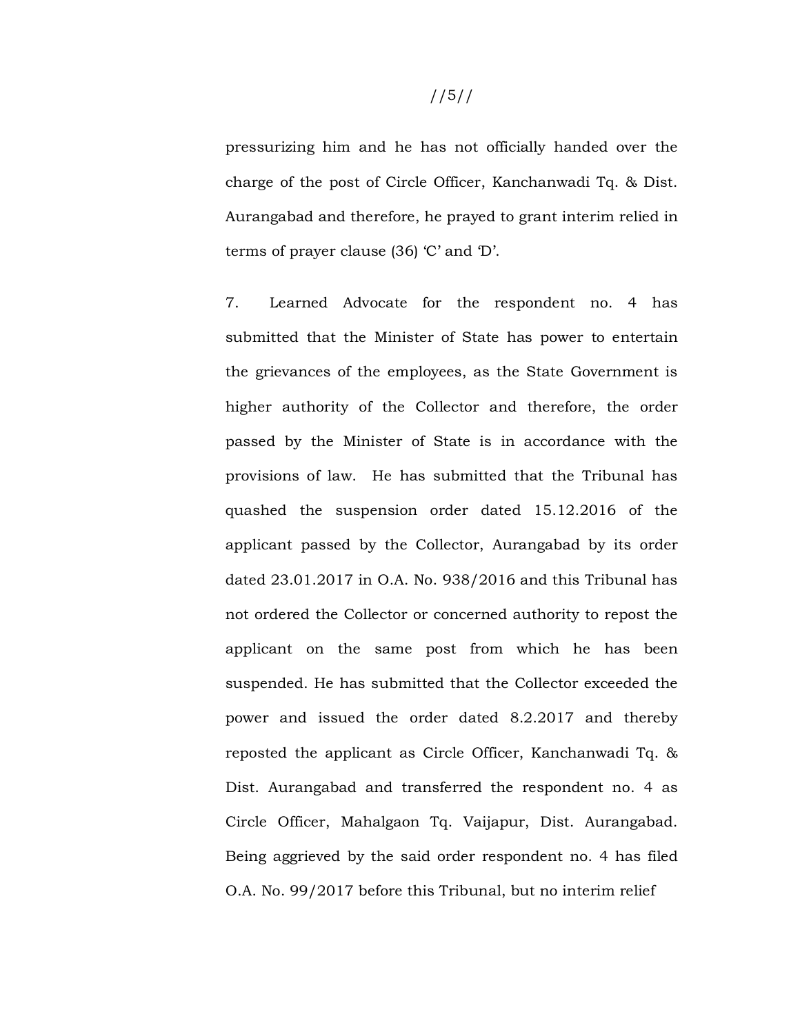pressurizing him and he has not officially handed over the charge of the post of Circle Officer, Kanchanwadi Tq. & Dist. Aurangabad and therefore, he prayed to grant interim relied in terms of prayer clause (36) 'C' and 'D'.

7. Learned Advocate for the respondent no. 4 has submitted that the Minister of State has power to entertain the grievances of the employees, as the State Government is higher authority of the Collector and therefore, the order passed by the Minister of State is in accordance with the provisions of law. He has submitted that the Tribunal has quashed the suspension order dated 15.12.2016 of the applicant passed by the Collector, Aurangabad by its order dated 23.01.2017 in O.A. No. 938/2016 and this Tribunal has not ordered the Collector or concerned authority to repost the applicant on the same post from which he has been suspended. He has submitted that the Collector exceeded the power and issued the order dated 8.2.2017 and thereby reposted the applicant as Circle Officer, Kanchanwadi Tq. & Dist. Aurangabad and transferred the respondent no. 4 as Circle Officer, Mahalgaon Tq. Vaijapur, Dist. Aurangabad. Being aggrieved by the said order respondent no. 4 has filed O.A. No. 99/2017 before this Tribunal, but no interim relief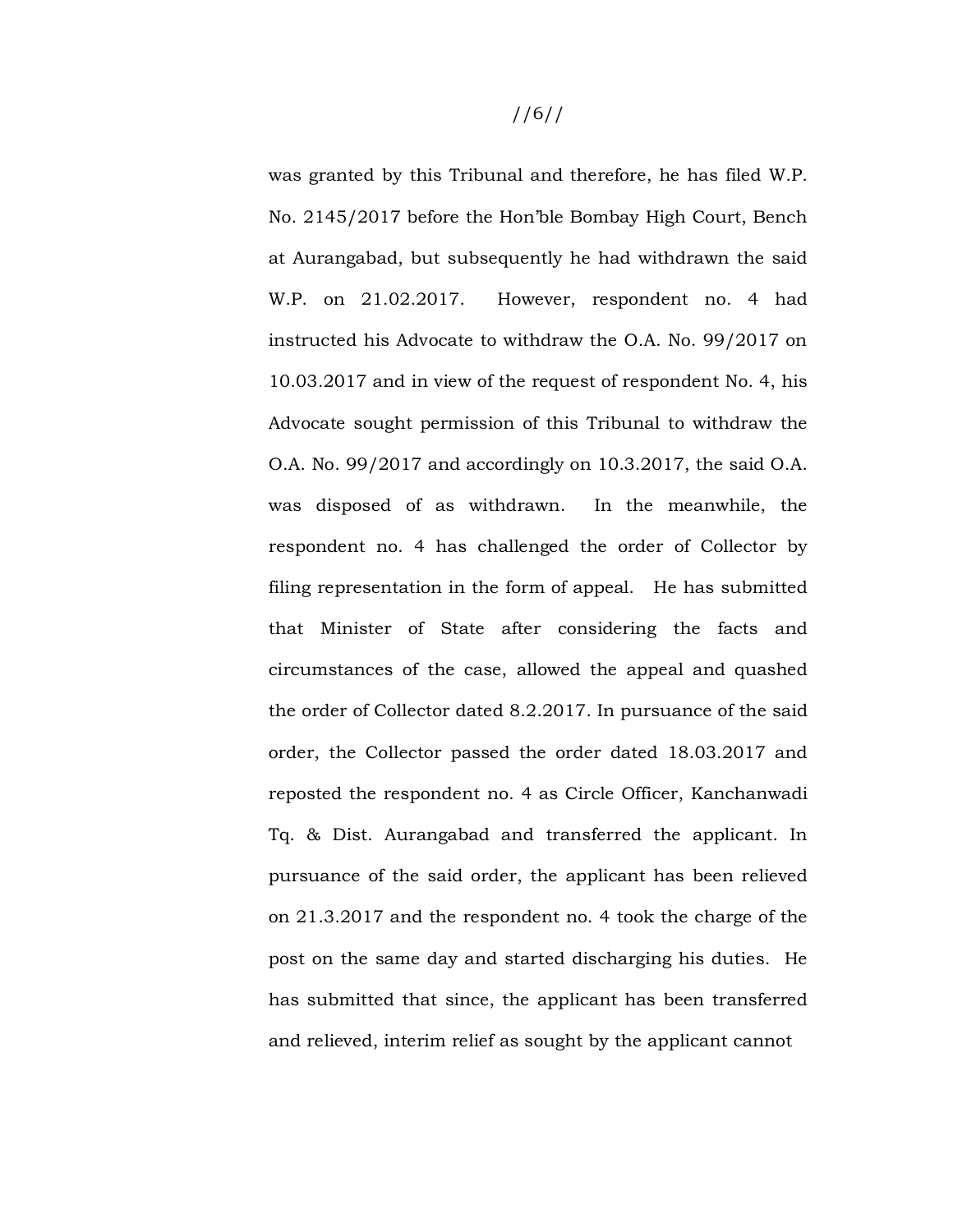was granted by this Tribunal and therefore, he has filed W.P. No. 2145/2017 before the Hon'ble Bombay High Court, Bench at Aurangabad, but subsequently he had withdrawn the said W.P. on 21.02.2017. However, respondent no. 4 had instructed his Advocate to withdraw the O.A. No. 99/2017 on 10.03.2017 and in view of the request of respondent No. 4, his Advocate sought permission of this Tribunal to withdraw the O.A. No. 99/2017 and accordingly on 10.3.2017, the said O.A. was disposed of as withdrawn. In the meanwhile, the respondent no. 4 has challenged the order of Collector by filing representation in the form of appeal. He has submitted that Minister of State after considering the facts and circumstances of the case, allowed the appeal and quashed the order of Collector dated 8.2.2017. In pursuance of the said order, the Collector passed the order dated 18.03.2017 and reposted the respondent no. 4 as Circle Officer, Kanchanwadi Tq. & Dist. Aurangabad and transferred the applicant. In pursuance of the said order, the applicant has been relieved on 21.3.2017 and the respondent no. 4 took the charge of the post on the same day and started discharging his duties. He has submitted that since, the applicant has been transferred and relieved, interim relief as sought by the applicant cannot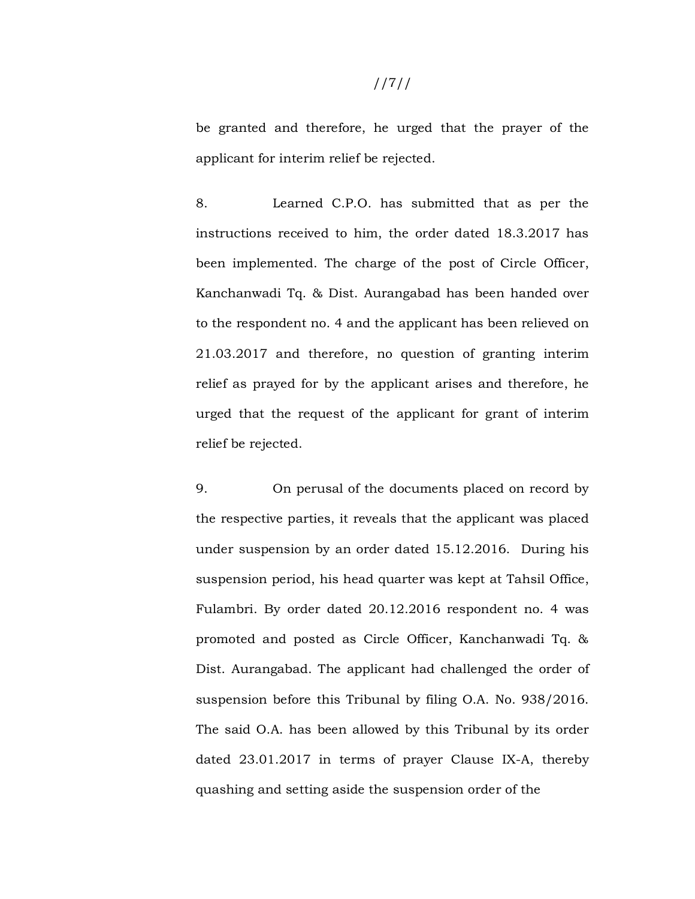be granted and therefore, he urged that the prayer of the applicant for interim relief be rejected.

8. Learned C.P.O. has submitted that as per the instructions received to him, the order dated 18.3.2017 has been implemented. The charge of the post of Circle Officer, Kanchanwadi Tq. & Dist. Aurangabad has been handed over to the respondent no. 4 and the applicant has been relieved on 21.03.2017 and therefore, no question of granting interim relief as prayed for by the applicant arises and therefore, he urged that the request of the applicant for grant of interim relief be rejected.

9. On perusal of the documents placed on record by the respective parties, it reveals that the applicant was placed under suspension by an order dated 15.12.2016. During his suspension period, his head quarter was kept at Tahsil Office, Fulambri. By order dated 20.12.2016 respondent no. 4 was promoted and posted as Circle Officer, Kanchanwadi Tq. & Dist. Aurangabad. The applicant had challenged the order of suspension before this Tribunal by filing O.A. No. 938/2016. The said O.A. has been allowed by this Tribunal by its order dated 23.01.2017 in terms of prayer Clause IX-A, thereby quashing and setting aside the suspension order of the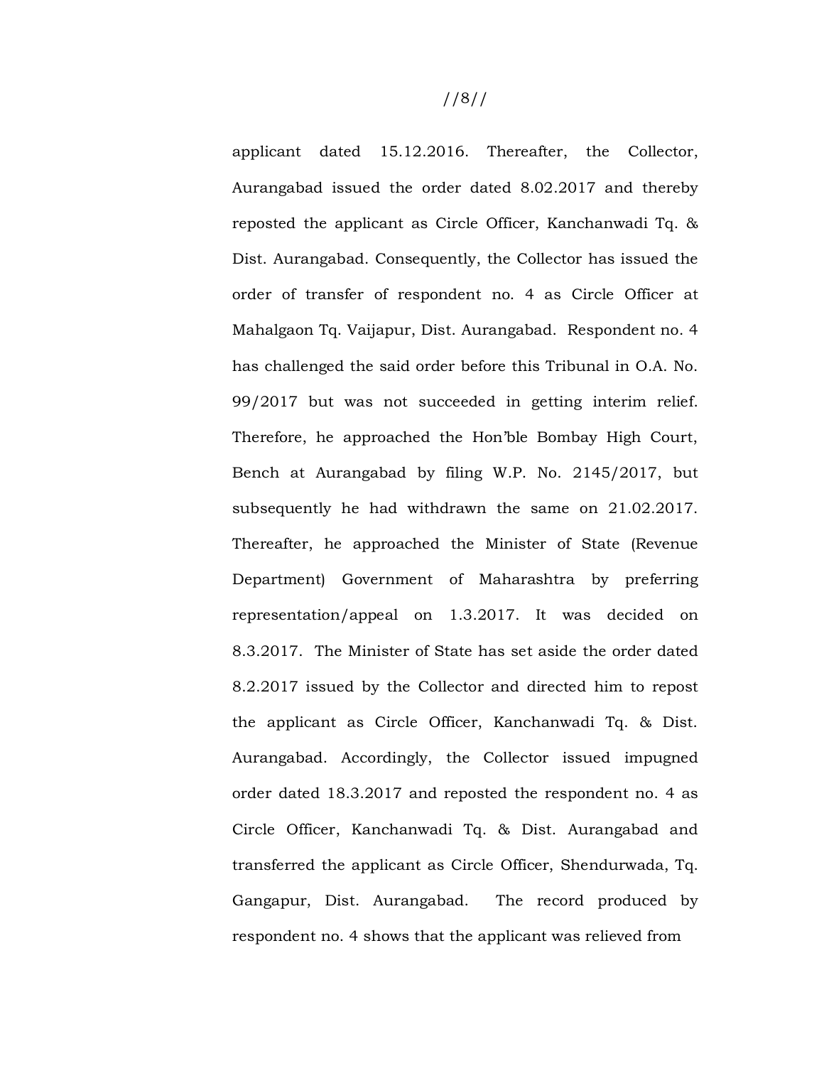applicant dated 15.12.2016. Thereafter, the Collector, Aurangabad issued the order dated 8.02.2017 and thereby reposted the applicant as Circle Officer, Kanchanwadi Tq. & Dist. Aurangabad. Consequently, the Collector has issued the order of transfer of respondent no. 4 as Circle Officer at Mahalgaon Tq. Vaijapur, Dist. Aurangabad. Respondent no. 4 has challenged the said order before this Tribunal in O.A. No. 99/2017 but was not succeeded in getting interim relief. Therefore, he approached the Hon'ble Bombay High Court, Bench at Aurangabad by filing W.P. No. 2145/2017, but subsequently he had withdrawn the same on 21.02.2017. Thereafter, he approached the Minister of State (Revenue Department) Government of Maharashtra by preferring representation/appeal on 1.3.2017. It was decided on 8.3.2017. The Minister of State has set aside the order dated 8.2.2017 issued by the Collector and directed him to repost the applicant as Circle Officer, Kanchanwadi Tq. & Dist. Aurangabad. Accordingly, the Collector issued impugned order dated 18.3.2017 and reposted the respondent no. 4 as Circle Officer, Kanchanwadi Tq. & Dist. Aurangabad and transferred the applicant as Circle Officer, Shendurwada, Tq. Gangapur, Dist. Aurangabad. The record produced by respondent no. 4 shows that the applicant was relieved from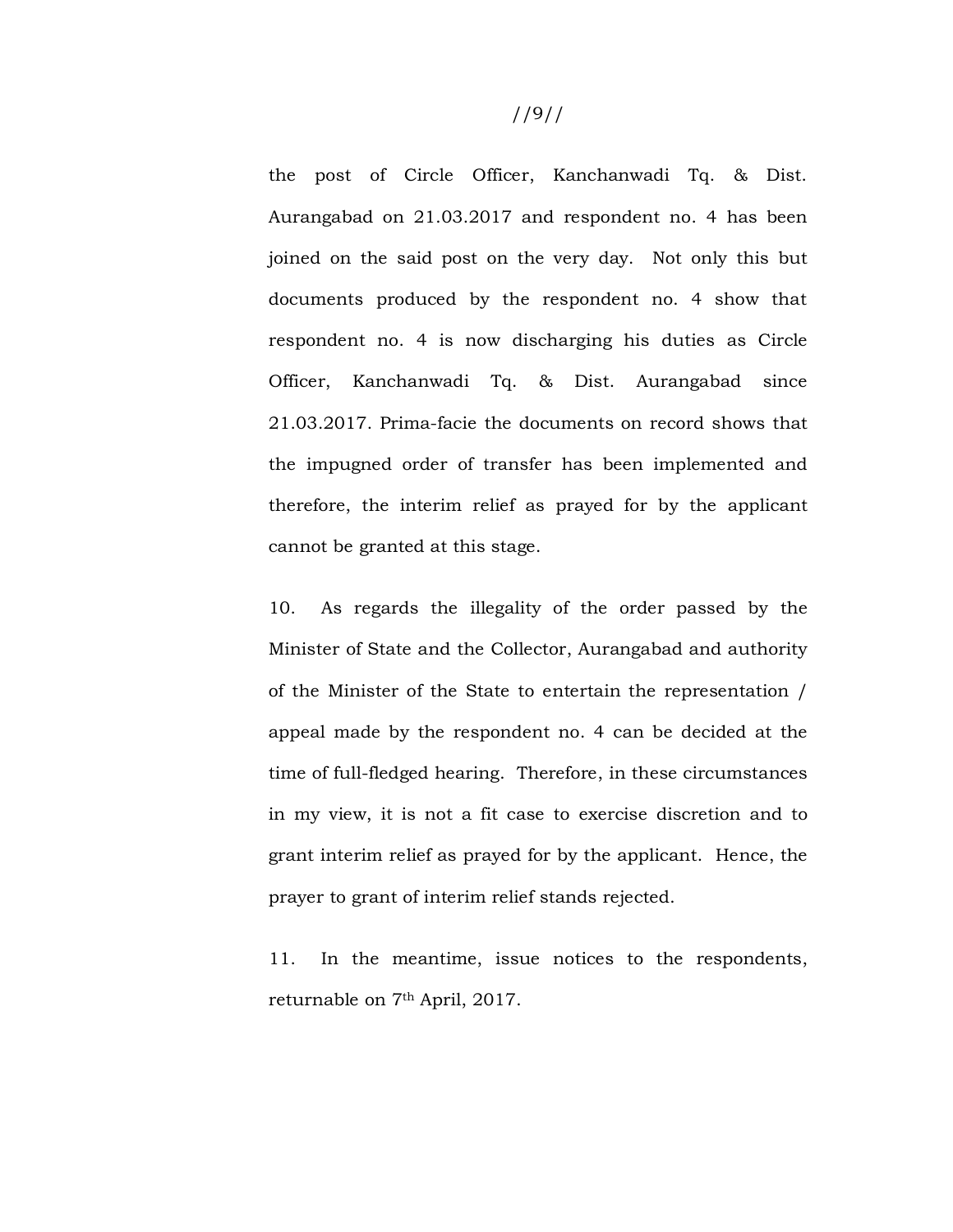the post of Circle Officer, Kanchanwadi Tq. & Dist. Aurangabad on 21.03.2017 and respondent no. 4 has been joined on the said post on the very day. Not only this but documents produced by the respondent no. 4 show that respondent no. 4 is now discharging his duties as Circle Officer, Kanchanwadi Tq. & Dist. Aurangabad since 21.03.2017. Prima-facie the documents on record shows that the impugned order of transfer has been implemented and therefore, the interim relief as prayed for by the applicant cannot be granted at this stage.

10. As regards the illegality of the order passed by the Minister of State and the Collector, Aurangabad and authority of the Minister of the State to entertain the representation / appeal made by the respondent no. 4 can be decided at the time of full-fledged hearing. Therefore, in these circumstances in my view, it is not a fit case to exercise discretion and to grant interim relief as prayed for by the applicant. Hence, the prayer to grant of interim relief stands rejected.

11. In the meantime, issue notices to the respondents, returnable on 7th April, 2017.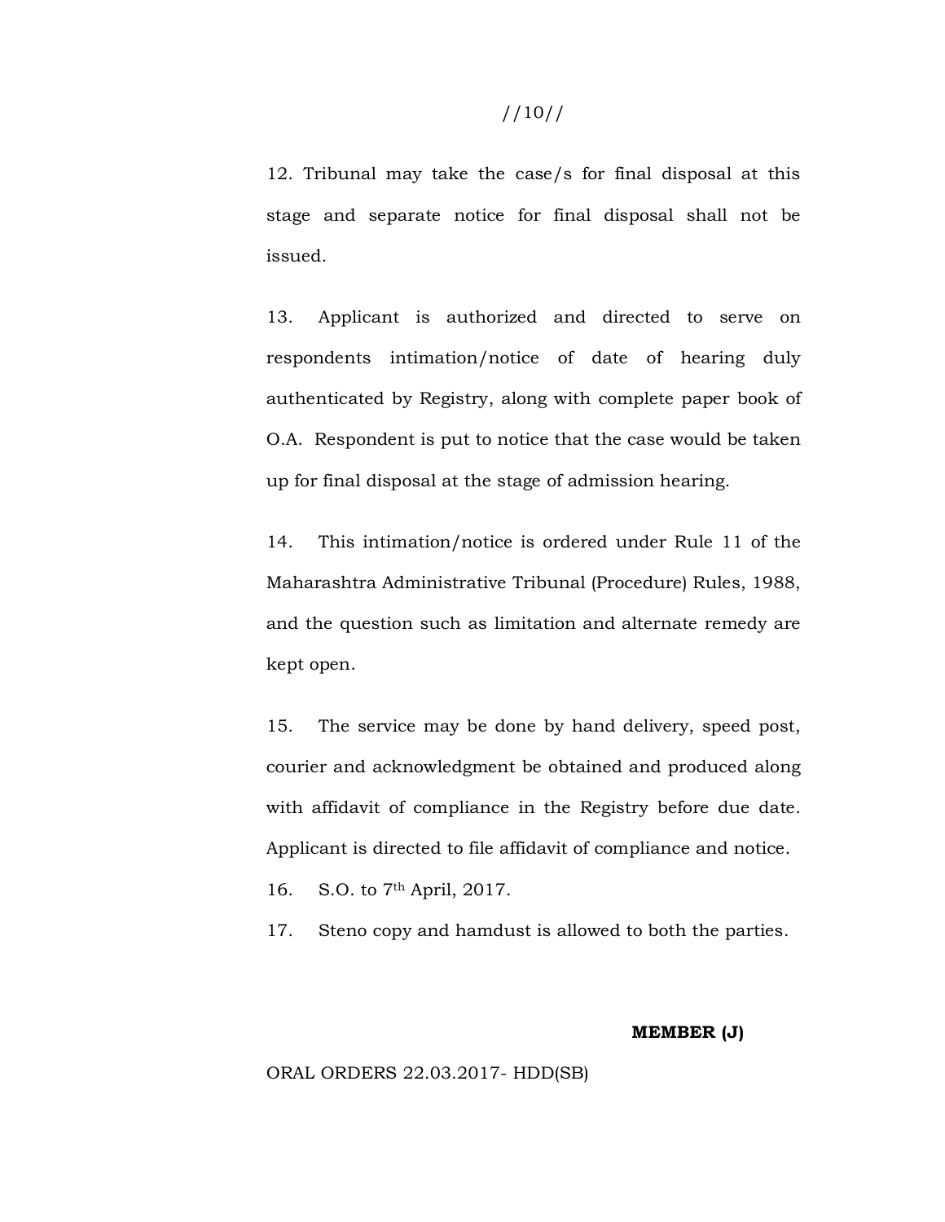12. Tribunal may take the case/s for final disposal at this stage and separate notice for final disposal shall not be issued.

13. Applicant is authorized and directed to serve on respondents intimation/notice of date of hearing duly authenticated by Registry, along with complete paper book of O.A. Respondent is put to notice that the case would be taken up for final disposal at the stage of admission hearing.

14. This intimation/notice is ordered under Rule 11 of the Maharashtra Administrative Tribunal (Procedure) Rules, 1988, and the question such as limitation and alternate remedy are kept open.

15. The service may be done by hand delivery, speed post, courier and acknowledgment be obtained and produced along with affidavit of compliance in the Registry before due date. Applicant is directed to file affidavit of compliance and notice.

16. S.O. to 7th April, 2017.

17. Steno copy and hamdust is allowed to both the parties.

**MEMBER (J)**

ORAL ORDERS 22.03.2017- HDD(SB)